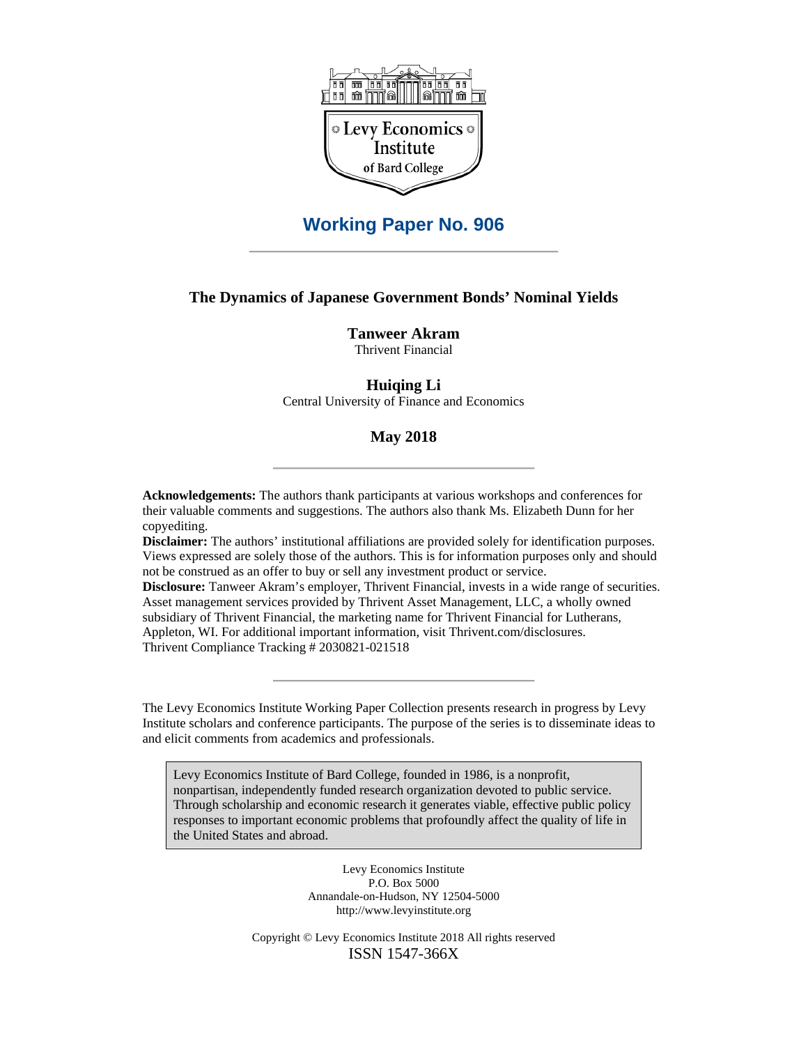Levy Economics Institute of Bard College

## Working Paper No. 906

# The Dynamics of Japanese Government Bonds' Nominal Yields

**Tanweer Akram**
Thrivent Financial

**Huiqing Li**
Central University of Finance and Economics

**May 2018**

---

**Acknowledgements:** The authors thank participants at various workshops and conferences for their valuable comments and suggestions. The authors also thank Ms. Elizabeth Dunn for her copyediting.
**Disclaimer:** The authors' institutional affiliations are provided solely for identification purposes. Views expressed are solely those of the authors. This is for information purposes only and should not be construed as an offer to buy or sell any investment product or service.
**Disclosure:** Tanweer Akram's employer, Thrivent Financial, invests in a wide range of securities. Asset management services provided by Thrivent Asset Management, LLC, a wholly owned subsidiary of Thrivent Financial, the marketing name for Thrivent Financial for Lutherans, Appleton, WI. For additional important information, visit Thrivent.com/disclosures.
Thrivent Compliance Tracking # 2030821-021518

---

The Levy Economics Institute Working Paper Collection presents research in progress by Levy Institute scholars and conference participants. The purpose of the series is to disseminate ideas to and elicit comments from academics and professionals.

> Levy Economics Institute of Bard College, founded in 1986, is a nonprofit, nonpartisan, independently funded research organization devoted to public service. Through scholarship and economic research it generates viable, effective public policy responses to important economic problems that profoundly affect the quality of life in the United States and abroad.

Levy Economics Institute
P.O. Box 5000
Annandale-on-Hudson, NY 12504-5000
http://www.levyinstitute.org

Copyright © Levy Economics Institute 2018 All rights reserved
ISSN 1547-366X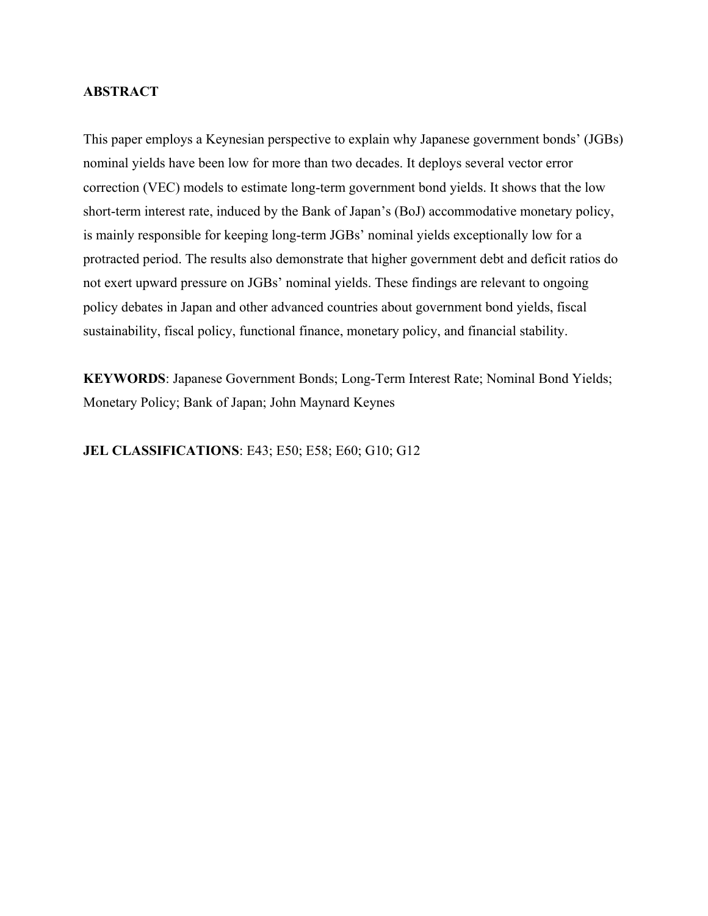**ABSTRACT**

This paper employs a Keynesian perspective to explain why Japanese government bonds' (JGBs) nominal yields have been low for more than two decades. It deploys several vector error correction (VEC) models to estimate long-term government bond yields. It shows that the low short-term interest rate, induced by the Bank of Japan's (BoJ) accommodative monetary policy, is mainly responsible for keeping long-term JGBs' nominal yields exceptionally low for a protracted period. The results also demonstrate that higher government debt and deficit ratios do not exert upward pressure on JGBs' nominal yields. These findings are relevant to ongoing policy debates in Japan and other advanced countries about government bond yields, fiscal sustainability, fiscal policy, functional finance, monetary policy, and financial stability.

**KEYWORDS**: Japanese Government Bonds; Long-Term Interest Rate; Nominal Bond Yields; Monetary Policy; Bank of Japan; John Maynard Keynes

**JEL CLASSIFICATIONS**: E43; E50; E58; E60; G10; G12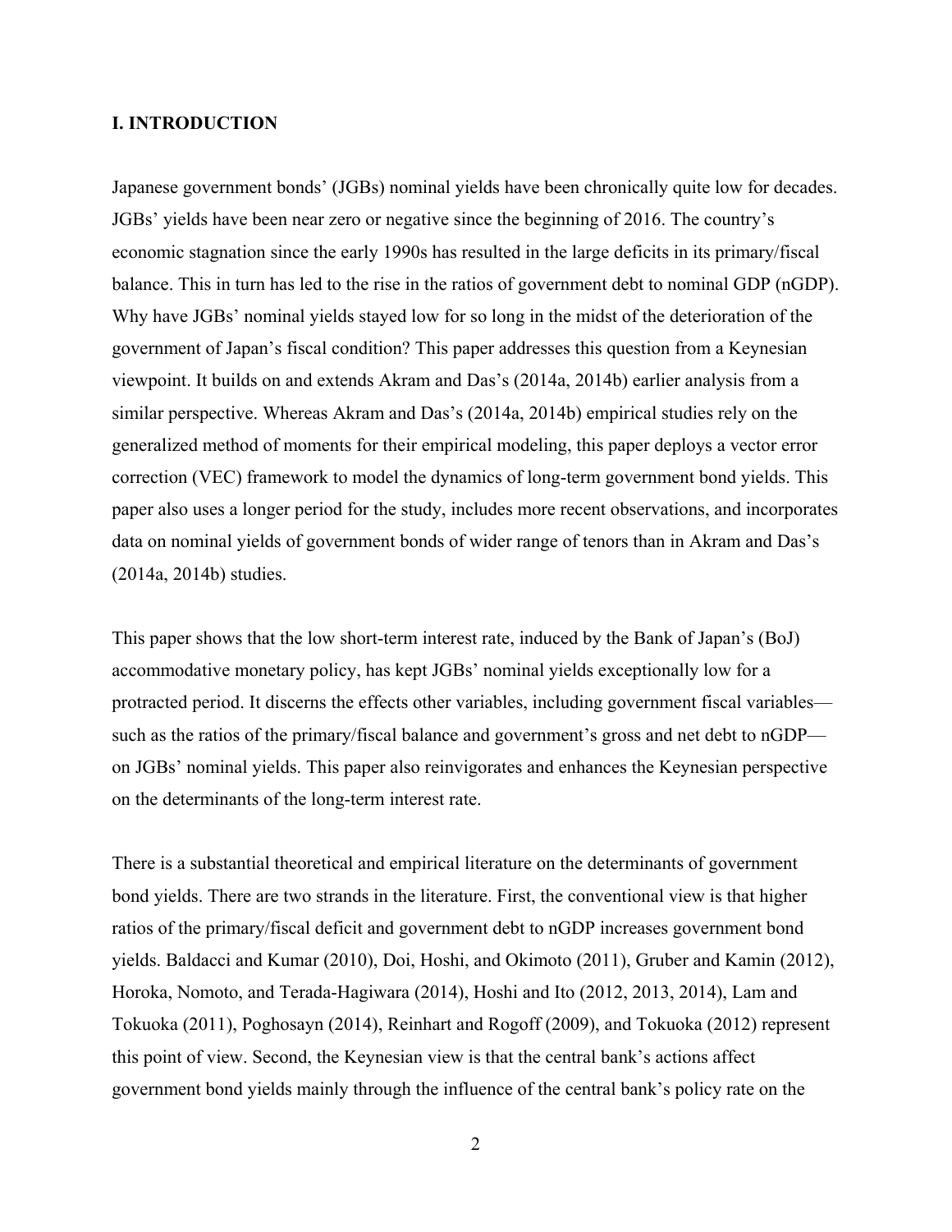## I. INTRODUCTION

Japanese government bonds' (JGBs) nominal yields have been chronically quite low for decades. JGBs' yields have been near zero or negative since the beginning of 2016. The country's economic stagnation since the early 1990s has resulted in the large deficits in its primary/fiscal balance. This in turn has led to the rise in the ratios of government debt to nominal GDP (nGDP). Why have JGBs' nominal yields stayed low for so long in the midst of the deterioration of the government of Japan's fiscal condition? This paper addresses this question from a Keynesian viewpoint. It builds on and extends Akram and Das's (2014a, 2014b) earlier analysis from a similar perspective. Whereas Akram and Das's (2014a, 2014b) empirical studies rely on the generalized method of moments for their empirical modeling, this paper deploys a vector error correction (VEC) framework to model the dynamics of long-term government bond yields. This paper also uses a longer period for the study, includes more recent observations, and incorporates data on nominal yields of government bonds of wider range of tenors than in Akram and Das's (2014a, 2014b) studies.

This paper shows that the low short-term interest rate, induced by the Bank of Japan's (BoJ) accommodative monetary policy, has kept JGBs' nominal yields exceptionally low for a protracted period. It discerns the effects other variables, including government fiscal variables—such as the ratios of the primary/fiscal balance and government's gross and net debt to nGDP—on JGBs' nominal yields. This paper also reinvigorates and enhances the Keynesian perspective on the determinants of the long-term interest rate.

There is a substantial theoretical and empirical literature on the determinants of government bond yields. There are two strands in the literature. First, the conventional view is that higher ratios of the primary/fiscal deficit and government debt to nGDP increases government bond yields. Baldacci and Kumar (2010), Doi, Hoshi, and Okimoto (2011), Gruber and Kamin (2012), Horoka, Nomoto, and Terada-Hagiwara (2014), Hoshi and Ito (2012, 2013, 2014), Lam and Tokuoka (2011), Poghosayn (2014), Reinhart and Rogoff (2009), and Tokuoka (2012) represent this point of view. Second, the Keynesian view is that the central bank's actions affect government bond yields mainly through the influence of the central bank's policy rate on the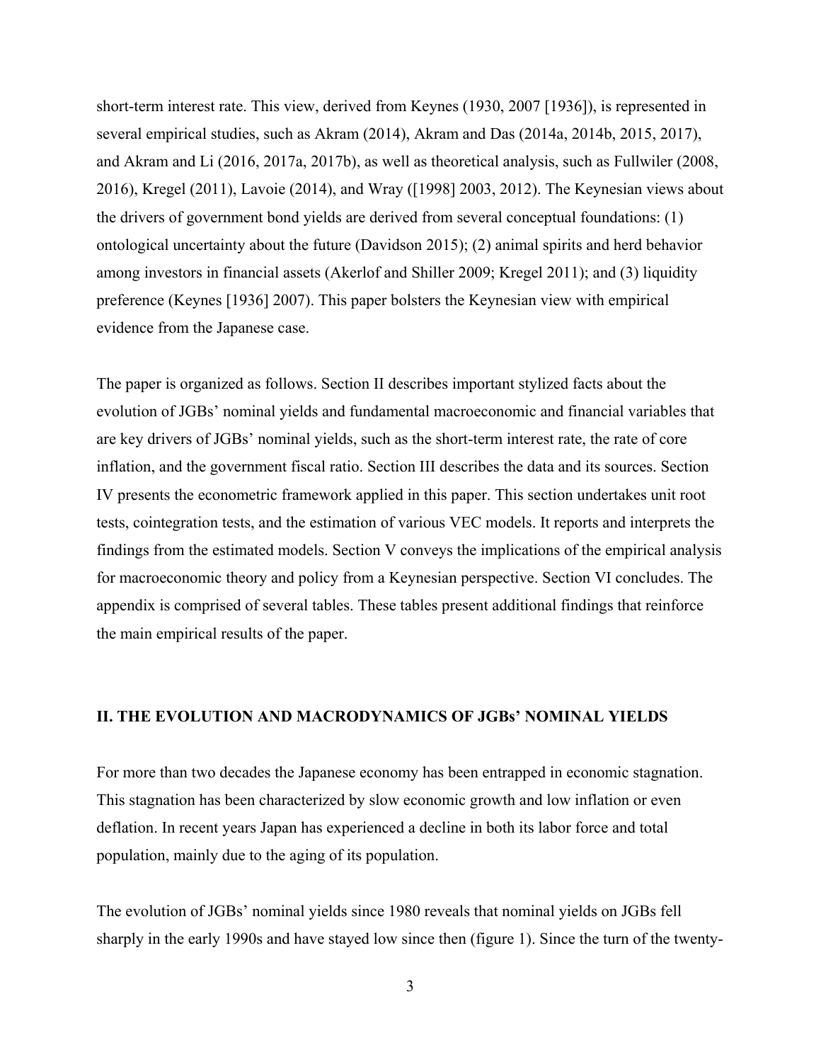short-term interest rate. This view, derived from Keynes (1930, 2007 [1936]), is represented in several empirical studies, such as Akram (2014), Akram and Das (2014a, 2014b, 2015, 2017), and Akram and Li (2016, 2017a, 2017b), as well as theoretical analysis, such as Fullwiler (2008, 2016), Kregel (2011), Lavoie (2014), and Wray ([1998] 2003, 2012). The Keynesian views about the drivers of government bond yields are derived from several conceptual foundations: (1) ontological uncertainty about the future (Davidson 2015); (2) animal spirits and herd behavior among investors in financial assets (Akerlof and Shiller 2009; Kregel 2011); and (3) liquidity preference (Keynes [1936] 2007). This paper bolsters the Keynesian view with empirical evidence from the Japanese case.

The paper is organized as follows. Section II describes important stylized facts about the evolution of JGBs' nominal yields and fundamental macroeconomic and financial variables that are key drivers of JGBs' nominal yields, such as the short-term interest rate, the rate of core inflation, and the government fiscal ratio. Section III describes the data and its sources. Section IV presents the econometric framework applied in this paper. This section undertakes unit root tests, cointegration tests, and the estimation of various VEC models. It reports and interprets the findings from the estimated models. Section V conveys the implications of the empirical analysis for macroeconomic theory and policy from a Keynesian perspective. Section VI concludes. The appendix is comprised of several tables. These tables present additional findings that reinforce the main empirical results of the paper.

## II. THE EVOLUTION AND MACRODYNAMICS OF JGBs' NOMINAL YIELDS

For more than two decades the Japanese economy has been entrapped in economic stagnation. This stagnation has been characterized by slow economic growth and low inflation or even deflation. In recent years Japan has experienced a decline in both its labor force and total population, mainly due to the aging of its population.

The evolution of JGBs' nominal yields since 1980 reveals that nominal yields on JGBs fell sharply in the early 1990s and have stayed low since then (figure 1). Since the turn of the twenty-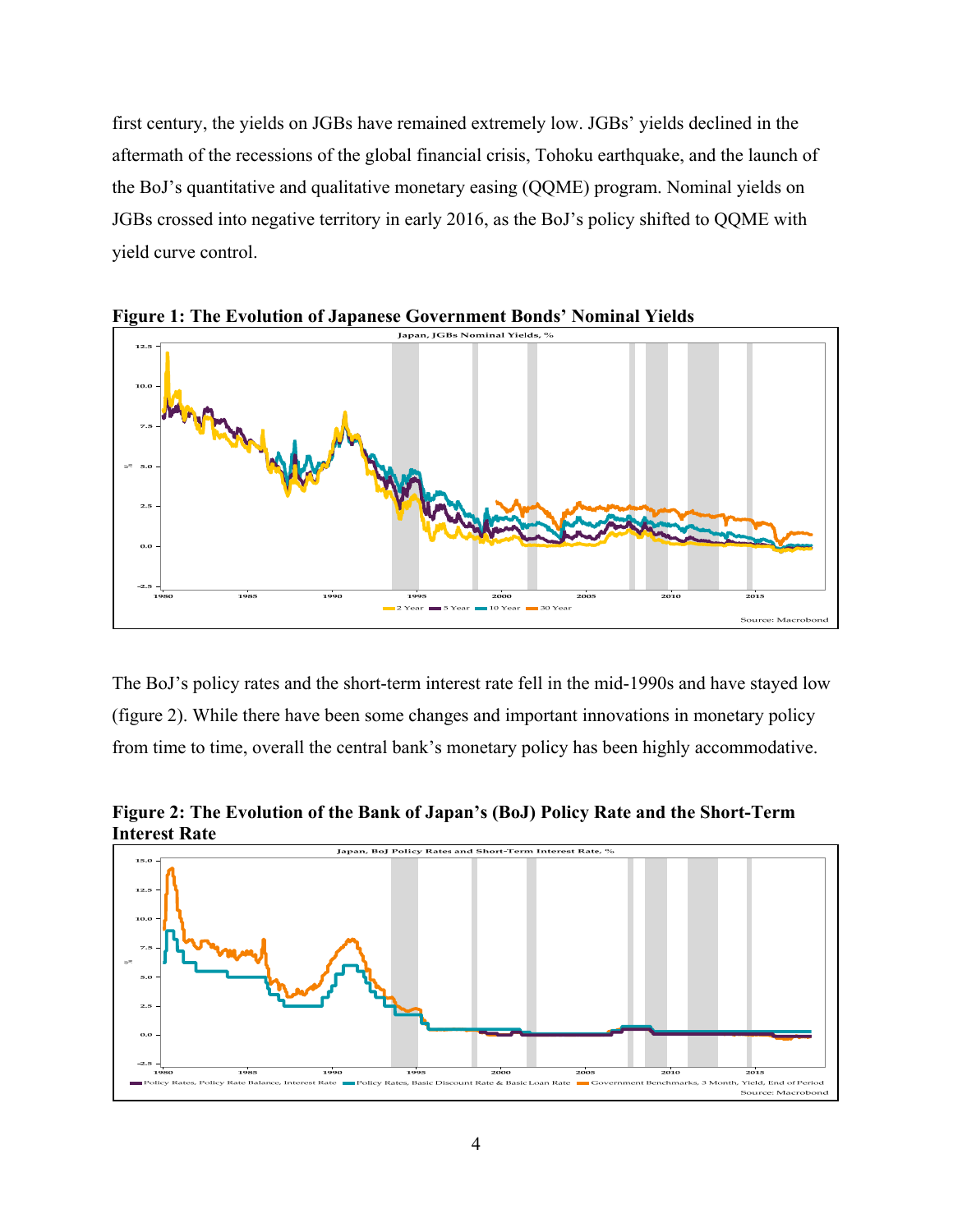first century, the yields on JGBs have remained extremely low. JGBs' yields declined in the aftermath of the recessions of the global financial crisis, Tohoku earthquake, and the launch of the BoJ's quantitative and qualitative monetary easing (QQME) program. Nominal yields on JGBs crossed into negative territory in early 2016, as the BoJ's policy shifted to QQME with yield curve control.

**Figure 1: The Evolution of Japanese Government Bonds' Nominal Yields**

The BoJ's policy rates and the short-term interest rate fell in the mid-1990s and have stayed low (figure 2). While there have been some changes and important innovations in monetary policy from time to time, overall the central bank's monetary policy has been highly accommodative.

**Figure 2: The Evolution of the Bank of Japan's (BoJ) Policy Rate and the Short-Term Interest Rate**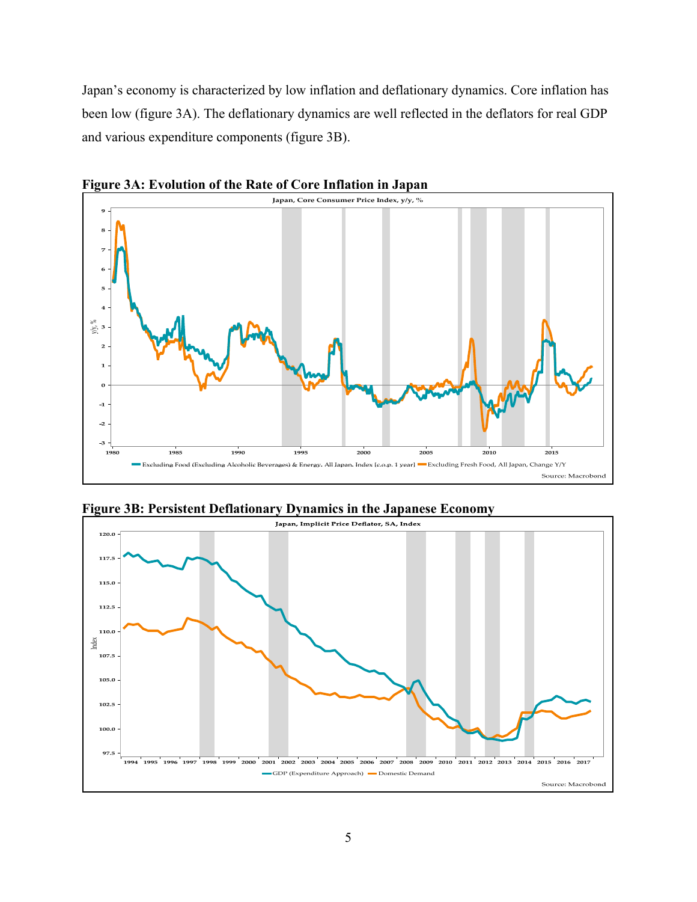Japan's economy is characterized by low inflation and deflationary dynamics. Core inflation has been low (figure 3A). The deflationary dynamics are well reflected in the deflators for real GDP and various expenditure components (figure 3B).

**Figure 3A: Evolution of the Rate of Core Inflation in Japan**

**Figure 3B: Persistent Deflationary Dynamics in the Japanese Economy**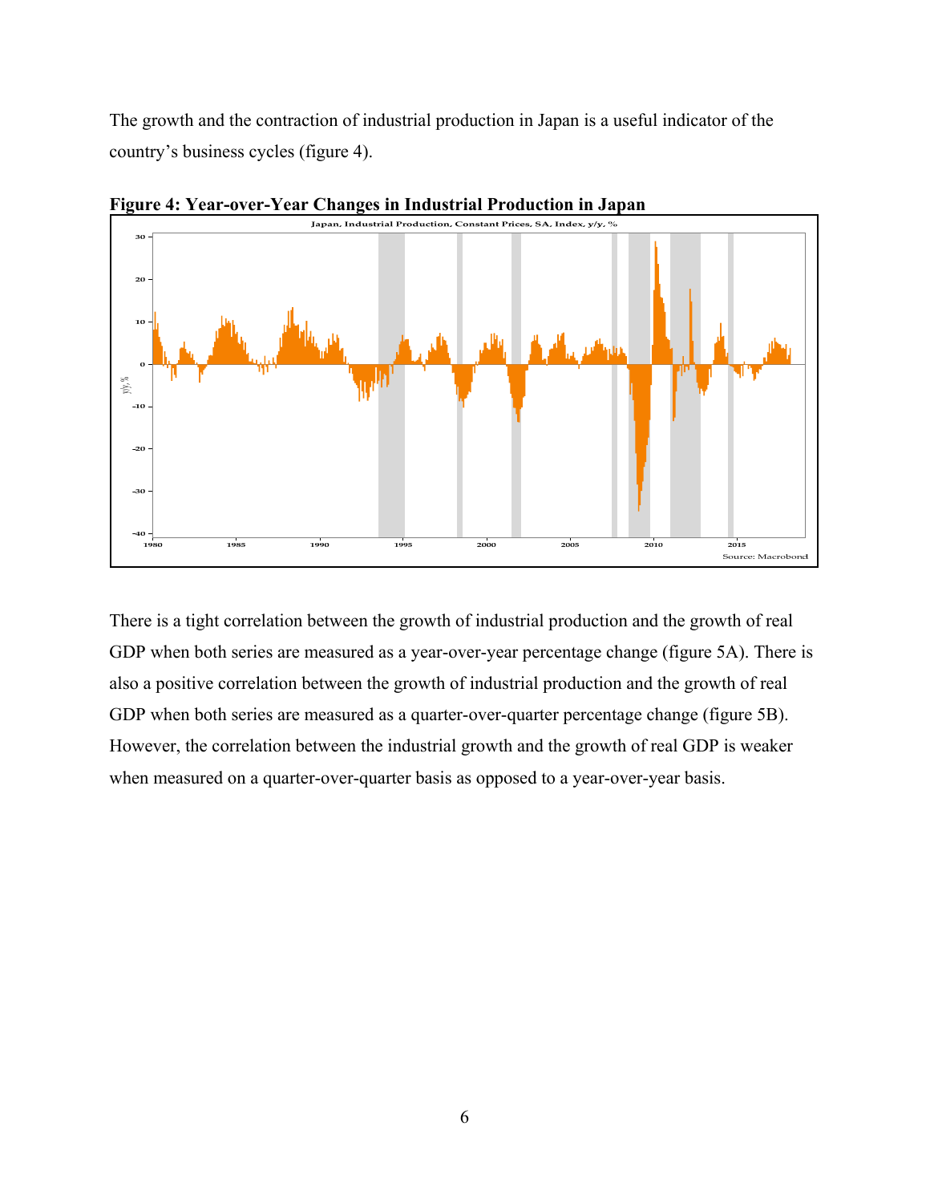The growth and the contraction of industrial production in Japan is a useful indicator of the country's business cycles (figure 4).

**Figure 4: Year-over-Year Changes in Industrial Production in Japan**

There is a tight correlation between the growth of industrial production and the growth of real GDP when both series are measured as a year-over-year percentage change (figure 5A). There is also a positive correlation between the growth of industrial production and the growth of real GDP when both series are measured as a quarter-over-quarter percentage change (figure 5B). However, the correlation between the industrial growth and the growth of real GDP is weaker when measured on a quarter-over-quarter basis as opposed to a year-over-year basis.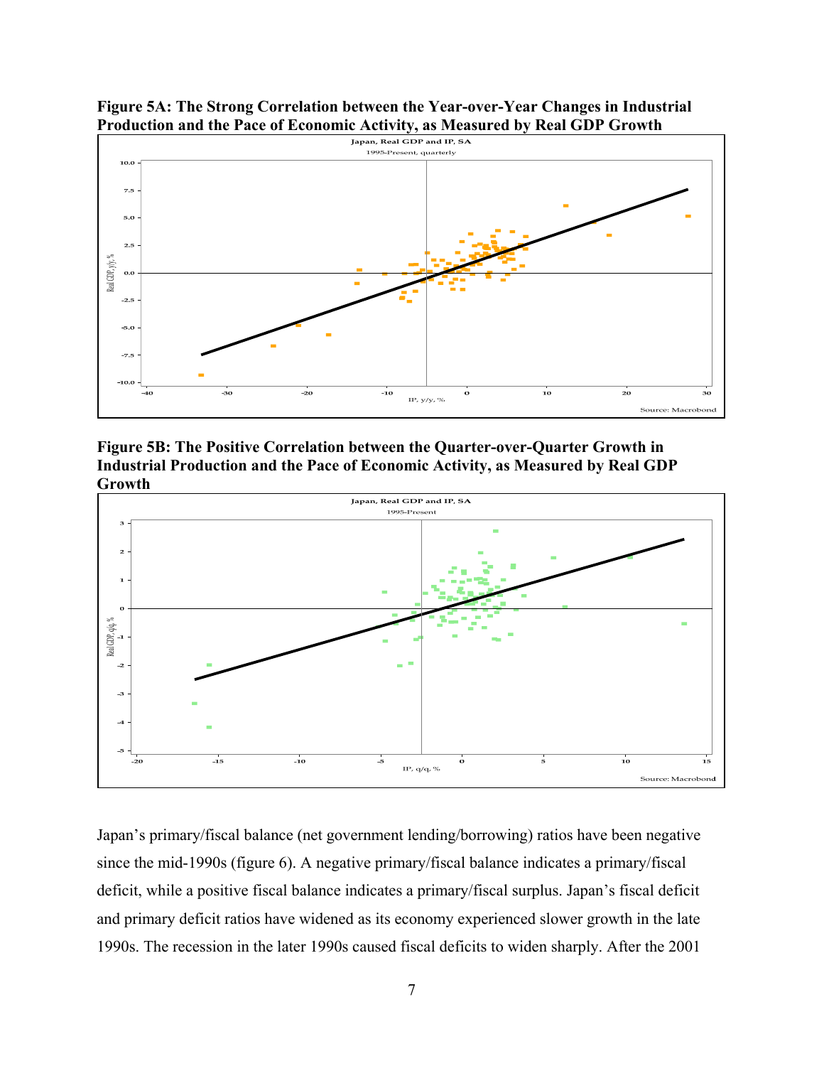**Figure 5A: The Strong Correlation between the Year-over-Year Changes in Industrial Production and the Pace of Economic Activity, as Measured by Real GDP Growth**

**Figure 5B: The Positive Correlation between the Quarter-over-Quarter Growth in Industrial Production and the Pace of Economic Activity, as Measured by Real GDP Growth**

Japan's primary/fiscal balance (net government lending/borrowing) ratios have been negative since the mid-1990s (figure 6). A negative primary/fiscal balance indicates a primary/fiscal deficit, while a positive fiscal balance indicates a primary/fiscal surplus. Japan's fiscal deficit and primary deficit ratios have widened as its economy experienced slower growth in the late 1990s. The recession in the later 1990s caused fiscal deficits to widen sharply. After the 2001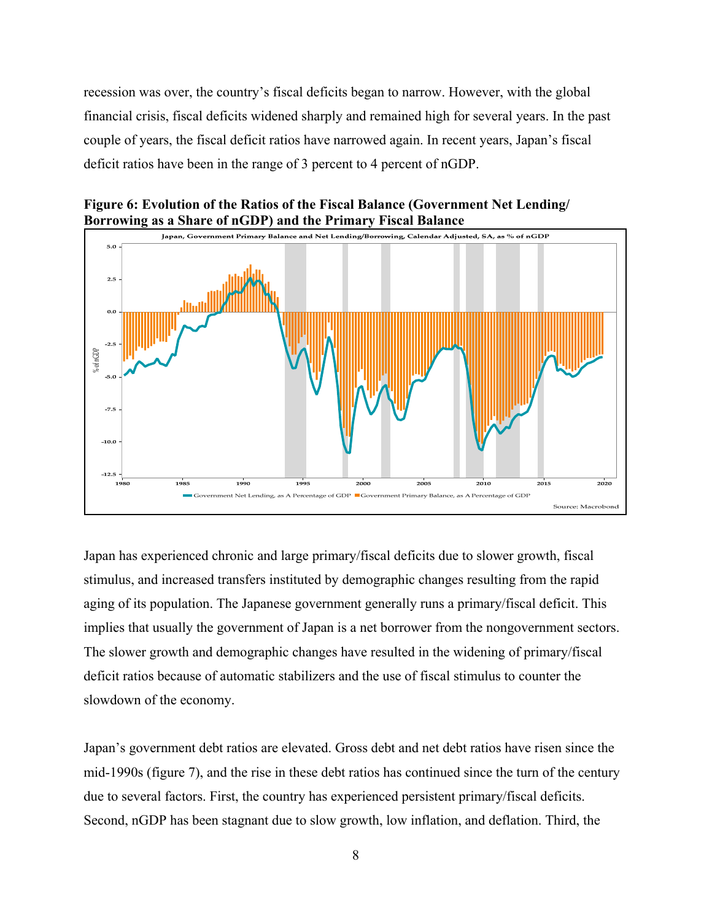recession was over, the country's fiscal deficits began to narrow. However, with the global financial crisis, fiscal deficits widened sharply and remained high for several years. In the past couple of years, the fiscal deficit ratios have narrowed again. In recent years, Japan's fiscal deficit ratios have been in the range of 3 percent to 4 percent of nGDP.

**Figure 6: Evolution of the Ratios of the Fiscal Balance (Government Net Lending/ Borrowing as a Share of nGDP) and the Primary Fiscal Balance**

Japan has experienced chronic and large primary/fiscal deficits due to slower growth, fiscal stimulus, and increased transfers instituted by demographic changes resulting from the rapid aging of its population. The Japanese government generally runs a primary/fiscal deficit. This implies that usually the government of Japan is a net borrower from the nongovernment sectors. The slower growth and demographic changes have resulted in the widening of primary/fiscal deficit ratios because of automatic stabilizers and the use of fiscal stimulus to counter the slowdown of the economy.

Japan's government debt ratios are elevated. Gross debt and net debt ratios have risen since the mid-1990s (figure 7), and the rise in these debt ratios has continued since the turn of the century due to several factors. First, the country has experienced persistent primary/fiscal deficits. Second, nGDP has been stagnant due to slow growth, low inflation, and deflation. Third, the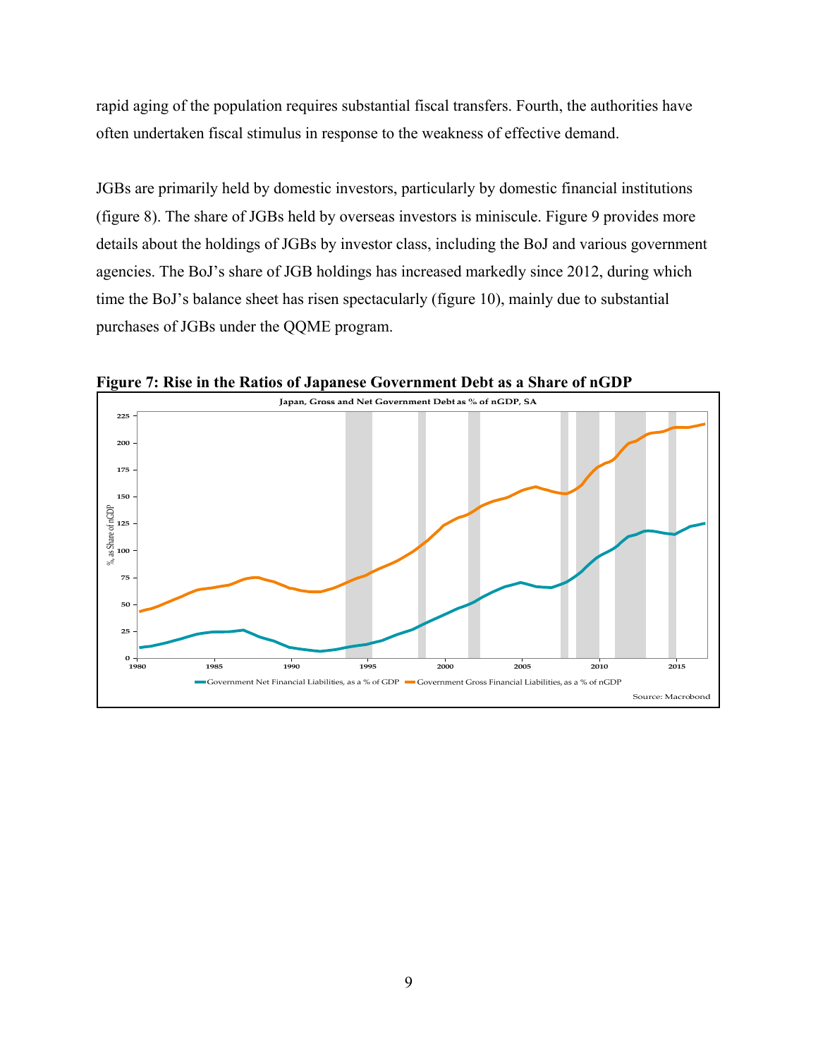rapid aging of the population requires substantial fiscal transfers. Fourth, the authorities have often undertaken fiscal stimulus in response to the weakness of effective demand.

JGBs are primarily held by domestic investors, particularly by domestic financial institutions (figure 8). The share of JGBs held by overseas investors is miniscule. Figure 9 provides more details about the holdings of JGBs by investor class, including the BoJ and various government agencies. The BoJ's share of JGB holdings has increased markedly since 2012, during which time the BoJ's balance sheet has risen spectacularly (figure 10), mainly due to substantial purchases of JGBs under the QQME program.

**Figure 7: Rise in the Ratios of Japanese Government Debt as a Share of nGDP**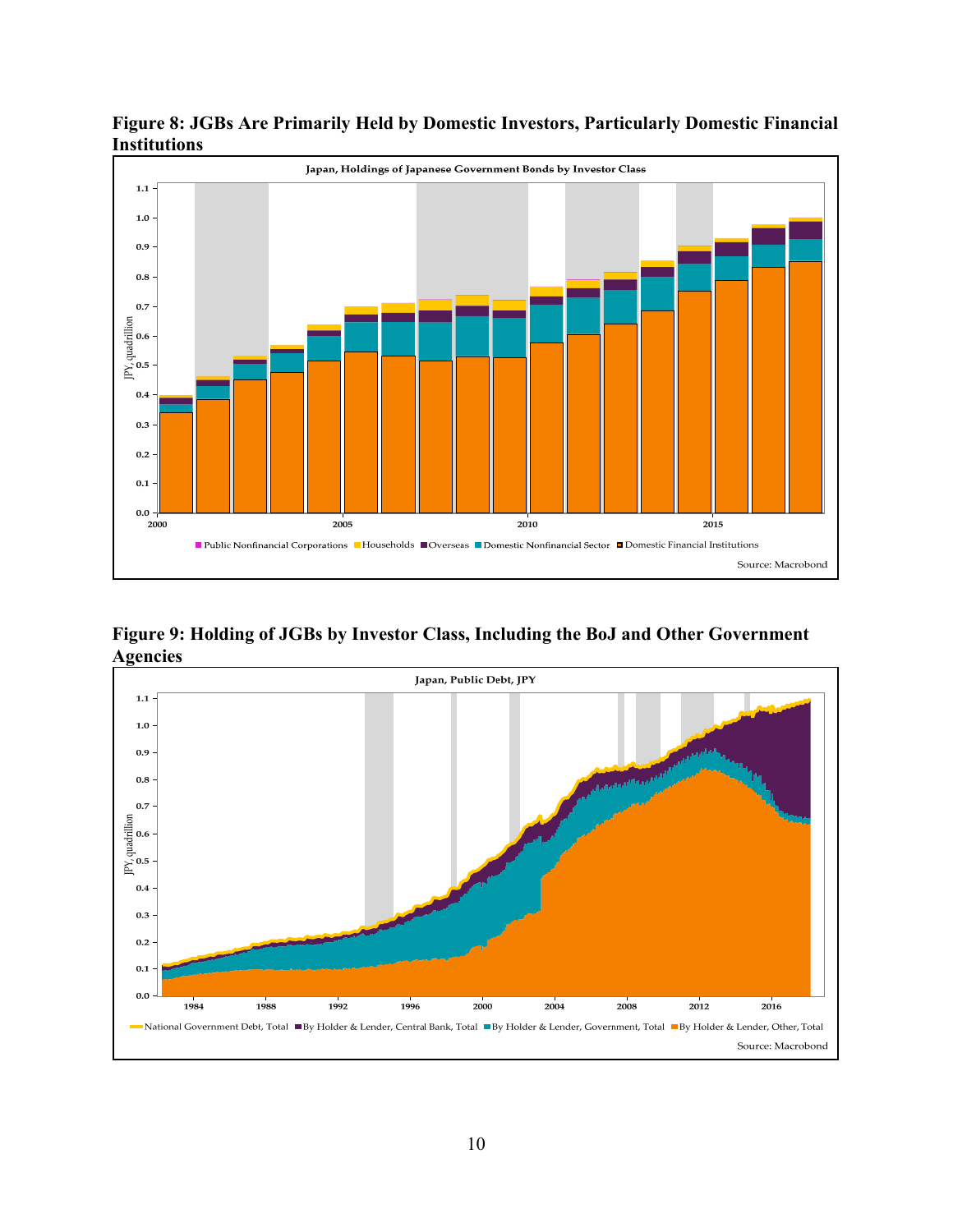**Figure 8: JGBs Are Primarily Held by Domestic Investors, Particularly Domestic Financial Institutions**

**Figure 9: Holding of JGBs by Investor Class, Including the BoJ and Other Government Agencies**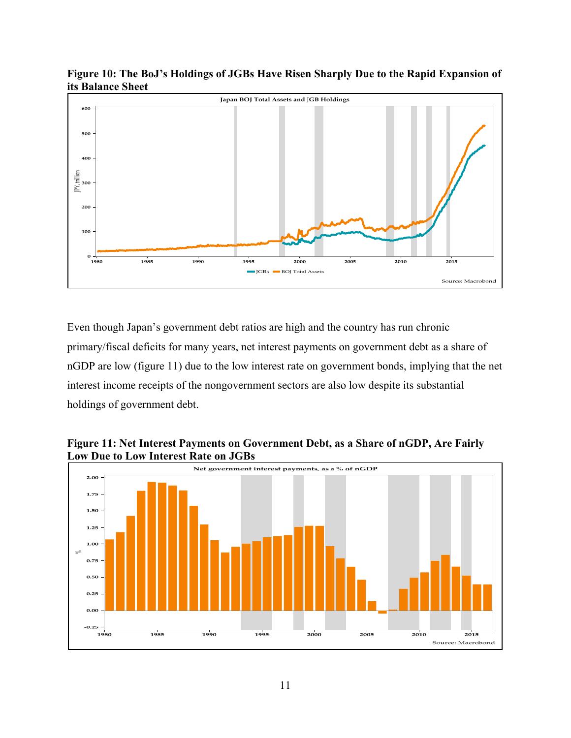**Figure 10: The BoJ's Holdings of JGBs Have Risen Sharply Due to the Rapid Expansion of its Balance Sheet**

Even though Japan's government debt ratios are high and the country has run chronic primary/fiscal deficits for many years, net interest payments on government debt as a share of nGDP are low (figure 11) due to the low interest rate on government bonds, implying that the net interest income receipts of the nongovernment sectors are also low despite its substantial holdings of government debt.

**Figure 11: Net Interest Payments on Government Debt, as a Share of nGDP, Are Fairly Low Due to Low Interest Rate on JGBs**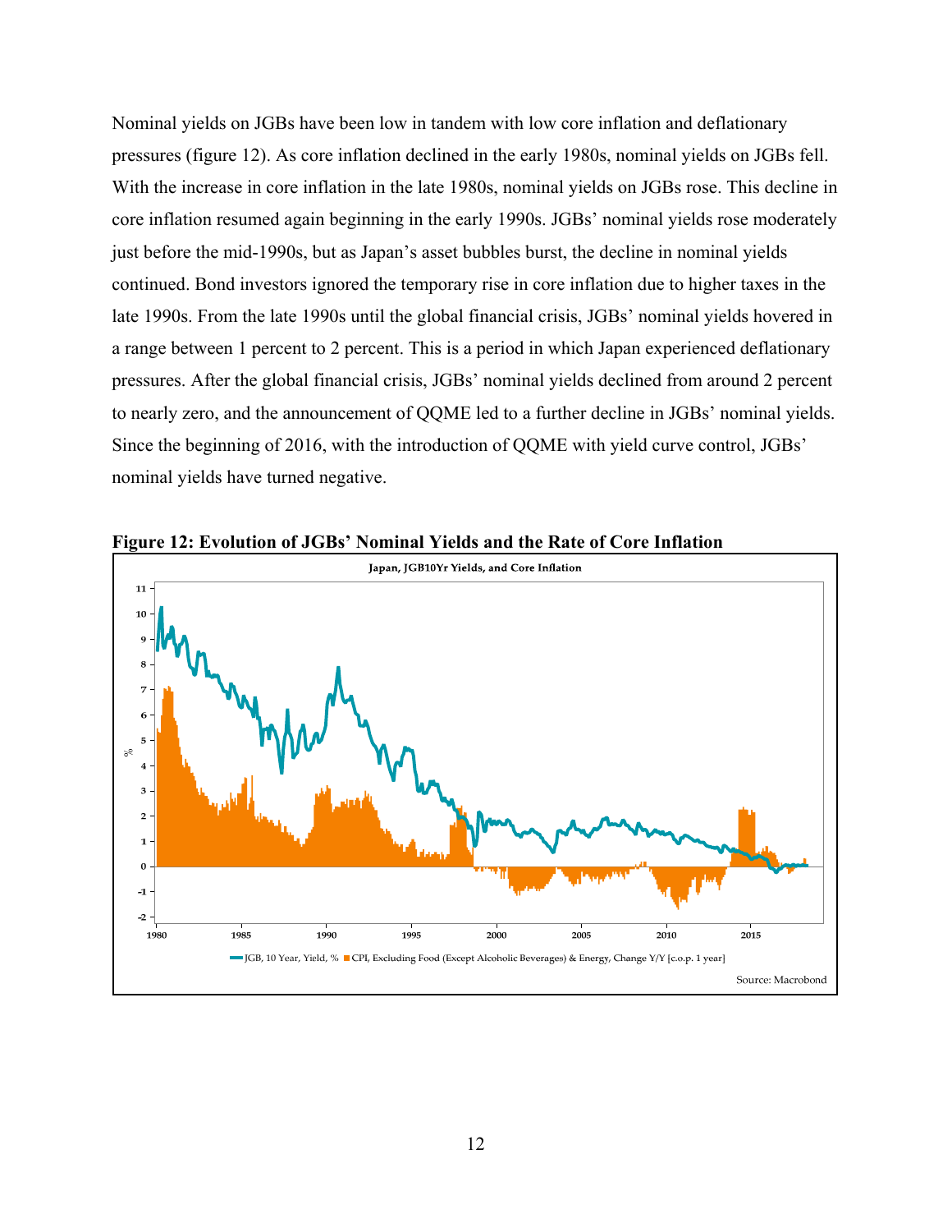Nominal yields on JGBs have been low in tandem with low core inflation and deflationary pressures (figure 12). As core inflation declined in the early 1980s, nominal yields on JGBs fell. With the increase in core inflation in the late 1980s, nominal yields on JGBs rose. This decline in core inflation resumed again beginning in the early 1990s. JGBs' nominal yields rose moderately just before the mid-1990s, but as Japan's asset bubbles burst, the decline in nominal yields continued. Bond investors ignored the temporary rise in core inflation due to higher taxes in the late 1990s. From the late 1990s until the global financial crisis, JGBs' nominal yields hovered in a range between 1 percent to 2 percent. This is a period in which Japan experienced deflationary pressures. After the global financial crisis, JGBs' nominal yields declined from around 2 percent to nearly zero, and the announcement of QQME led to a further decline in JGBs' nominal yields. Since the beginning of 2016, with the introduction of QQME with yield curve control, JGBs' nominal yields have turned negative.

**Figure 12: Evolution of JGBs' Nominal Yields and the Rate of Core Inflation**

Japan, JGB10Yr Yields, and Core Inflation

JGB, 10 Year, Yield, % ■ CPI, Excluding Food (Except Alcoholic Beverages) & Energy, Change Y/Y [c.o.p. 1 year]

Source: Macrobond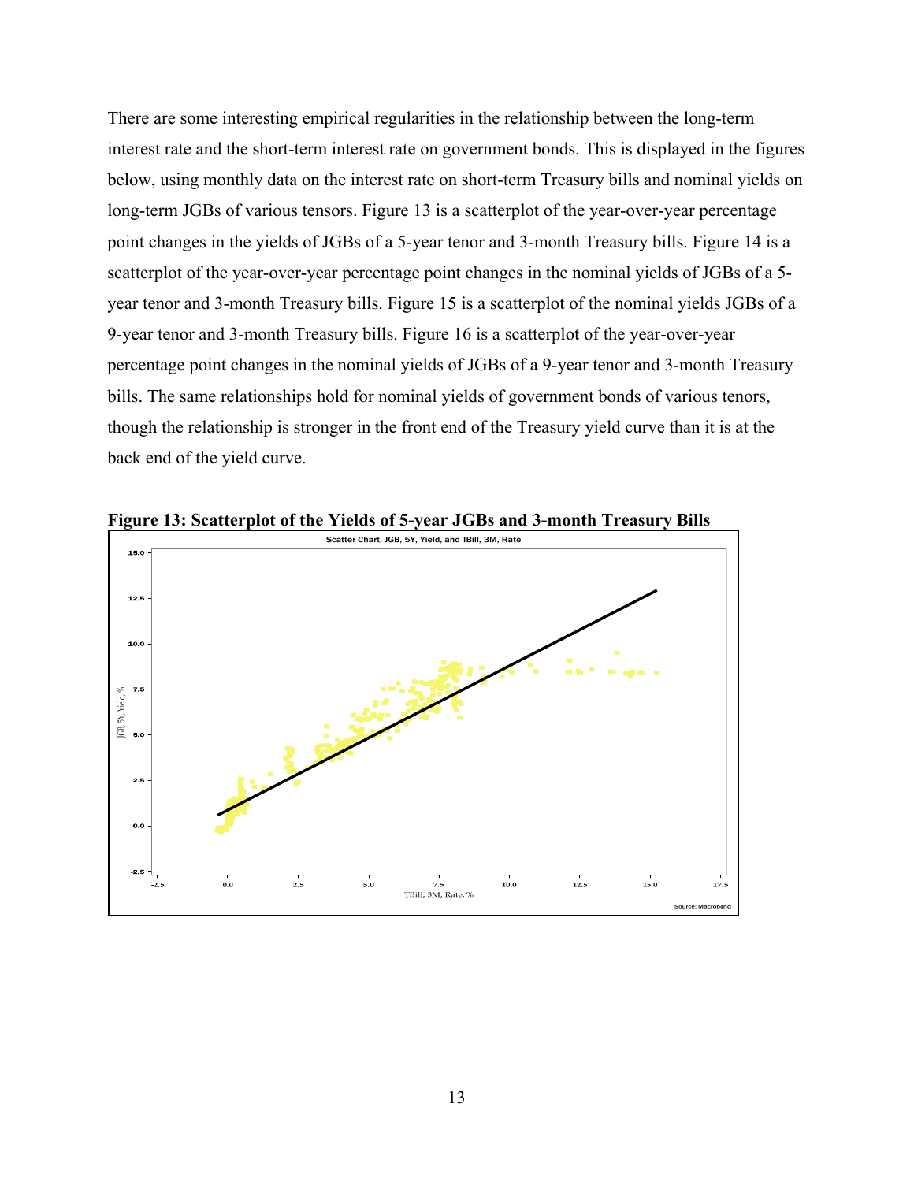There are some interesting empirical regularities in the relationship between the long-term interest rate and the short-term interest rate on government bonds. This is displayed in the figures below, using monthly data on the interest rate on short-term Treasury bills and nominal yields on long-term JGBs of various tensors. Figure 13 is a scatterplot of the year-over-year percentage point changes in the yields of JGBs of a 5-year tenor and 3-month Treasury bills. Figure 14 is a scatterplot of the year-over-year percentage point changes in the nominal yields of JGBs of a 5-year tenor and 3-month Treasury bills. Figure 15 is a scatterplot of the nominal yields JGBs of a 9-year tenor and 3-month Treasury bills. Figure 16 is a scatterplot of the year-over-year percentage point changes in the nominal yields of JGBs of a 9-year tenor and 3-month Treasury bills. The same relationships hold for nominal yields of government bonds of various tenors, though the relationship is stronger in the front end of the Treasury yield curve than it is at the back end of the yield curve.

**Figure 13: Scatterplot of the Yields of 5-year JGBs and 3-month Treasury Bills**

Scatter Chart, JGB, 5Y, Yield, and TBill, 3M, Rate

Source: Macrobond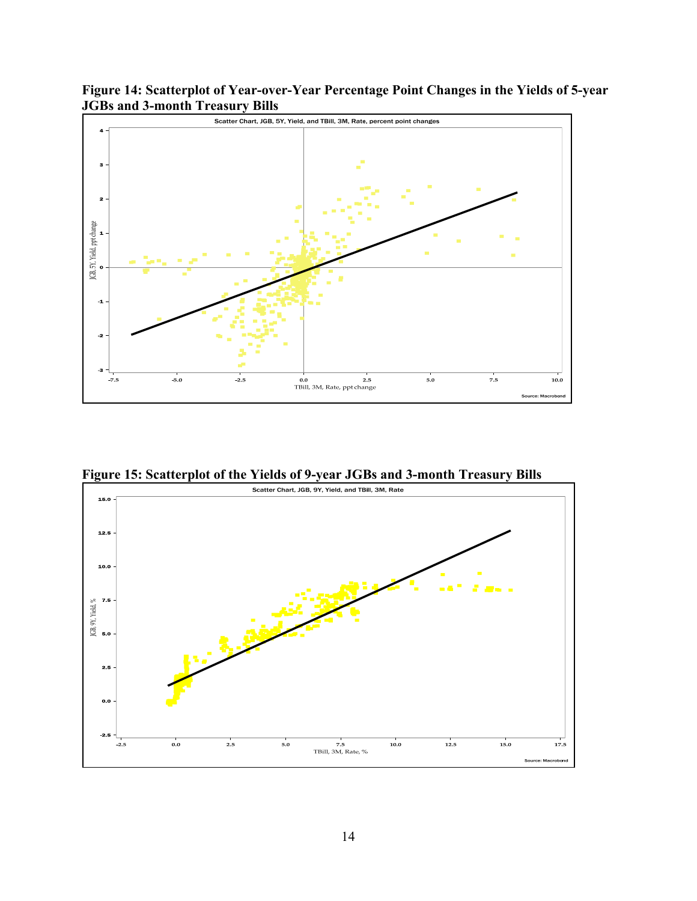**Figure 14: Scatterplot of Year-over-Year Percentage Point Changes in the Yields of 5-year JGBs and 3-month Treasury Bills**

**Figure 15: Scatterplot of the Yields of 9-year JGBs and 3-month Treasury Bills**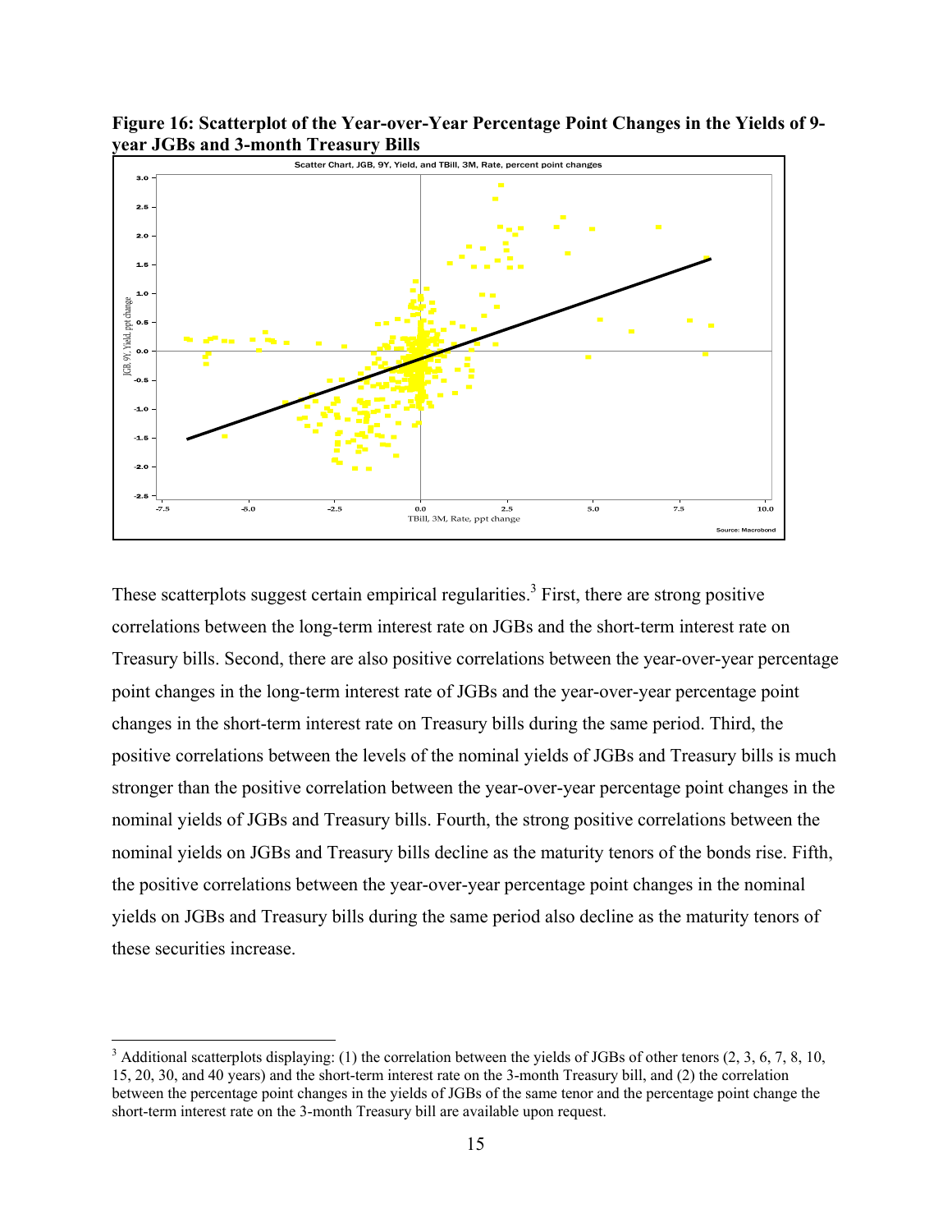**Figure 16: Scatterplot of the Year-over-Year Percentage Point Changes in the Yields of 9-year JGBs and 3-month Treasury Bills**

These scatterplots suggest certain empirical regularities.[3] First, there are strong positive correlations between the long-term interest rate on JGBs and the short-term interest rate on Treasury bills. Second, there are also positive correlations between the year-over-year percentage point changes in the long-term interest rate of JGBs and the year-over-year percentage point changes in the short-term interest rate on Treasury bills during the same period. Third, the positive correlations between the levels of the nominal yields of JGBs and Treasury bills is much stronger than the positive correlation between the year-over-year percentage point changes in the nominal yields of JGBs and Treasury bills. Fourth, the strong positive correlations between the nominal yields on JGBs and Treasury bills decline as the maturity tenors of the bonds rise. Fifth, the positive correlations between the year-over-year percentage point changes in the nominal yields on JGBs and Treasury bills during the same period also decline as the maturity tenors of these securities increase.

[3] Additional scatterplots displaying: (1) the correlation between the yields of JGBs of other tenors (2, 3, 6, 7, 8, 10, 15, 20, 30, and 40 years) and the short-term interest rate on the 3-month Treasury bill, and (2) the correlation between the percentage point changes in the yields of JGBs of the same tenor and the percentage point change the short-term interest rate on the 3-month Treasury bill are available upon request.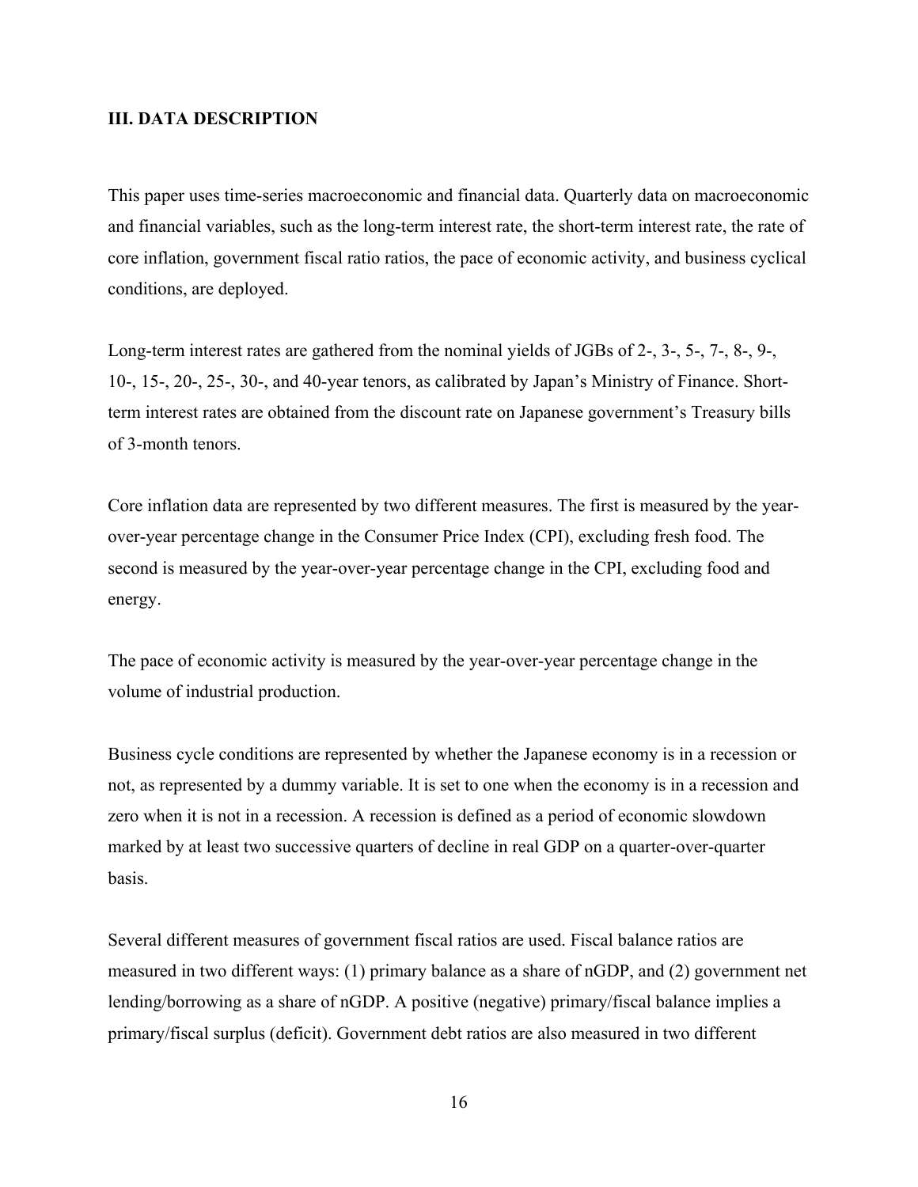### III. DATA DESCRIPTION

This paper uses time-series macroeconomic and financial data. Quarterly data on macroeconomic and financial variables, such as the long-term interest rate, the short-term interest rate, the rate of core inflation, government fiscal ratio ratios, the pace of economic activity, and business cyclical conditions, are deployed.

Long-term interest rates are gathered from the nominal yields of JGBs of 2-, 3-, 5-, 7-, 8-, 9-, 10-, 15-, 20-, 25-, 30-, and 40-year tenors, as calibrated by Japan's Ministry of Finance. Short-term interest rates are obtained from the discount rate on Japanese government's Treasury bills of 3-month tenors.

Core inflation data are represented by two different measures. The first is measured by the year-over-year percentage change in the Consumer Price Index (CPI), excluding fresh food. The second is measured by the year-over-year percentage change in the CPI, excluding food and energy.

The pace of economic activity is measured by the year-over-year percentage change in the volume of industrial production.

Business cycle conditions are represented by whether the Japanese economy is in a recession or not, as represented by a dummy variable. It is set to one when the economy is in a recession and zero when it is not in a recession. A recession is defined as a period of economic slowdown marked by at least two successive quarters of decline in real GDP on a quarter-over-quarter basis.

Several different measures of government fiscal ratios are used. Fiscal balance ratios are measured in two different ways: (1) primary balance as a share of nGDP, and (2) government net lending/borrowing as a share of nGDP. A positive (negative) primary/fiscal balance implies a primary/fiscal surplus (deficit). Government debt ratios are also measured in two different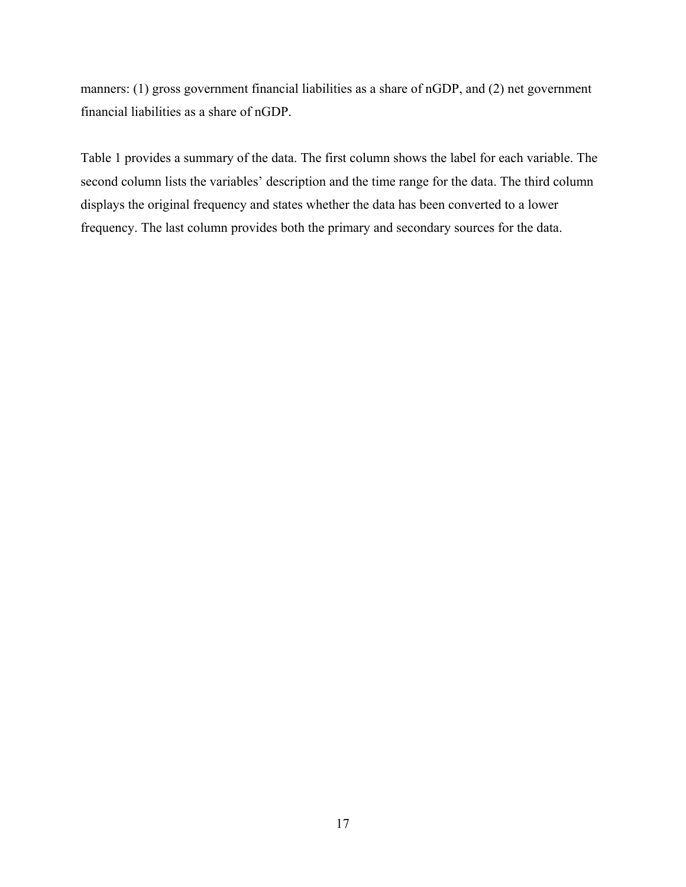manners: (1) gross government financial liabilities as a share of nGDP, and (2) net government financial liabilities as a share of nGDP.

Table 1 provides a summary of the data. The first column shows the label for each variable. The second column lists the variables' description and the time range for the data. The third column displays the original frequency and states whether the data has been converted to a lower frequency. The last column provides both the primary and secondary sources for the data.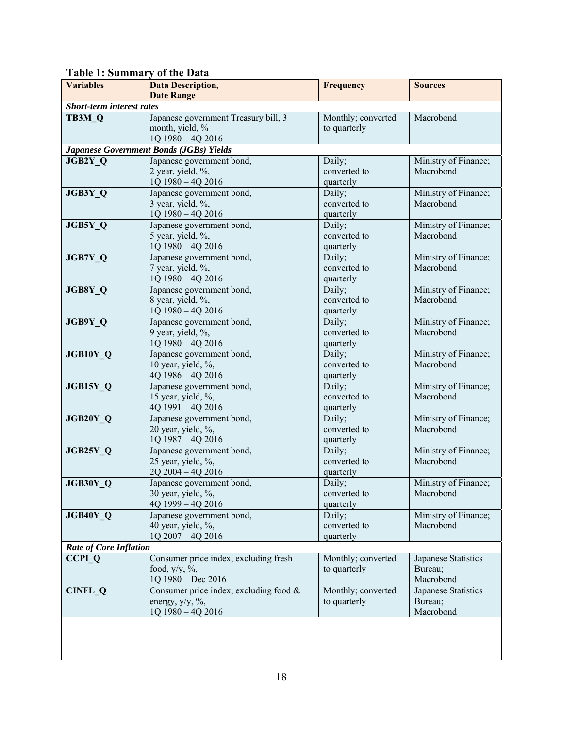**Table 1: Summary of the Data**

| Variables | Data Description, Date Range | Frequency | Sources |
|---|---|---|---|
| ***Short-term interest rates*** | | | |
| **TB3M_Q** | Japanese government Treasury bill, 3 month, yield, % 1Q 1980 – 4Q 2016 | Monthly; converted to quarterly | Macrobond |
| ***Japanese Government Bonds (JGBs) Yields*** | | | |
| **JGB2Y_Q** | Japanese government bond, 2 year, yield, %, 1Q 1980 – 4Q 2016 | Daily; converted to quarterly | Ministry of Finance; Macrobond |
| **JGB3Y_Q** | Japanese government bond, 3 year, yield, %, 1Q 1980 – 4Q 2016 | Daily; converted to quarterly | Ministry of Finance; Macrobond |
| **JGB5Y_Q** | Japanese government bond, 5 year, yield, %, 1Q 1980 – 4Q 2016 | Daily; converted to quarterly | Ministry of Finance; Macrobond |
| **JGB7Y_Q** | Japanese government bond, 7 year, yield, %, 1Q 1980 – 4Q 2016 | Daily; converted to quarterly | Ministry of Finance; Macrobond |
| **JGB8Y_Q** | Japanese government bond, 8 year, yield, %, 1Q 1980 – 4Q 2016 | Daily; converted to quarterly | Ministry of Finance; Macrobond |
| **JGB9Y_Q** | Japanese government bond, 9 year, yield, %, 1Q 1980 – 4Q 2016 | Daily; converted to quarterly | Ministry of Finance; Macrobond |
| **JGB10Y_Q** | Japanese government bond, 10 year, yield, %, 4Q 1986 – 4Q 2016 | Daily; converted to quarterly | Ministry of Finance; Macrobond |
| **JGB15Y_Q** | Japanese government bond, 15 year, yield, %, 4Q 1991 – 4Q 2016 | Daily; converted to quarterly | Ministry of Finance; Macrobond |
| **JGB20Y_Q** | Japanese government bond, 20 year, yield, %, 1Q 1987 – 4Q 2016 | Daily; converted to quarterly | Ministry of Finance; Macrobond |
| **JGB25Y_Q** | Japanese government bond, 25 year, yield, %, 2Q 2004 – 4Q 2016 | Daily; converted to quarterly | Ministry of Finance; Macrobond |
| **JGB30Y_Q** | Japanese government bond, 30 year, yield, %, 4Q 1999 – 4Q 2016 | Daily; converted to quarterly | Ministry of Finance; Macrobond |
| **JGB40Y_Q** | Japanese government bond, 40 year, yield, %, 1Q 2007 – 4Q 2016 | Daily; converted to quarterly | Ministry of Finance; Macrobond |
| ***Rate of Core Inflation*** | | | |
| **CCPI_Q** | Consumer price index, excluding fresh food, y/y, %, 1Q 1980 – Dec 2016 | Monthly; converted to quarterly | Japanese Statistics Bureau; Macrobond |
| **CINFL_Q** | Consumer price index, excluding food & energy, y/y, %, 1Q 1980 – 4Q 2016 | Monthly; converted to quarterly | Japanese Statistics Bureau; Macrobond |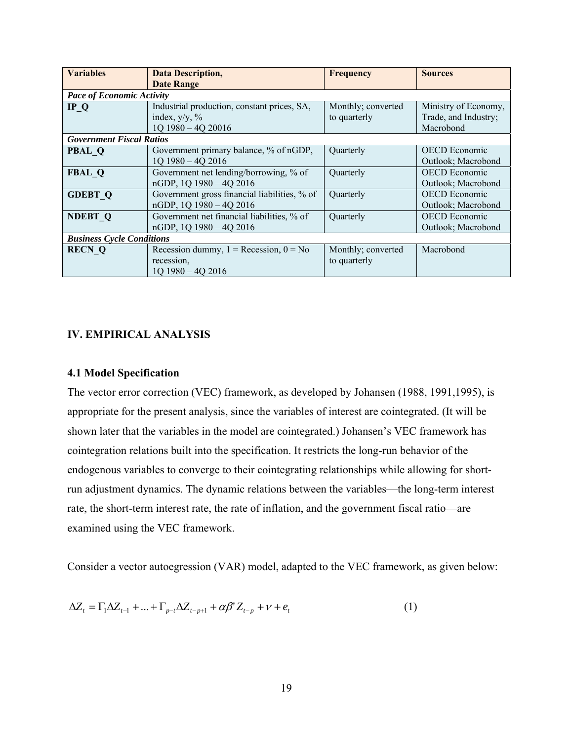| Variables | Data Description, Date Range | Frequency | Sources |
|---|---|---|---|
| ***Pace of Economic Activity*** | | | |
| **IP_Q** | Industrial production, constant prices, SA, index, y/y, % 1Q 1980 – 4Q 20016 | Monthly; converted to quarterly | Ministry of Economy, Trade, and Industry; Macrobond |
| ***Government Fiscal Ratios*** | | | |
| **PBAL_Q** | Government primary balance, % of nGDP, 1Q 1980 – 4Q 2016 | Quarterly | OECD Economic Outlook; Macrobond |
| **FBAL_Q** | Government net lending/borrowing, % of nGDP, 1Q 1980 – 4Q 2016 | Quarterly | OECD Economic Outlook; Macrobond |
| **GDEBT_Q** | Government gross financial liabilities, % of nGDP, 1Q 1980 – 4Q 2016 | Quarterly | OECD Economic Outlook; Macrobond |
| **NDEBT_Q** | Government net financial liabilities, % of nGDP, 1Q 1980 – 4Q 2016 | Quarterly | OECD Economic Outlook; Macrobond |
| ***Business Cycle Conditions*** | | | |
| **RECN_Q** | Recession dummy, 1 = Recession, 0 = No recession, 1Q 1980 – 4Q 2016 | Monthly; converted to quarterly | Macrobond |

## IV. EMPIRICAL ANALYSIS

### 4.1 Model Specification

The vector error correction (VEC) framework, as developed by Johansen (1988, 1991,1995), is appropriate for the present analysis, since the variables of interest are cointegrated. (It will be shown later that the variables in the model are cointegrated.) Johansen's VEC framework has cointegration relations built into the specification. It restricts the long-run behavior of the endogenous variables to converge to their cointegrating relationships while allowing for short-run adjustment dynamics. The dynamic relations between the variables—the long-term interest rate, the short-term interest rate, the rate of inflation, and the government fiscal ratio—are examined using the VEC framework.

Consider a vector autoegression (VAR) model, adapted to the VEC framework, as given below:

$$\Delta Z_t = \Gamma_1 \Delta Z_{t-1} + \ldots + \Gamma_{p-t} \Delta Z_{t-p+1} + \alpha \beta' Z_{t-p} + \nu + e_t \tag{1}$$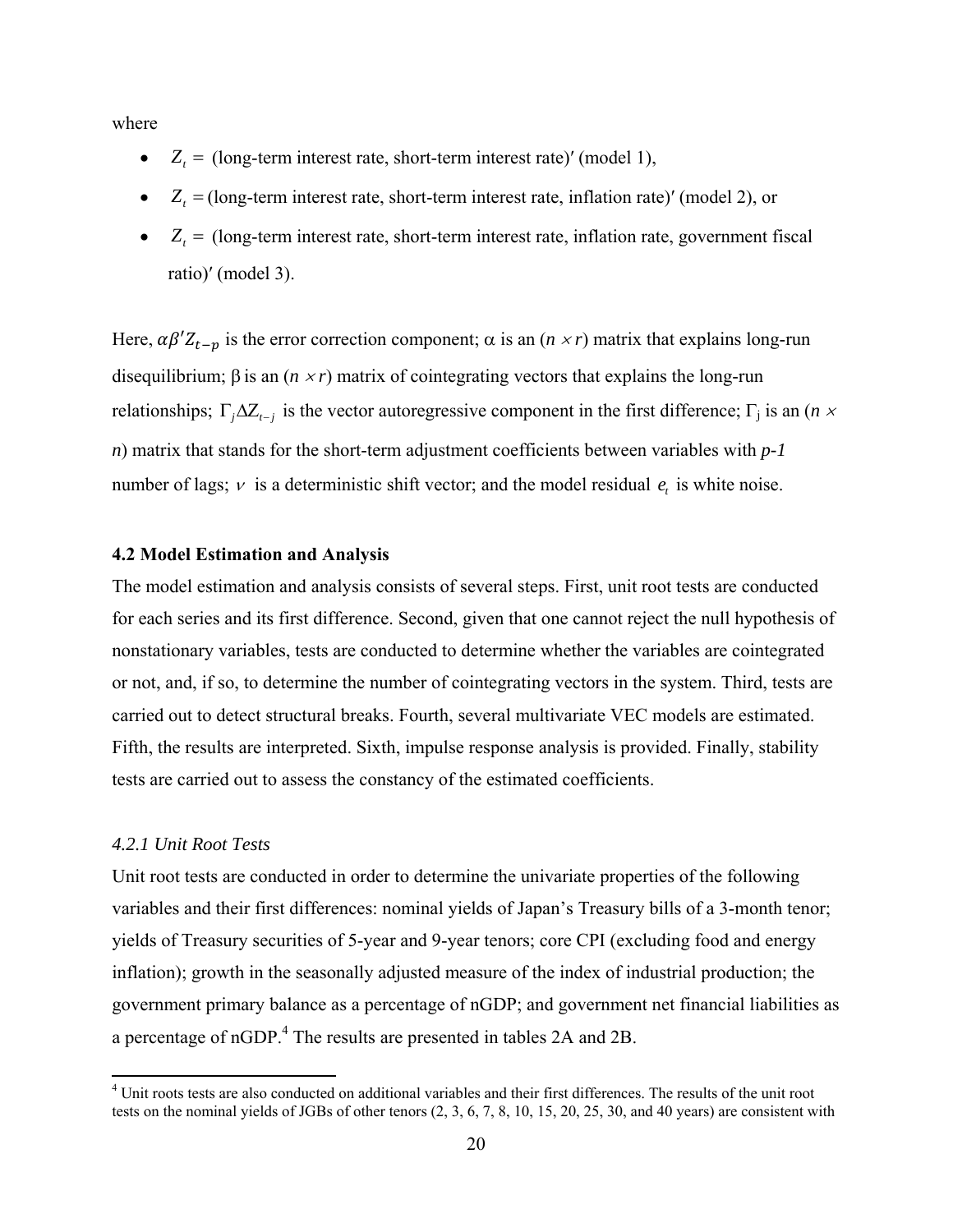where

- $Z_t =$ (long-term interest rate, short-term interest rate)′ (model 1),
- $Z_t =$ (long-term interest rate, short-term interest rate, inflation rate)′ (model 2), or
- $Z_t =$ (long-term interest rate, short-term interest rate, inflation rate, government fiscal ratio)′ (model 3).

Here, $\alpha\beta' Z_{t-p}$ is the error correction component; $\alpha$ is an ($n \times r$) matrix that explains long-run disequilibrium; $\beta$ is an ($n \times r$) matrix of cointegrating vectors that explains the long-run relationships; $\Gamma_j \Delta Z_{t-j}$ is the vector autoregressive component in the first difference; $\Gamma_j$ is an ($n \times n$) matrix that stands for the short-term adjustment coefficients between variables with $p$-$1$ number of lags; $\nu$ is a deterministic shift vector; and the model residual $e_t$ is white noise.

### 4.2 Model Estimation and Analysis

The model estimation and analysis consists of several steps. First, unit root tests are conducted for each series and its first difference. Second, given that one cannot reject the null hypothesis of nonstationary variables, tests are conducted to determine whether the variables are cointegrated or not, and, if so, to determine the number of cointegrating vectors in the system. Third, tests are carried out to detect structural breaks. Fourth, several multivariate VEC models are estimated. Fifth, the results are interpreted. Sixth, impulse response analysis is provided. Finally, stability tests are carried out to assess the constancy of the estimated coefficients.

#### *4.2.1 Unit Root Tests*

Unit root tests are conducted in order to determine the univariate properties of the following variables and their first differences: nominal yields of Japan's Treasury bills of a 3-month tenor; yields of Treasury securities of 5-year and 9-year tenors; core CPI (excluding food and energy inflation); growth in the seasonally adjusted measure of the index of industrial production; the government primary balance as a percentage of nGDP; and government net financial liabilities as a percentage of nGDP.[4] The results are presented in tables 2A and 2B.

[4] Unit roots tests are also conducted on additional variables and their first differences. The results of the unit root tests on the nominal yields of JGBs of other tenors (2, 3, 6, 7, 8, 10, 15, 20, 25, 30, and 40 years) are consistent with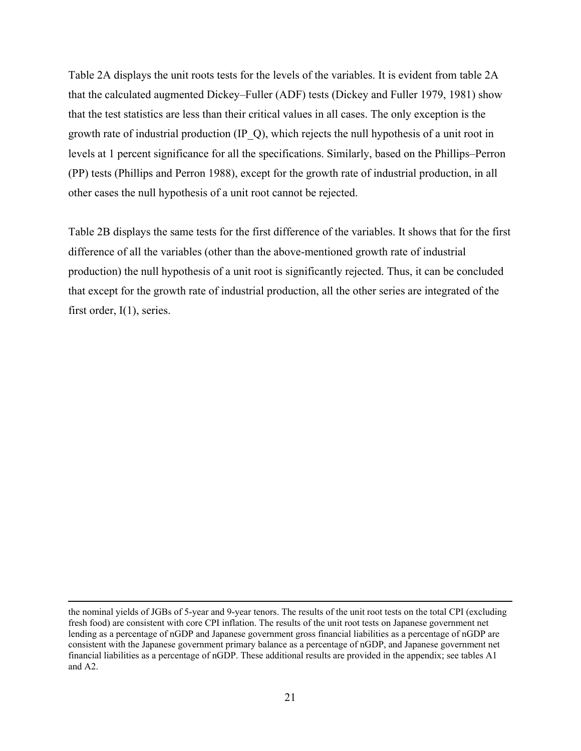Table 2A displays the unit roots tests for the levels of the variables. It is evident from table 2A that the calculated augmented Dickey–Fuller (ADF) tests (Dickey and Fuller 1979, 1981) show that the test statistics are less than their critical values in all cases. The only exception is the growth rate of industrial production (IP_Q), which rejects the null hypothesis of a unit root in levels at 1 percent significance for all the specifications. Similarly, based on the Phillips–Perron (PP) tests (Phillips and Perron 1988), except for the growth rate of industrial production, in all other cases the null hypothesis of a unit root cannot be rejected.

Table 2B displays the same tests for the first difference of the variables. It shows that for the first difference of all the variables (other than the above-mentioned growth rate of industrial production) the null hypothesis of a unit root is significantly rejected. Thus, it can be concluded that except for the growth rate of industrial production, all the other series are integrated of the first order, I(1), series.

---

the nominal yields of JGBs of 5-year and 9-year tenors. The results of the unit root tests on the total CPI (excluding fresh food) are consistent with core CPI inflation. The results of the unit root tests on Japanese government net lending as a percentage of nGDP and Japanese government gross financial liabilities as a percentage of nGDP are consistent with the Japanese government primary balance as a percentage of nGDP, and Japanese government net financial liabilities as a percentage of nGDP. These additional results are provided in the appendix; see tables A1 and A2.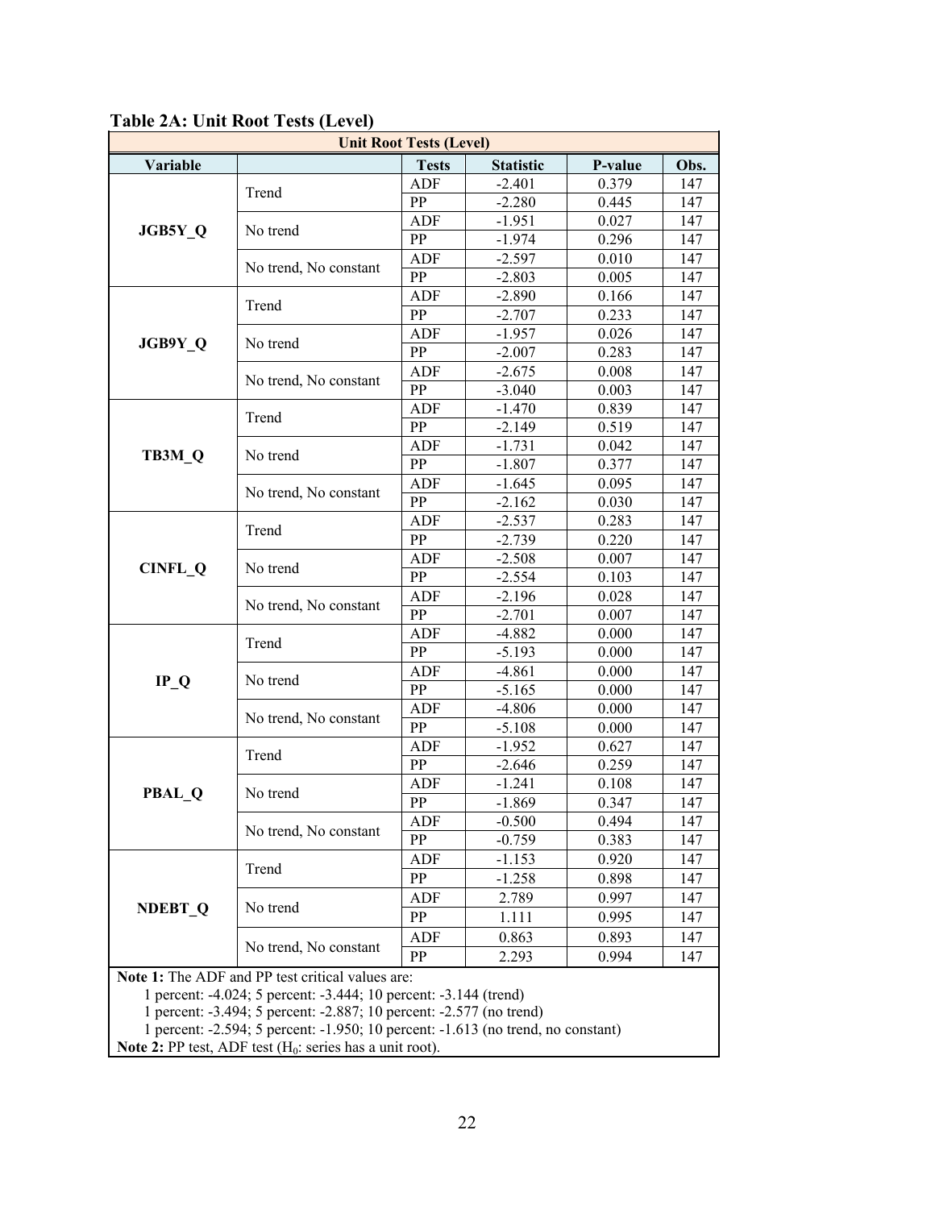**Table 2A: Unit Root Tests (Level)**

| Unit Root Tests (Level) | | | | | |
|---|---|---|---|---|---|
| **Variable** | | **Tests** | **Statistic** | **P-value** | **Obs.** |
| **JGB5Y_Q** | Trend | ADF | -2.401 | 0.379 | 147 |
| | | PP | -2.280 | 0.445 | 147 |
| | No trend | ADF | -1.951 | 0.027 | 147 |
| | | PP | -1.974 | 0.296 | 147 |
| | No trend, No constant | ADF | -2.597 | 0.010 | 147 |
| | | PP | -2.803 | 0.005 | 147 |
| **JGB9Y_Q** | Trend | ADF | -2.890 | 0.166 | 147 |
| | | PP | -2.707 | 0.233 | 147 |
| | No trend | ADF | -1.957 | 0.026 | 147 |
| | | PP | -2.007 | 0.283 | 147 |
| | No trend, No constant | ADF | -2.675 | 0.008 | 147 |
| | | PP | -3.040 | 0.003 | 147 |
| **TB3M_Q** | Trend | ADF | -1.470 | 0.839 | 147 |
| | | PP | -2.149 | 0.519 | 147 |
| | No trend | ADF | -1.731 | 0.042 | 147 |
| | | PP | -1.807 | 0.377 | 147 |
| | No trend, No constant | ADF | -1.645 | 0.095 | 147 |
| | | PP | -2.162 | 0.030 | 147 |
| **CINFL_Q** | Trend | ADF | -2.537 | 0.283 | 147 |
| | | PP | -2.739 | 0.220 | 147 |
| | No trend | ADF | -2.508 | 0.007 | 147 |
| | | PP | -2.554 | 0.103 | 147 |
| | No trend, No constant | ADF | -2.196 | 0.028 | 147 |
| | | PP | -2.701 | 0.007 | 147 |
| **IP_Q** | Trend | ADF | -4.882 | 0.000 | 147 |
| | | PP | -5.193 | 0.000 | 147 |
| | No trend | ADF | -4.861 | 0.000 | 147 |
| | | PP | -5.165 | 0.000 | 147 |
| | No trend, No constant | ADF | -4.806 | 0.000 | 147 |
| | | PP | -5.108 | 0.000 | 147 |
| **PBAL_Q** | Trend | ADF | -1.952 | 0.627 | 147 |
| | | PP | -2.646 | 0.259 | 147 |
| | No trend | ADF | -1.241 | 0.108 | 147 |
| | | PP | -1.869 | 0.347 | 147 |
| | No trend, No constant | ADF | -0.500 | 0.494 | 147 |
| | | PP | -0.759 | 0.383 | 147 |
| **NDEBT_Q** | Trend | ADF | -1.153 | 0.920 | 147 |
| | | PP | -1.258 | 0.898 | 147 |
| | No trend | ADF | 2.789 | 0.997 | 147 |
| | | PP | 1.111 | 0.995 | 147 |
| | No trend, No constant | ADF | 0.863 | 0.893 | 147 |
| | | PP | 2.293 | 0.994 | 147 |

**Note 1:** The ADF and PP test critical values are:
1 percent: -4.024; 5 percent: -3.444; 10 percent: -3.144 (trend)
1 percent: -3.494; 5 percent: -2.887; 10 percent: -2.577 (no trend)
1 percent: -2.594; 5 percent: -1.950; 10 percent: -1.613 (no trend, no constant)
**Note 2:** PP test, ADF test ($H_0$: series has a unit root).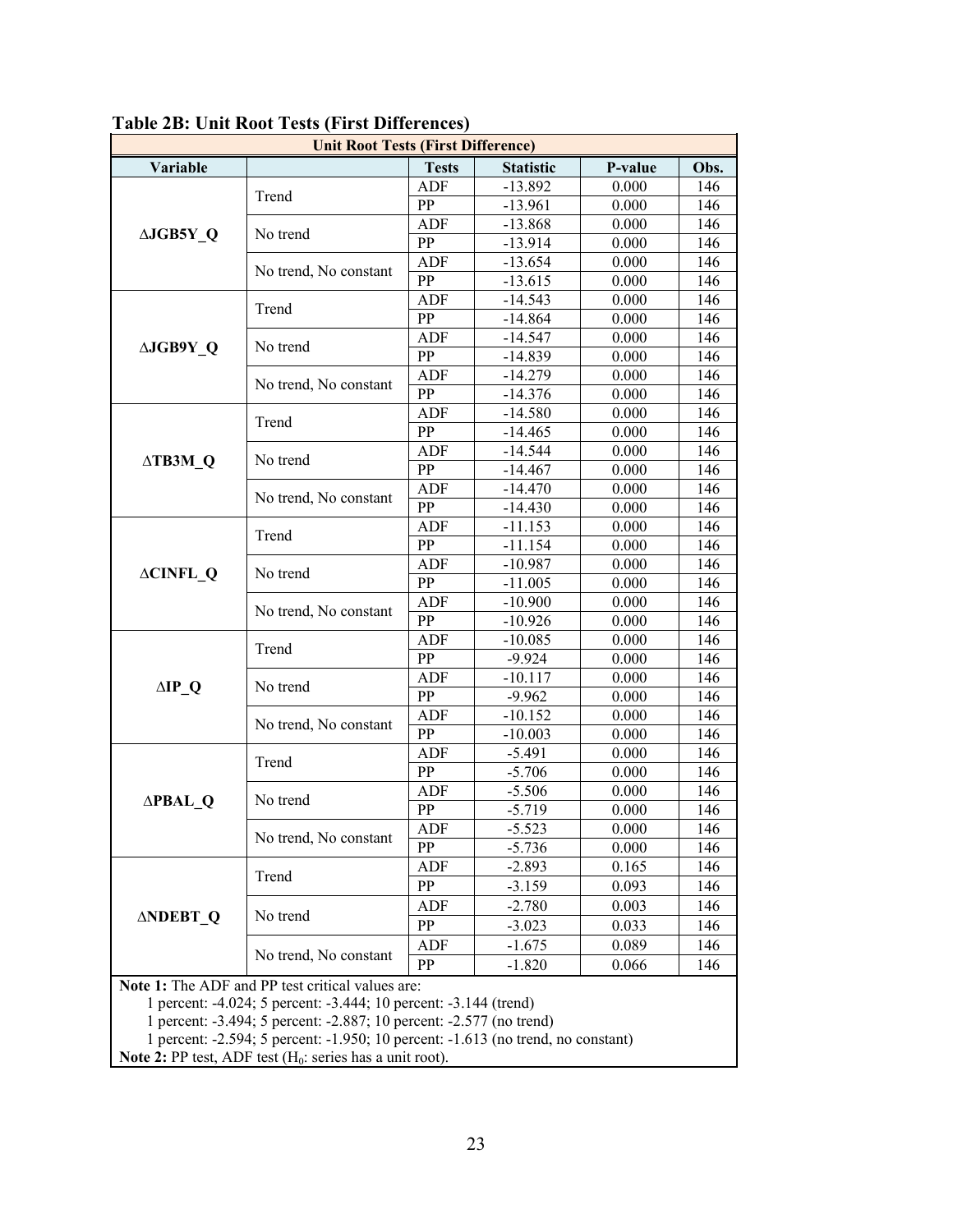**Table 2B: Unit Root Tests (First Differences)**

| Unit Root Tests (First Difference) | | | | | |
|---|---|---|---|---|---|
| **Variable** | | **Tests** | **Statistic** | **P-value** | **Obs.** |
| **ΔJGB5Y_Q** | Trend | ADF | -13.892 | 0.000 | 146 |
| | | PP | -13.961 | 0.000 | 146 |
| | No trend | ADF | -13.868 | 0.000 | 146 |
| | | PP | -13.914 | 0.000 | 146 |
| | No trend, No constant | ADF | -13.654 | 0.000 | 146 |
| | | PP | -13.615 | 0.000 | 146 |
| **ΔJGB9Y_Q** | Trend | ADF | -14.543 | 0.000 | 146 |
| | | PP | -14.864 | 0.000 | 146 |
| | No trend | ADF | -14.547 | 0.000 | 146 |
| | | PP | -14.839 | 0.000 | 146 |
| | No trend, No constant | ADF | -14.279 | 0.000 | 146 |
| | | PP | -14.376 | 0.000 | 146 |
| **ΔTB3M_Q** | Trend | ADF | -14.580 | 0.000 | 146 |
| | | PP | -14.465 | 0.000 | 146 |
| | No trend | ADF | -14.544 | 0.000 | 146 |
| | | PP | -14.467 | 0.000 | 146 |
| | No trend, No constant | ADF | -14.470 | 0.000 | 146 |
| | | PP | -14.430 | 0.000 | 146 |
| **ΔCINFL_Q** | Trend | ADF | -11.153 | 0.000 | 146 |
| | | PP | -11.154 | 0.000 | 146 |
| | No trend | ADF | -10.987 | 0.000 | 146 |
| | | PP | -11.005 | 0.000 | 146 |
| | No trend, No constant | ADF | -10.900 | 0.000 | 146 |
| | | PP | -10.926 | 0.000 | 146 |
| **ΔIP_Q** | Trend | ADF | -10.085 | 0.000 | 146 |
| | | PP | -9.924 | 0.000 | 146 |
| | No trend | ADF | -10.117 | 0.000 | 146 |
| | | PP | -9.962 | 0.000 | 146 |
| | No trend, No constant | ADF | -10.152 | 0.000 | 146 |
| | | PP | -10.003 | 0.000 | 146 |
| **ΔPBAL_Q** | Trend | ADF | -5.491 | 0.000 | 146 |
| | | PP | -5.706 | 0.000 | 146 |
| | No trend | ADF | -5.506 | 0.000 | 146 |
| | | PP | -5.719 | 0.000 | 146 |
| | No trend, No constant | ADF | -5.523 | 0.000 | 146 |
| | | PP | -5.736 | 0.000 | 146 |
| **ΔNDEBT_Q** | Trend | ADF | -2.893 | 0.165 | 146 |
| | | PP | -3.159 | 0.093 | 146 |
| | No trend | ADF | -2.780 | 0.003 | 146 |
| | | PP | -3.023 | 0.033 | 146 |
| | No trend, No constant | ADF | -1.675 | 0.089 | 146 |
| | | PP | -1.820 | 0.066 | 146 |

**Note 1:** The ADF and PP test critical values are:
1 percent: -4.024; 5 percent: -3.444; 10 percent: -3.144 (trend)
1 percent: -3.494; 5 percent: -2.887; 10 percent: -2.577 (no trend)
1 percent: -2.594; 5 percent: -1.950; 10 percent: -1.613 (no trend, no constant)
**Note 2:** PP test, ADF test ($H_0$: series has a unit root).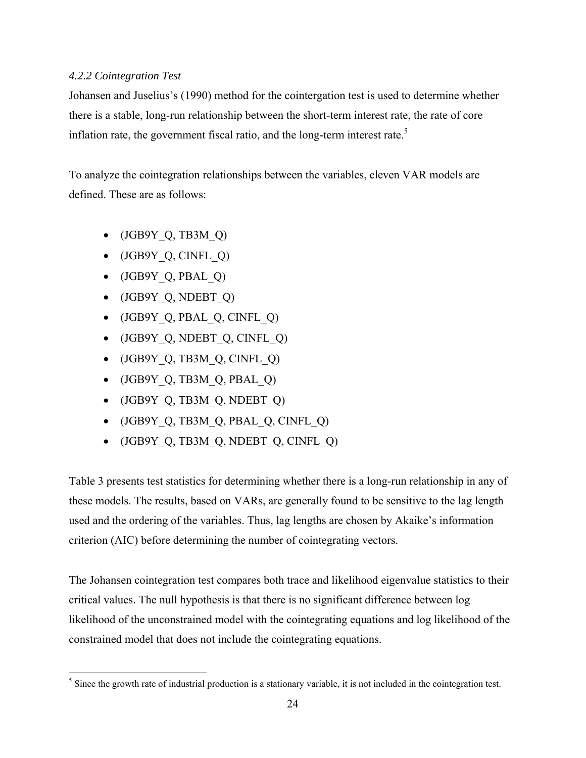### *4.2.2 Cointegration Test*

Johansen and Juselius's (1990) method for the cointergation test is used to determine whether there is a stable, long-run relationship between the short-term interest rate, the rate of core inflation rate, the government fiscal ratio, and the long-term interest rate.[5]

To analyze the cointegration relationships between the variables, eleven VAR models are defined. These are as follows:

- (JGB9Y_Q, TB3M_Q)
- (JGB9Y_Q, CINFL_Q)
- (JGB9Y_Q, PBAL_Q)
- (JGB9Y_Q, NDEBT_Q)
- (JGB9Y_Q, PBAL_Q, CINFL_Q)
- (JGB9Y_Q, NDEBT_Q, CINFL_Q)
- (JGB9Y_Q, TB3M_Q, CINFL_Q)
- (JGB9Y_Q, TB3M_Q, PBAL_Q)
- (JGB9Y_Q, TB3M_Q, NDEBT_Q)
- (JGB9Y_Q, TB3M_Q, PBAL_Q, CINFL_Q)
- (JGB9Y_Q, TB3M_Q, NDEBT_Q, CINFL_Q)

Table 3 presents test statistics for determining whether there is a long-run relationship in any of these models. The results, based on VARs, are generally found to be sensitive to the lag length used and the ordering of the variables. Thus, lag lengths are chosen by Akaike's information criterion (AIC) before determining the number of cointegrating vectors.

The Johansen cointegration test compares both trace and likelihood eigenvalue statistics to their critical values. The null hypothesis is that there is no significant difference between log likelihood of the unconstrained model with the cointegrating equations and log likelihood of the constrained model that does not include the cointegrating equations.

[5] Since the growth rate of industrial production is a stationary variable, it is not included in the cointegration test.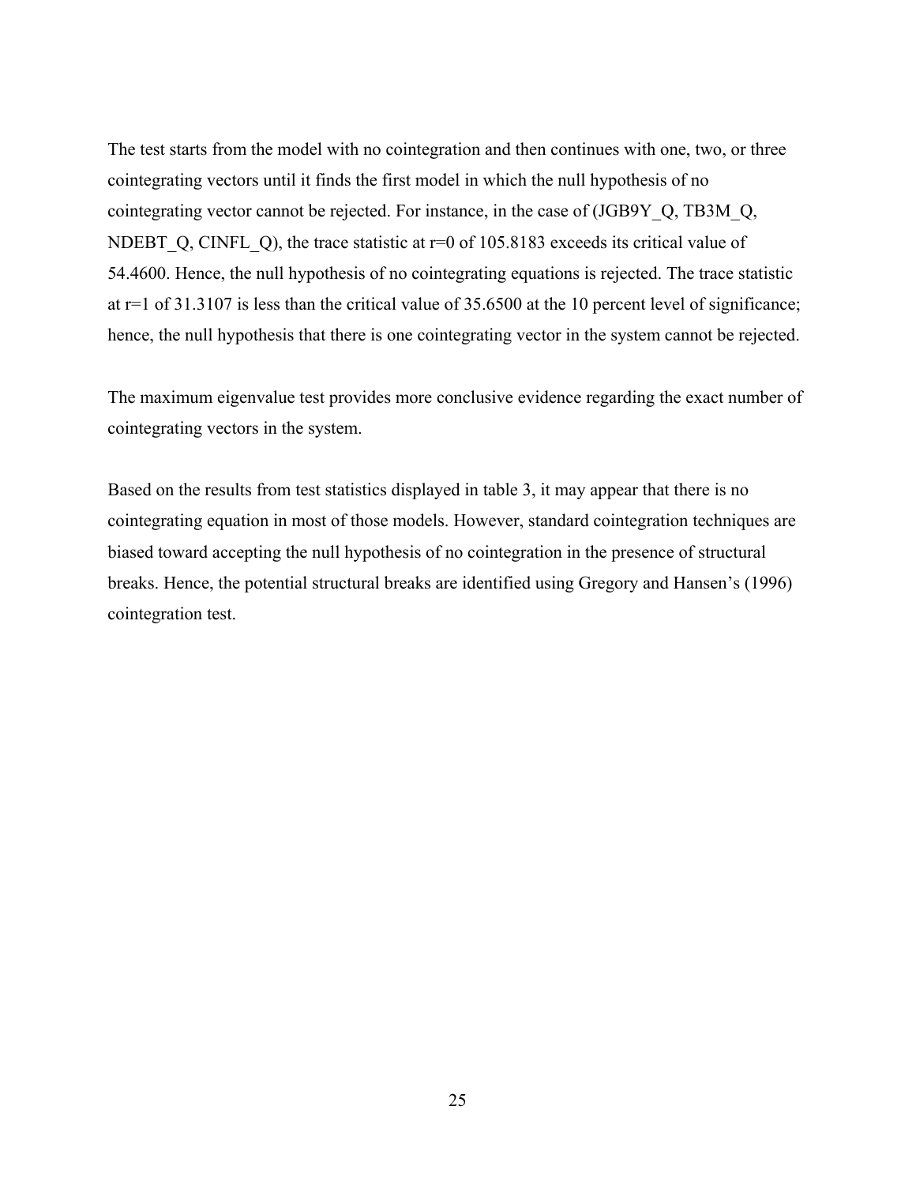The test starts from the model with no cointegration and then continues with one, two, or three cointegrating vectors until it finds the first model in which the null hypothesis of no cointegrating vector cannot be rejected. For instance, in the case of (JGB9Y_Q, TB3M_Q, NDEBT_Q, CINFL_Q), the trace statistic at r=0 of 105.8183 exceeds its critical value of 54.4600. Hence, the null hypothesis of no cointegrating equations is rejected. The trace statistic at r=1 of 31.3107 is less than the critical value of 35.6500 at the 10 percent level of significance; hence, the null hypothesis that there is one cointegrating vector in the system cannot be rejected.

The maximum eigenvalue test provides more conclusive evidence regarding the exact number of cointegrating vectors in the system.

Based on the results from test statistics displayed in table 3, it may appear that there is no cointegrating equation in most of those models. However, standard cointegration techniques are biased toward accepting the null hypothesis of no cointegration in the presence of structural breaks. Hence, the potential structural breaks are identified using Gregory and Hansen's (1996) cointegration test.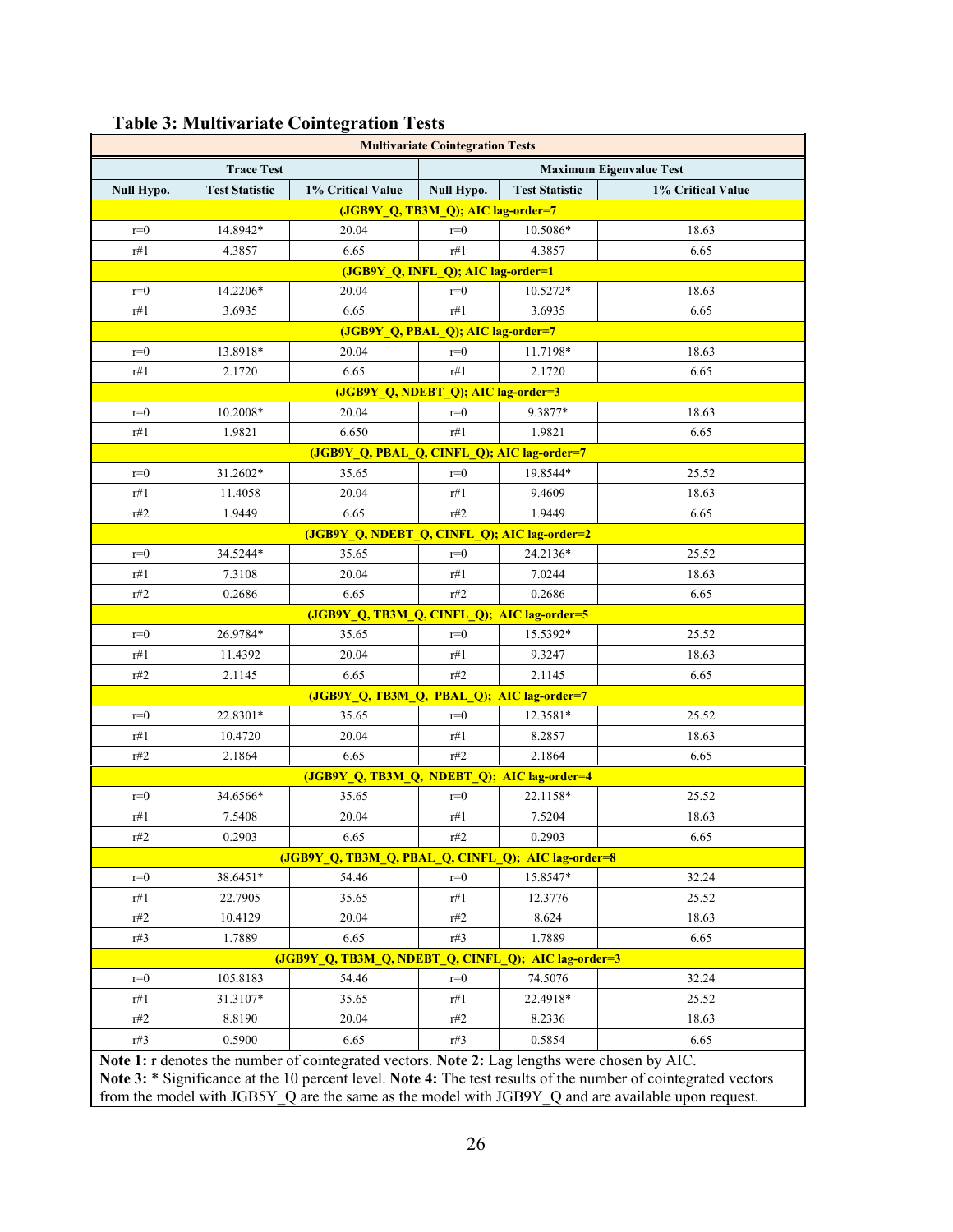## Table 3: Multivariate Cointegration Tests

| Multivariate Cointegration Tests | | | | | |
|---|---|---|---|---|---|
| Trace Test | | | Maximum Eigenvalue Test | | |
| Null Hypo. | Test Statistic | 1% Critical Value | Null Hypo. | Test Statistic | 1% Critical Value |
| (JGB9Y_Q, TB3M_Q); AIC lag-order=7 | | | | | |
| r=0 | 14.8942* | 20.04 | r=0 | 10.5086* | 18.63 |
| r#1 | 4.3857 | 6.65 | r#1 | 4.3857 | 6.65 |
| (JGB9Y_Q, INFL_Q); AIC lag-order=1 | | | | | |
| r=0 | 14.2206* | 20.04 | r=0 | 10.5272* | 18.63 |
| r#1 | 3.6935 | 6.65 | r#1 | 3.6935 | 6.65 |
| (JGB9Y_Q, PBAL_Q); AIC lag-order=7 | | | | | |
| r=0 | 13.8918* | 20.04 | r=0 | 11.7198* | 18.63 |
| r#1 | 2.1720 | 6.65 | r#1 | 2.1720 | 6.65 |
| (JGB9Y_Q, NDEBT_Q); AIC lag-order=3 | | | | | |
| r=0 | 10.2008* | 20.04 | r=0 | 9.3877* | 18.63 |
| r#1 | 1.9821 | 6.650 | r#1 | 1.9821 | 6.65 |
| (JGB9Y_Q, PBAL_Q, CINFL_Q); AIC lag-order=7 | | | | | |
| r=0 | 31.2602* | 35.65 | r=0 | 19.8544* | 25.52 |
| r#1 | 11.4058 | 20.04 | r#1 | 9.4609 | 18.63 |
| r#2 | 1.9449 | 6.65 | r#2 | 1.9449 | 6.65 |
| (JGB9Y_Q, NDEBT_Q, CINFL_Q); AIC lag-order=2 | | | | | |
| r=0 | 34.5244* | 35.65 | r=0 | 24.2136* | 25.52 |
| r#1 | 7.3108 | 20.04 | r#1 | 7.0244 | 18.63 |
| r#2 | 0.2686 | 6.65 | r#2 | 0.2686 | 6.65 |
| (JGB9Y_Q, TB3M_Q, CINFL_Q); AIC lag-order=5 | | | | | |
| r=0 | 26.9784* | 35.65 | r=0 | 15.5392* | 25.52 |
| r#1 | 11.4392 | 20.04 | r#1 | 9.3247 | 18.63 |
| r#2 | 2.1145 | 6.65 | r#2 | 2.1145 | 6.65 |
| (JGB9Y_Q, TB3M_Q, PBAL_Q); AIC lag-order=7 | | | | | |
| r=0 | 22.8301* | 35.65 | r=0 | 12.3581* | 25.52 |
| r#1 | 10.4720 | 20.04 | r#1 | 8.2857 | 18.63 |
| r#2 | 2.1864 | 6.65 | r#2 | 2.1864 | 6.65 |
| (JGB9Y_Q, TB3M_Q, NDEBT_Q); AIC lag-order=4 | | | | | |
| r=0 | 34.6566* | 35.65 | r=0 | 22.1158* | 25.52 |
| r#1 | 7.5408 | 20.04 | r#1 | 7.5204 | 18.63 |
| r#2 | 0.2903 | 6.65 | r#2 | 0.2903 | 6.65 |
| (JGB9Y_Q, TB3M_Q, PBAL_Q, CINFL_Q); AIC lag-order=8 | | | | | |
| r=0 | 38.6451* | 54.46 | r=0 | 15.8547* | 32.24 |
| r#1 | 22.7905 | 35.65 | r#1 | 12.3776 | 25.52 |
| r#2 | 10.4129 | 20.04 | r#2 | 8.624 | 18.63 |
| r#3 | 1.7889 | 6.65 | r#3 | 1.7889 | 6.65 |
| (JGB9Y_Q, TB3M_Q, NDEBT_Q, CINFL_Q); AIC lag-order=3 | | | | | |
| r=0 | 105.8183 | 54.46 | r=0 | 74.5076 | 32.24 |
| r#1 | 31.3107* | 35.65 | r#1 | 22.4918* | 25.52 |
| r#2 | 8.8190 | 20.04 | r#2 | 8.2336 | 18.63 |
| r#3 | 0.5900 | 6.65 | r#3 | 0.5854 | 6.65 |

**Note 1:** r denotes the number of cointegrated vectors. **Note 2:** Lag lengths were chosen by AIC.
**Note 3:** * Significance at the 10 percent level. **Note 4:** The test results of the number of cointegrated vectors from the model with JGB5Y_Q are the same as the model with JGB9Y_Q and are available upon request.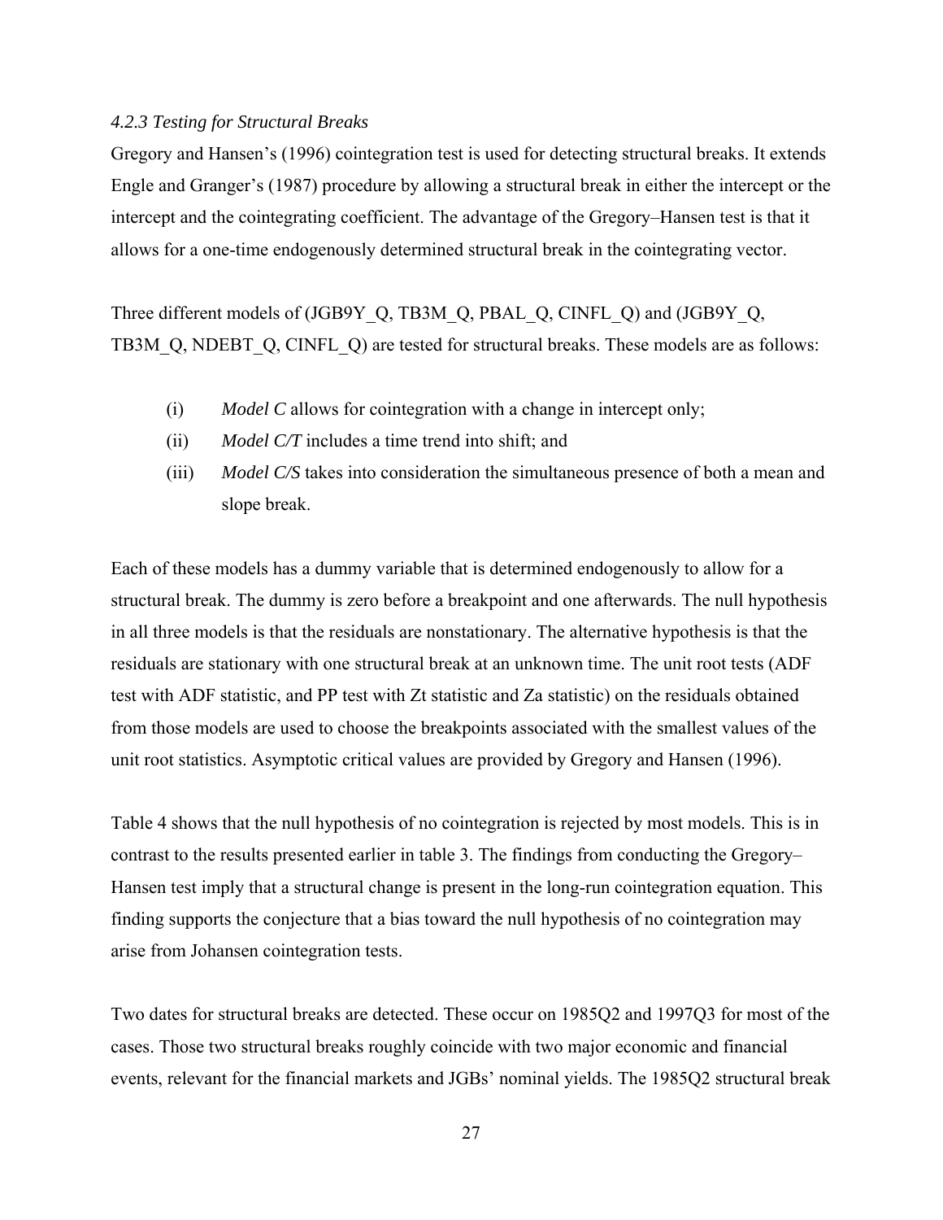### *4.2.3 Testing for Structural Breaks*

Gregory and Hansen's (1996) cointegration test is used for detecting structural breaks. It extends Engle and Granger's (1987) procedure by allowing a structural break in either the intercept or the intercept and the cointegrating coefficient. The advantage of the Gregory–Hansen test is that it allows for a one-time endogenously determined structural break in the cointegrating vector.

Three different models of (JGB9Y_Q, TB3M_Q, PBAL_Q, CINFL_Q) and (JGB9Y_Q, TB3M_Q, NDEBT_Q, CINFL_Q) are tested for structural breaks. These models are as follows:

(i) *Model C* allows for cointegration with a change in intercept only;

(ii) *Model C/T* includes a time trend into shift; and

(iii) *Model C/S* takes into consideration the simultaneous presence of both a mean and slope break.

Each of these models has a dummy variable that is determined endogenously to allow for a structural break. The dummy is zero before a breakpoint and one afterwards. The null hypothesis in all three models is that the residuals are nonstationary. The alternative hypothesis is that the residuals are stationary with one structural break at an unknown time. The unit root tests (ADF test with ADF statistic, and PP test with Zt statistic and Za statistic) on the residuals obtained from those models are used to choose the breakpoints associated with the smallest values of the unit root statistics. Asymptotic critical values are provided by Gregory and Hansen (1996).

Table 4 shows that the null hypothesis of no cointegration is rejected by most models. This is in contrast to the results presented earlier in table 3. The findings from conducting the Gregory–Hansen test imply that a structural change is present in the long-run cointegration equation. This finding supports the conjecture that a bias toward the null hypothesis of no cointegration may arise from Johansen cointegration tests.

Two dates for structural breaks are detected. These occur on 1985Q2 and 1997Q3 for most of the cases. Those two structural breaks roughly coincide with two major economic and financial events, relevant for the financial markets and JGBs' nominal yields. The 1985Q2 structural break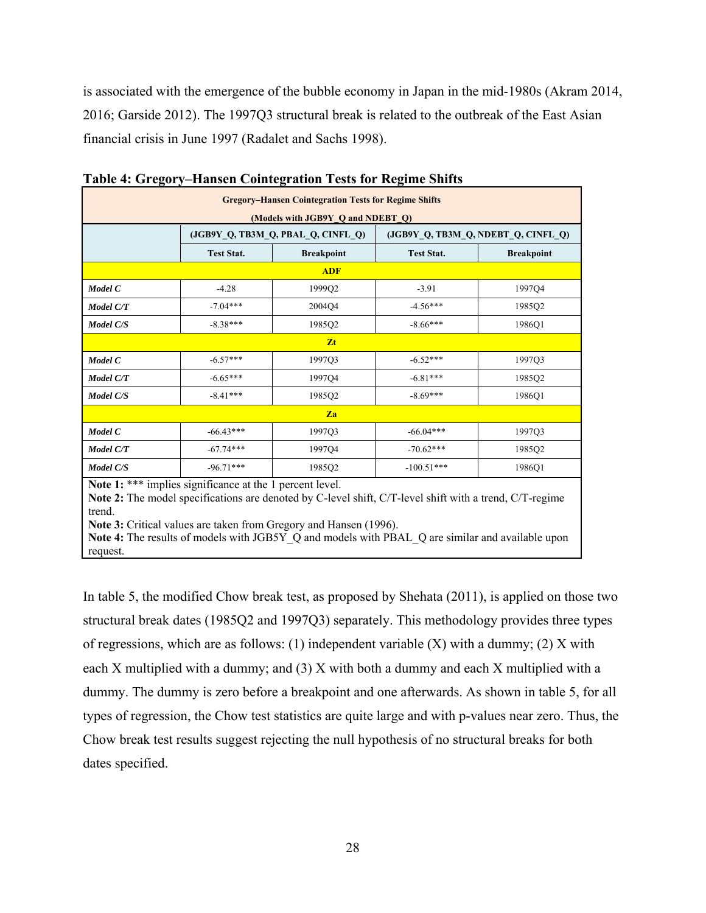is associated with the emergence of the bubble economy in Japan in the mid-1980s (Akram 2014, 2016; Garside 2012). The 1997Q3 structural break is related to the outbreak of the East Asian financial crisis in June 1997 (Radalet and Sachs 1998).

**Table 4: Gregory–Hansen Cointegration Tests for Regime Shifts**

| Gregory–Hansen Cointegration Tests for Regime Shifts (Models with JGB9Y_Q and NDEBT_Q) | | | | |
|---|---|---|---|---|
| | (JGB9Y_Q, TB3M_Q, PBAL_Q, CINFL_Q) | | (JGB9Y_Q, TB3M_Q, NDEBT_Q, CINFL_Q) | |
| | **Test Stat.** | **Breakpoint** | **Test Stat.** | **Breakpoint** |
| **ADF** | | | | |
| ***Model C*** | -4.28 | 1999Q2 | -3.91 | 1997Q4 |
| ***Model C/T*** | -7.04*** | 2004Q4 | -4.56*** | 1985Q2 |
| ***Model C/S*** | -8.38*** | 1985Q2 | -8.66*** | 1986Q1 |
| **Zt** | | | | |
| ***Model C*** | -6.57*** | 1997Q3 | -6.52*** | 1997Q3 |
| ***Model C/T*** | -6.65*** | 1997Q4 | -6.81*** | 1985Q2 |
| ***Model C/S*** | -8.41*** | 1985Q2 | -8.69*** | 1986Q1 |
| **Za** | | | | |
| ***Model C*** | -66.43*** | 1997Q3 | -66.04*** | 1997Q3 |
| ***Model C/T*** | -67.74*** | 1997Q4 | -70.62*** | 1985Q2 |
| ***Model C/S*** | -96.71*** | 1985Q2 | -100.51*** | 1986Q1 |

**Note 1:** *** implies significance at the 1 percent level.
**Note 2:** The model specifications are denoted by C-level shift, C/T-level shift with a trend, C/T-regime trend.
**Note 3:** Critical values are taken from Gregory and Hansen (1996).
**Note 4:** The results of models with JGB5Y_Q and models with PBAL_Q are similar and available upon request.

In table 5, the modified Chow break test, as proposed by Shehata (2011), is applied on those two structural break dates (1985Q2 and 1997Q3) separately. This methodology provides three types of regressions, which are as follows: (1) independent variable (X) with a dummy; (2) X with each X multiplied with a dummy; and (3) X with both a dummy and each X multiplied with a dummy. The dummy is zero before a breakpoint and one afterwards. As shown in table 5, for all types of regression, the Chow test statistics are quite large and with p-values near zero. Thus, the Chow break test results suggest rejecting the null hypothesis of no structural breaks for both dates specified.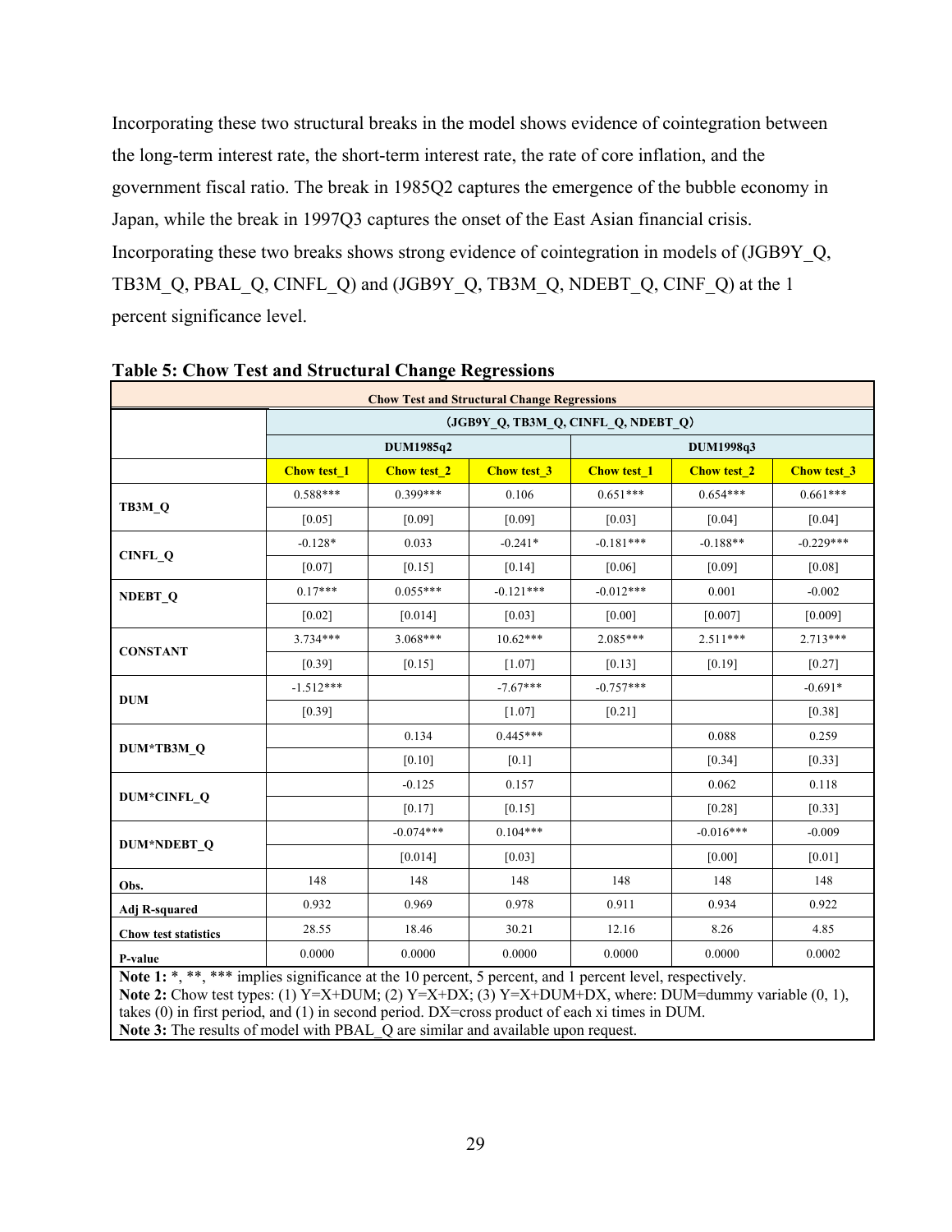Incorporating these two structural breaks in the model shows evidence of cointegration between the long-term interest rate, the short-term interest rate, the rate of core inflation, and the government fiscal ratio. The break in 1985Q2 captures the emergence of the bubble economy in Japan, while the break in 1997Q3 captures the onset of the East Asian financial crisis. Incorporating these two breaks shows strong evidence of cointegration in models of (JGB9Y_Q, TB3M_Q, PBAL_Q, CINFL_Q) and (JGB9Y_Q, TB3M_Q, NDEBT_Q, CINF_Q) at the 1 percent significance level.

**Table 5: Chow Test and Structural Change Regressions**

| Chow Test and Structural Change Regressions | | | | | | |
|---|---|---|---|---|---|---|
| | (JGB9Y_Q, TB3M_Q, CINFL_Q, NDEBT_Q) | | | | | |
| | DUM1985q2 | | | DUM1998q3 | | |
| | Chow test_1 | Chow test_2 | Chow test_3 | Chow test_1 | Chow test_2 | Chow test_3 |
| TB3M_Q | 0.588*** | 0.399*** | 0.106 | 0.651*** | 0.654*** | 0.661*** |
| | [0.05] | [0.09] | [0.09] | [0.03] | [0.04] | [0.04] |
| CINFL_Q | -0.128* | 0.033 | -0.241* | -0.181*** | -0.188** | -0.229*** |
| | [0.07] | [0.15] | [0.14] | [0.06] | [0.09] | [0.08] |
| NDEBT_Q | 0.17*** | 0.055*** | -0.121*** | -0.012*** | 0.001 | -0.002 |
| | [0.02] | [0.014] | [0.03] | [0.00] | [0.007] | [0.009] |
| CONSTANT | 3.734*** | 3.068*** | 10.62*** | 2.085*** | 2.511*** | 2.713*** |
| | [0.39] | [0.15] | [1.07] | [0.13] | [0.19] | [0.27] |
| DUM | -1.512*** | | -7.67*** | -0.757*** | | -0.691* |
| | [0.39] | | [1.07] | [0.21] | | [0.38] |
| DUM*TB3M_Q | | 0.134 | 0.445*** | | 0.088 | 0.259 |
| | | [0.10] | [0.1] | | [0.34] | [0.33] |
| DUM*CINFL_Q | | -0.125 | 0.157 | | 0.062 | 0.118 |
| | | [0.17] | [0.15] | | [0.28] | [0.33] |
| DUM*NDEBT_Q | | -0.074*** | 0.104*** | | -0.016*** | -0.009 |
| | | [0.014] | [0.03] | | [0.00] | [0.01] |
| Obs. | 148 | 148 | 148 | 148 | 148 | 148 |
| Adj R-squared | 0.932 | 0.969 | 0.978 | 0.911 | 0.934 | 0.922 |
| Chow test statistics | 28.55 | 18.46 | 30.21 | 12.16 | 8.26 | 4.85 |
| P-value | 0.0000 | 0.0000 | 0.0000 | 0.0000 | 0.0000 | 0.0002 |

**Note 1:** *, **, *** implies significance at the 10 percent, 5 percent, and 1 percent level, respectively.
**Note 2:** Chow test types: (1) Y=X+DUM; (2) Y=X+DX; (3) Y=X+DUM+DX, where: DUM=dummy variable (0, 1), takes (0) in first period, and (1) in second period. DX=cross product of each xi times in DUM.
**Note 3:** The results of model with PBAL_Q are similar and available upon request.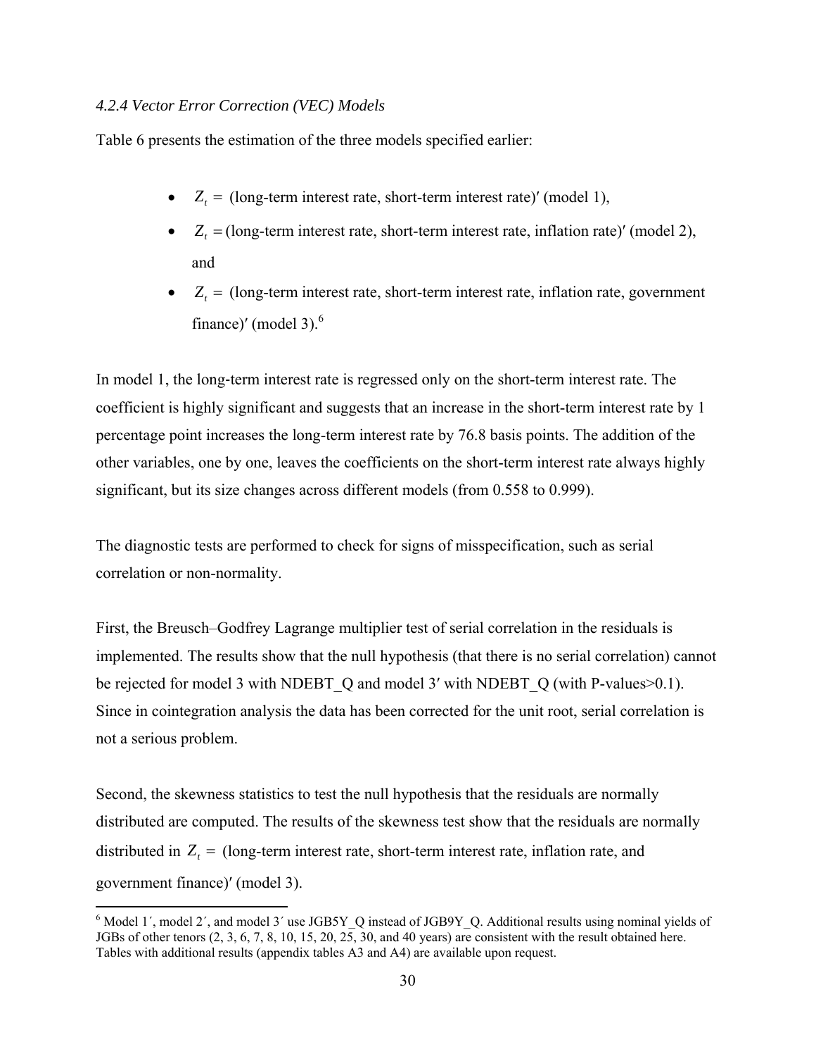*4.2.4 Vector Error Correction (VEC) Models*

Table 6 presents the estimation of the three models specified earlier:

- $Z_t =$ (long-term interest rate, short-term interest rate)′ (model 1),
- $Z_t =$ (long-term interest rate, short-term interest rate, inflation rate)′ (model 2), and
- $Z_t =$ (long-term interest rate, short-term interest rate, inflation rate, government finance)′ (model 3).[6]

In model 1, the long-term interest rate is regressed only on the short-term interest rate. The coefficient is highly significant and suggests that an increase in the short-term interest rate by 1 percentage point increases the long-term interest rate by 76.8 basis points. The addition of the other variables, one by one, leaves the coefficients on the short-term interest rate always highly significant, but its size changes across different models (from 0.558 to 0.999).

The diagnostic tests are performed to check for signs of misspecification, such as serial correlation or non-normality.

First, the Breusch–Godfrey Lagrange multiplier test of serial correlation in the residuals is implemented. The results show that the null hypothesis (that there is no serial correlation) cannot be rejected for model 3 with NDEBT_Q and model 3′ with NDEBT_Q (with P-values>0.1). Since in cointegration analysis the data has been corrected for the unit root, serial correlation is not a serious problem.

Second, the skewness statistics to test the null hypothesis that the residuals are normally distributed are computed. The results of the skewness test show that the residuals are normally distributed in $Z_t =$ (long-term interest rate, short-term interest rate, inflation rate, and government finance)′ (model 3).

[6] Model 1′, model 2′, and model 3′ use JGB5Y_Q instead of JGB9Y_Q. Additional results using nominal yields of JGBs of other tenors (2, 3, 6, 7, 8, 10, 15, 20, 25, 30, and 40 years) are consistent with the result obtained here. Tables with additional results (appendix tables A3 and A4) are available upon request.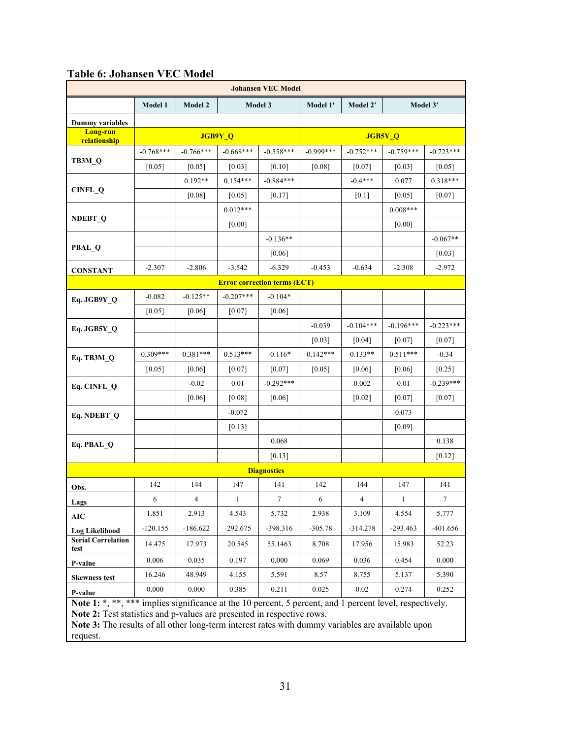**Table 6: Johansen VEC Model**

| Johansen VEC Model | | | | | | | | |
|---|---|---|---|---|---|---|---|---|
| | Model 1 | Model 2 | Model 3 | | Model 1′ | Model 2′ | Model 3′ | |
| Dummy variables | | | | | | | | |
| **Long-run relationship** | **JGB9Y_Q** | | | | **JGB5Y_Q** | | | |
| TB3M_Q | -0.768*** | -0.766*** | -0.668*** | -0.558*** | -0.999*** | -0.752*** | -0.759*** | -0.723*** |
| | [0.05] | [0.05] | [0.03] | [0.10] | [0.08] | [0.07] | [0.03] | [0.05] |
| CINFL_Q | | 0.192** | 0.154*** | -0.884*** | | -0.4*** | 0.077 | 0.318*** |
| | | [0.08] | [0.05] | [0.17] | | [0.1] | [0.05] | [0.07] |
| NDEBT_Q | | | 0.012*** | | | | 0.008*** | |
| | | | [0.00] | | | | [0.00] | |
| PBAL_Q | | | | -0.136** | | | | -0.067** |
| | | | | [0.06] | | | | [0.03] |
| CONSTANT | -2.307 | -2.806 | -3.542 | -6.329 | -0.453 | -0.634 | -2.308 | -2.972 |
| **Error correction terms (ECT)** | | | | | | | | |
| Eq. JGB9Y_Q | -0.082 | -0.125** | -0.207*** | -0.104* | | | | |
| | [0.05] | [0.06] | [0.07] | [0.06] | | | | |
| Eq. JGB5Y_Q | | | | | -0.039 | -0.104*** | -0.196*** | -0.223*** |
| | | | | | [0.03] | [0.04] | [0.07] | [0.07] |
| Eq. TB3M_Q | 0.309*** | 0.381*** | 0.513*** | -0.116* | 0.142*** | 0.133** | 0.511*** | -0.34 |
| | [0.05] | [0.06] | [0.07] | [0.07] | [0.05] | [0.06] | [0.06] | [0.25] |
| Eq. CINFL_Q | | -0.02 | 0.01 | -0.292*** | | 0.002 | 0.01 | -0.239*** |
| | | [0.06] | [0.08] | [0.06] | | [0.02] | [0.07] | [0.07] |
| Eq. NDEBT_Q | | | -0.072 | | | | 0.073 | |
| | | | [0.13] | | | | [0.09] | |
| Eq. PBAL_Q | | | | 0.068 | | | | 0.138 |
| | | | | [0.13] | | | | [0.12] |
| **Diagnostics** | | | | | | | | |
| Obs. | 142 | 144 | 147 | 141 | 142 | 144 | 147 | 141 |
| Lags | 6 | 4 | 1 | 7 | 6 | 4 | 1 | 7 |
| AIC | 1.851 | 2.913 | 4.543 | 5.732 | 2.938 | 3.109 | 4.554 | 5.777 |
| Log Likelihood | -120.155 | -186.622 | -292.675 | -398.316 | -305.78 | -314.278 | -293.463 | -401.656 |
| Serial Correlation test | 14.475 | 17.973 | 20.545 | 55.1463 | 8.708 | 17.956 | 15.983 | 52.23 |
| P-value | 0.006 | 0.035 | 0.197 | 0.000 | 0.069 | 0.036 | 0.454 | 0.000 |
| Skewness test | 16.246 | 48.949 | 4.155 | 5.591 | 8.57 | 8.755 | 5.137 | 5.390 |
| P-value | 0.000 | 0.000 | 0.385 | 0.211 | 0.025 | 0.02 | 0.274 | 0.252 |

**Note 1:** *, **, *** implies significance at the 10 percent, 5 percent, and 1 percent level, respectively.
**Note 2:** Test statistics and p-values are presented in respective rows.
**Note 3:** The results of all other long-term interest rates with dummy variables are available upon request.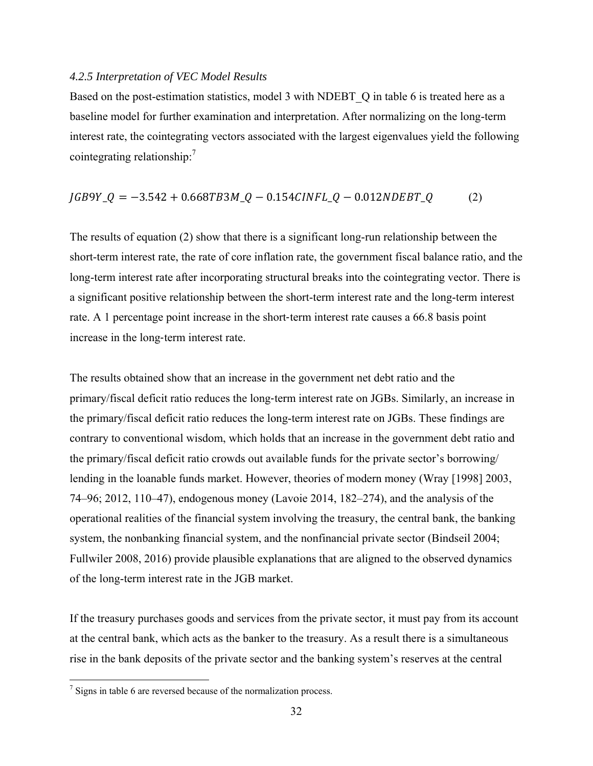*4.2.5 Interpretation of VEC Model Results*

Based on the post-estimation statistics, model 3 with NDEBT_Q in table 6 is treated here as a baseline model for further examination and interpretation. After normalizing on the long-term interest rate, the cointegrating vectors associated with the largest eigenvalues yield the following cointegrating relationship:[7]

$$JGB9Y\_Q = -3.542 + 0.668TB3M\_Q - 0.154CINFL\_Q - 0.012NDEBT\_Q \qquad (2)$$

The results of equation (2) show that there is a significant long-run relationship between the short-term interest rate, the rate of core inflation rate, the government fiscal balance ratio, and the long-term interest rate after incorporating structural breaks into the cointegrating vector. There is a significant positive relationship between the short-term interest rate and the long-term interest rate. A 1 percentage point increase in the short-term interest rate causes a 66.8 basis point increase in the long-term interest rate.

The results obtained show that an increase in the government net debt ratio and the primary/fiscal deficit ratio reduces the long-term interest rate on JGBs. Similarly, an increase in the primary/fiscal deficit ratio reduces the long-term interest rate on JGBs. These findings are contrary to conventional wisdom, which holds that an increase in the government debt ratio and the primary/fiscal deficit ratio crowds out available funds for the private sector's borrowing/ lending in the loanable funds market. However, theories of modern money (Wray [1998] 2003, 74–96; 2012, 110–47), endogenous money (Lavoie 2014, 182–274), and the analysis of the operational realities of the financial system involving the treasury, the central bank, the banking system, the nonbanking financial system, and the nonfinancial private sector (Bindseil 2004; Fullwiler 2008, 2016) provide plausible explanations that are aligned to the observed dynamics of the long-term interest rate in the JGB market.

If the treasury purchases goods and services from the private sector, it must pay from its account at the central bank, which acts as the banker to the treasury. As a result there is a simultaneous rise in the bank deposits of the private sector and the banking system's reserves at the central

[7] Signs in table 6 are reversed because of the normalization process.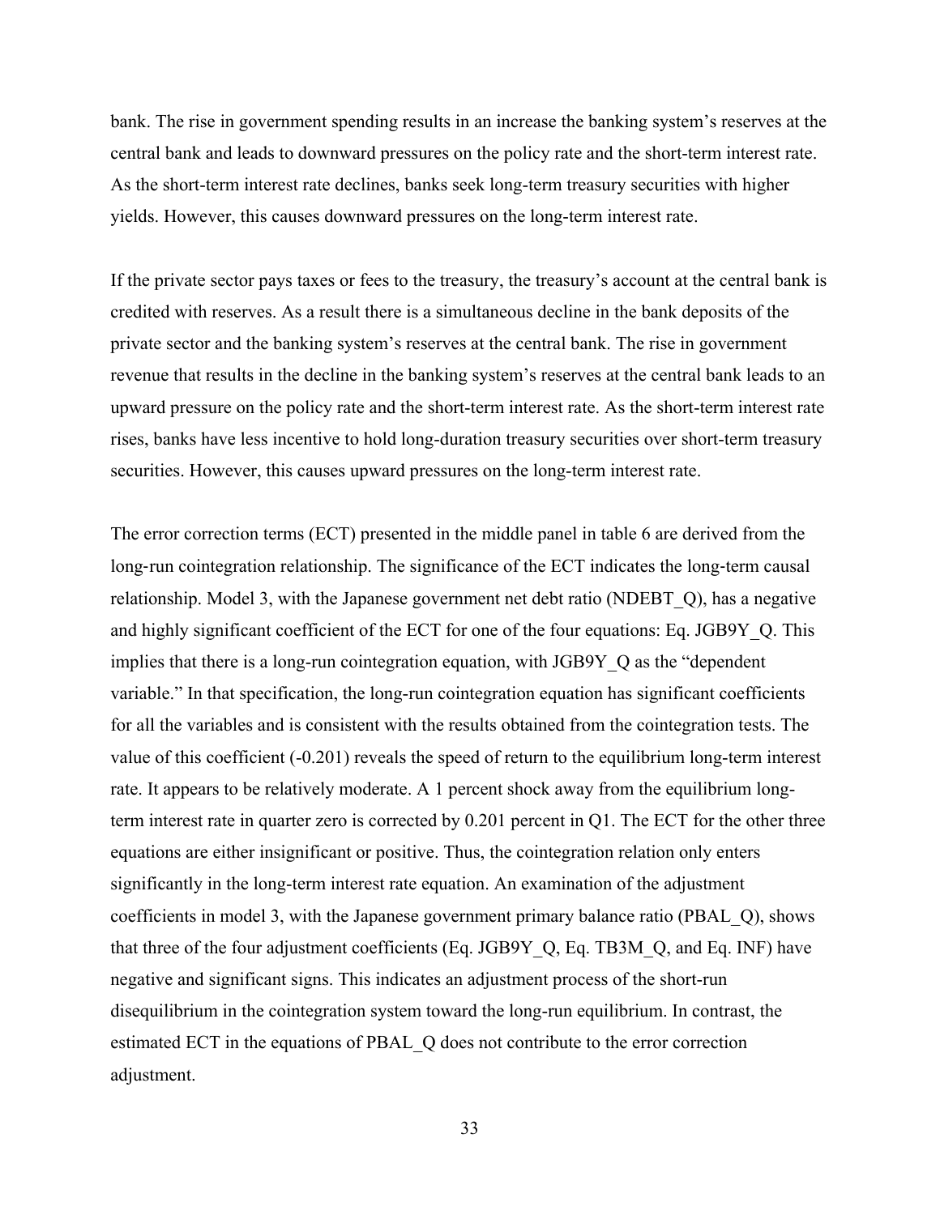bank. The rise in government spending results in an increase the banking system's reserves at the central bank and leads to downward pressures on the policy rate and the short-term interest rate. As the short-term interest rate declines, banks seek long-term treasury securities with higher yields. However, this causes downward pressures on the long-term interest rate.

If the private sector pays taxes or fees to the treasury, the treasury's account at the central bank is credited with reserves. As a result there is a simultaneous decline in the bank deposits of the private sector and the banking system's reserves at the central bank. The rise in government revenue that results in the decline in the banking system's reserves at the central bank leads to an upward pressure on the policy rate and the short-term interest rate. As the short-term interest rate rises, banks have less incentive to hold long-duration treasury securities over short-term treasury securities. However, this causes upward pressures on the long-term interest rate.

The error correction terms (ECT) presented in the middle panel in table 6 are derived from the long-run cointegration relationship. The significance of the ECT indicates the long-term causal relationship. Model 3, with the Japanese government net debt ratio (NDEBT_Q), has a negative and highly significant coefficient of the ECT for one of the four equations: Eq. JGB9Y_Q. This implies that there is a long-run cointegration equation, with JGB9Y_Q as the "dependent variable." In that specification, the long-run cointegration equation has significant coefficients for all the variables and is consistent with the results obtained from the cointegration tests. The value of this coefficient (-0.201) reveals the speed of return to the equilibrium long-term interest rate. It appears to be relatively moderate. A 1 percent shock away from the equilibrium long-term interest rate in quarter zero is corrected by 0.201 percent in Q1. The ECT for the other three equations are either insignificant or positive. Thus, the cointegration relation only enters significantly in the long-term interest rate equation. An examination of the adjustment coefficients in model 3, with the Japanese government primary balance ratio (PBAL_Q), shows that three of the four adjustment coefficients (Eq. JGB9Y_Q, Eq. TB3M_Q, and Eq. INF) have negative and significant signs. This indicates an adjustment process of the short-run disequilibrium in the cointegration system toward the long-run equilibrium. In contrast, the estimated ECT in the equations of PBAL_Q does not contribute to the error correction adjustment.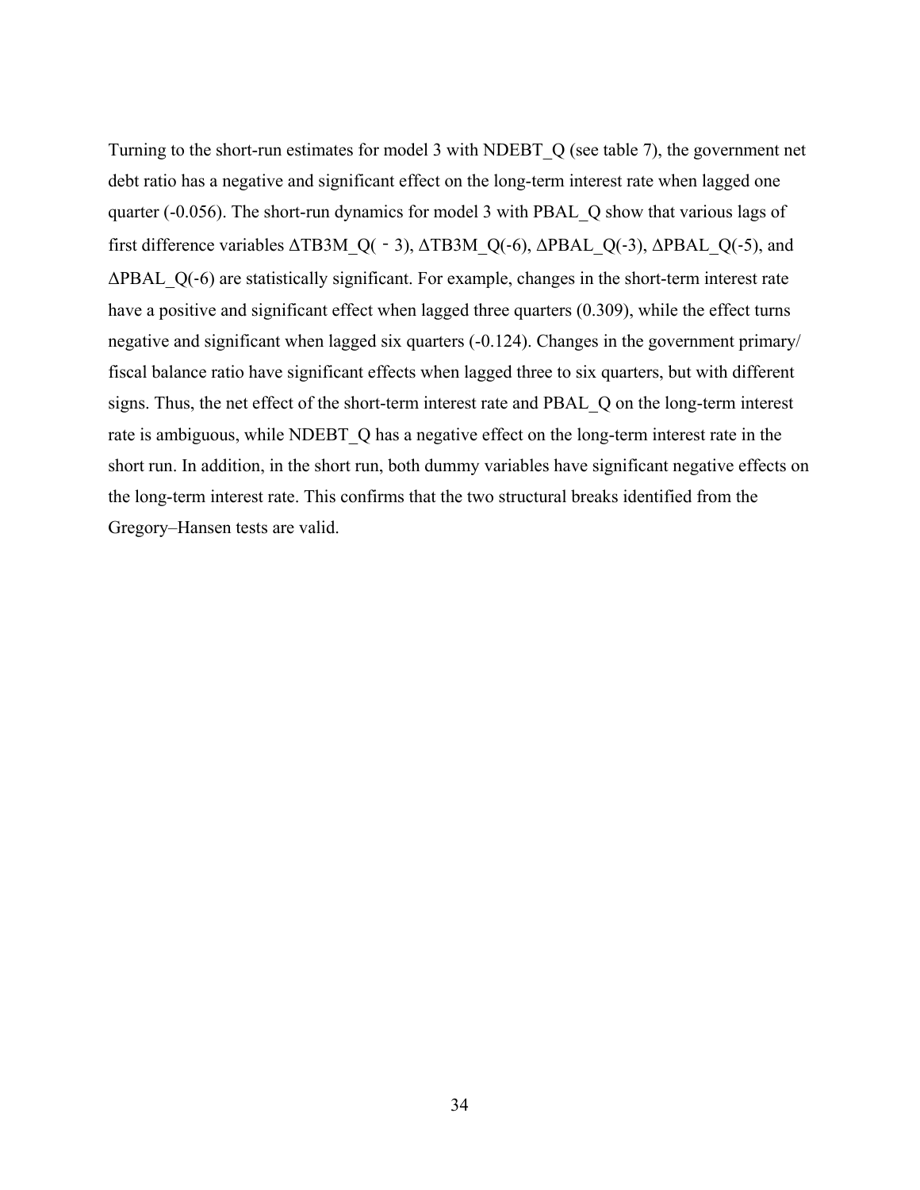Turning to the short-run estimates for model 3 with NDEBT_Q (see table 7), the government net debt ratio has a negative and significant effect on the long-term interest rate when lagged one quarter (-0.056). The short-run dynamics for model 3 with PBAL_Q show that various lags of first difference variables ΔTB3M_Q(‐3), ΔTB3M_Q(-6), ΔPBAL_Q(-3), ΔPBAL_Q(-5), and ΔPBAL_Q(-6) are statistically significant. For example, changes in the short-term interest rate have a positive and significant effect when lagged three quarters (0.309), while the effect turns negative and significant when lagged six quarters (-0.124). Changes in the government primary/ fiscal balance ratio have significant effects when lagged three to six quarters, but with different signs. Thus, the net effect of the short-term interest rate and PBAL_Q on the long-term interest rate is ambiguous, while NDEBT_Q has a negative effect on the long-term interest rate in the short run. In addition, in the short run, both dummy variables have significant negative effects on the long-term interest rate. This confirms that the two structural breaks identified from the Gregory–Hansen tests are valid.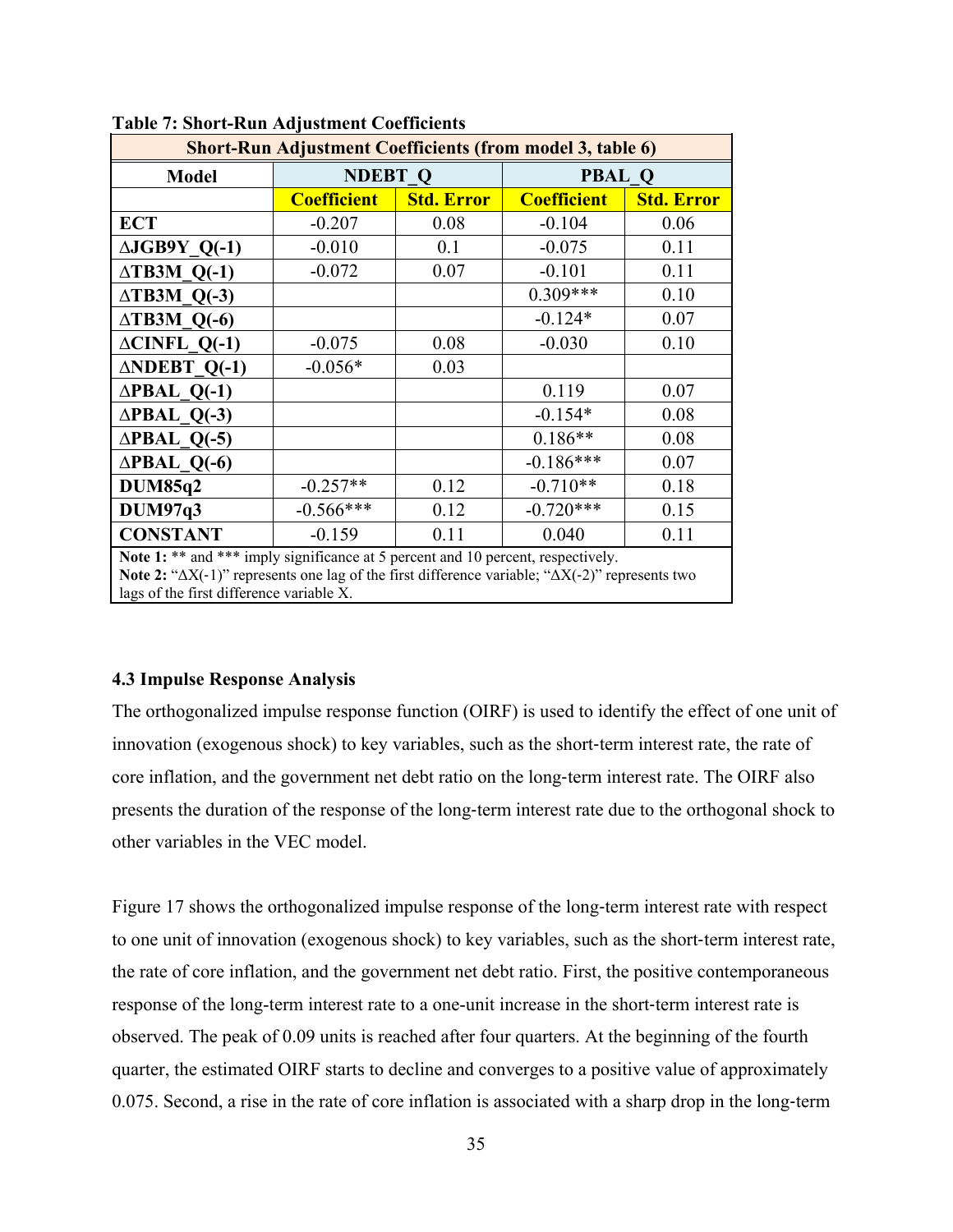**Table 7: Short-Run Adjustment Coefficients**

| Short-Run Adjustment Coefficients (from model 3, table 6) | | | | |
|---|---|---|---|---|
| **Model** | **NDEBT_Q** | | **PBAL_Q** | |
| | **Coefficient** | **Std. Error** | **Coefficient** | **Std. Error** |
| **ECT** | -0.207 | 0.08 | -0.104 | 0.06 |
| **ΔJGB9Y_Q(-1)** | -0.010 | 0.1 | -0.075 | 0.11 |
| **ΔTB3M_Q(-1)** | -0.072 | 0.07 | -0.101 | 0.11 |
| **ΔTB3M_Q(-3)** | | | 0.309*** | 0.10 |
| **ΔTB3M_Q(-6)** | | | -0.124* | 0.07 |
| **ΔCINFL_Q(-1)** | -0.075 | 0.08 | -0.030 | 0.10 |
| **ΔNDEBT_Q(-1)** | -0.056* | 0.03 | | |
| **ΔPBAL_Q(-1)** | | | 0.119 | 0.07 |
| **ΔPBAL_Q(-3)** | | | -0.154* | 0.08 |
| **ΔPBAL_Q(-5)** | | | 0.186** | 0.08 |
| **ΔPBAL_Q(-6)** | | | -0.186*** | 0.07 |
| **DUM85q2** | -0.257** | 0.12 | -0.710** | 0.18 |
| **DUM97q3** | -0.566*** | 0.12 | -0.720*** | 0.15 |
| **CONSTANT** | -0.159 | 0.11 | 0.040 | 0.11 |

**Note 1:** ** and *** imply significance at 5 percent and 10 percent, respectively.
**Note 2:** "ΔX(-1)" represents one lag of the first difference variable; "ΔX(-2)" represents two lags of the first difference variable X.

### 4.3 Impulse Response Analysis

The orthogonalized impulse response function (OIRF) is used to identify the effect of one unit of innovation (exogenous shock) to key variables, such as the short-term interest rate, the rate of core inflation, and the government net debt ratio on the long-term interest rate. The OIRF also presents the duration of the response of the long-term interest rate due to the orthogonal shock to other variables in the VEC model.

Figure 17 shows the orthogonalized impulse response of the long-term interest rate with respect to one unit of innovation (exogenous shock) to key variables, such as the short-term interest rate, the rate of core inflation, and the government net debt ratio. First, the positive contemporaneous response of the long-term interest rate to a one-unit increase in the short-term interest rate is observed. The peak of 0.09 units is reached after four quarters. At the beginning of the fourth quarter, the estimated OIRF starts to decline and converges to a positive value of approximately 0.075. Second, a rise in the rate of core inflation is associated with a sharp drop in the long-term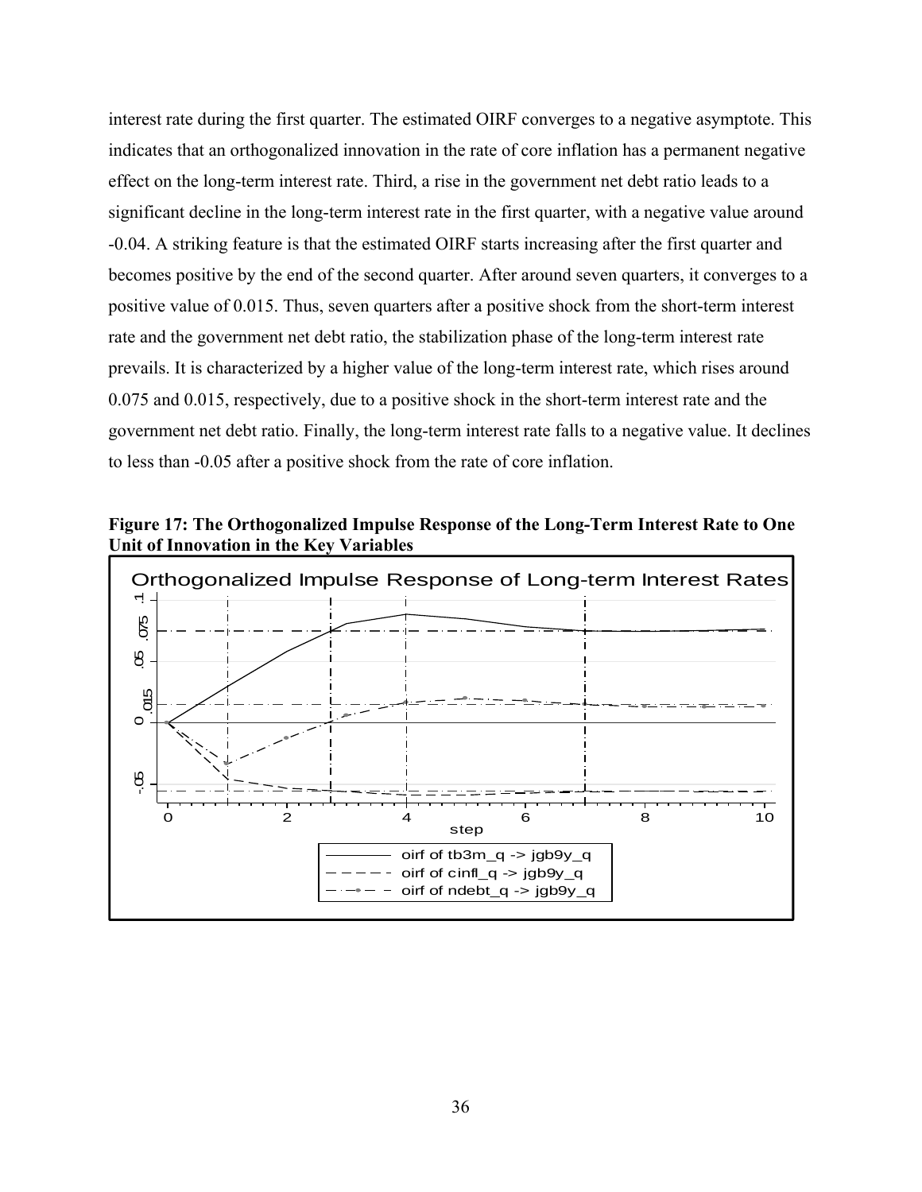interest rate during the first quarter. The estimated OIRF converges to a negative asymptote. This indicates that an orthogonalized innovation in the rate of core inflation has a permanent negative effect on the long-term interest rate. Third, a rise in the government net debt ratio leads to a significant decline in the long-term interest rate in the first quarter, with a negative value around -0.04. A striking feature is that the estimated OIRF starts increasing after the first quarter and becomes positive by the end of the second quarter. After around seven quarters, it converges to a positive value of 0.015. Thus, seven quarters after a positive shock from the short-term interest rate and the government net debt ratio, the stabilization phase of the long-term interest rate prevails. It is characterized by a higher value of the long-term interest rate, which rises around 0.075 and 0.015, respectively, due to a positive shock in the short-term interest rate and the government net debt ratio. Finally, the long-term interest rate falls to a negative value. It declines to less than -0.05 after a positive shock from the rate of core inflation.

**Figure 17: The Orthogonalized Impulse Response of the Long-Term Interest Rate to One Unit of Innovation in the Key Variables**

Orthogonalized Impulse Response of Long-term Interest Rates

- oirf of tb3m_q -> jgb9y_q
- oirf of cinfl_q -> jgb9y_q
- oirf of ndebt_q -> jgb9y_q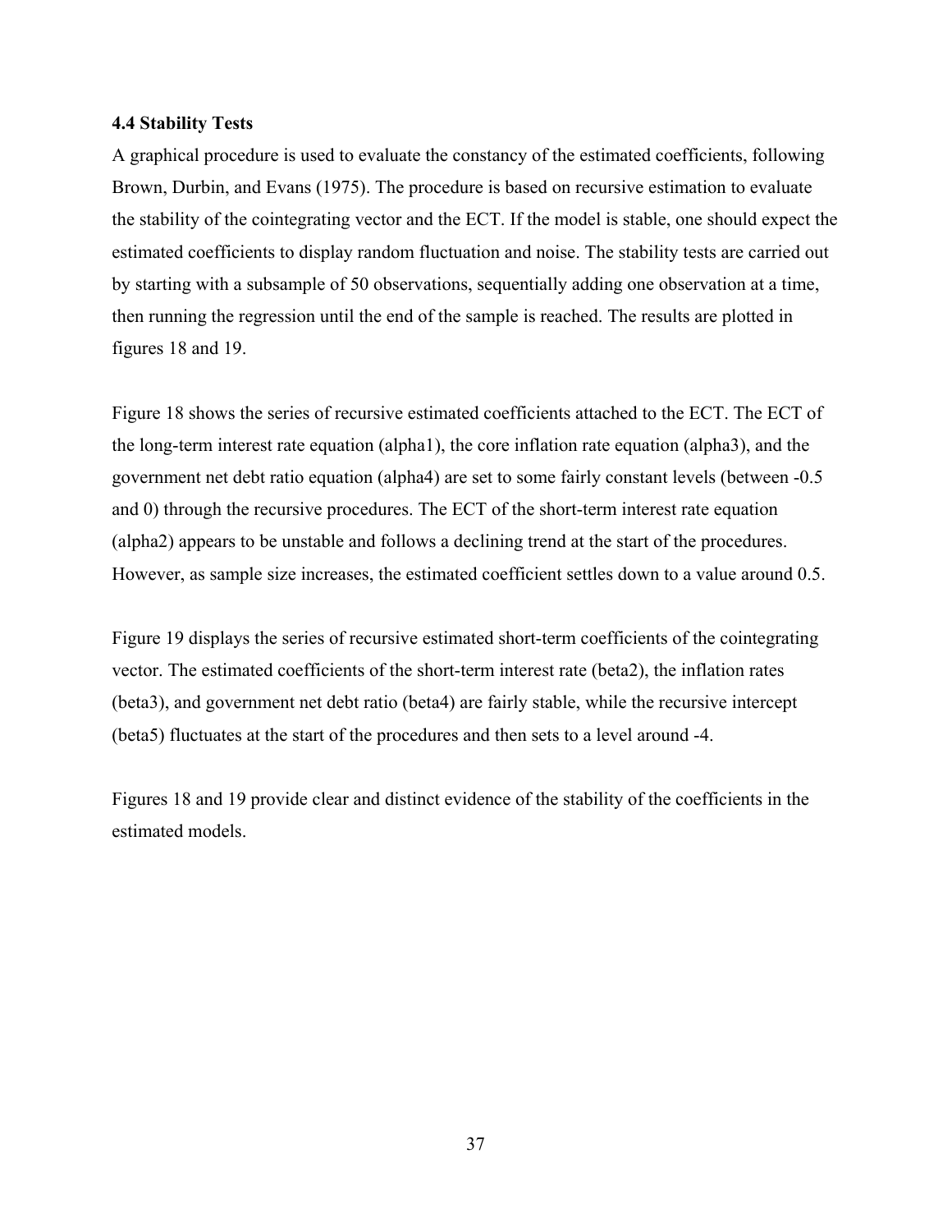### 4.4 Stability Tests

A graphical procedure is used to evaluate the constancy of the estimated coefficients, following Brown, Durbin, and Evans (1975). The procedure is based on recursive estimation to evaluate the stability of the cointegrating vector and the ECT. If the model is stable, one should expect the estimated coefficients to display random fluctuation and noise. The stability tests are carried out by starting with a subsample of 50 observations, sequentially adding one observation at a time, then running the regression until the end of the sample is reached. The results are plotted in figures 18 and 19.

Figure 18 shows the series of recursive estimated coefficients attached to the ECT. The ECT of the long-term interest rate equation (alpha1), the core inflation rate equation (alpha3), and the government net debt ratio equation (alpha4) are set to some fairly constant levels (between -0.5 and 0) through the recursive procedures. The ECT of the short-term interest rate equation (alpha2) appears to be unstable and follows a declining trend at the start of the procedures. However, as sample size increases, the estimated coefficient settles down to a value around 0.5.

Figure 19 displays the series of recursive estimated short-term coefficients of the cointegrating vector. The estimated coefficients of the short-term interest rate (beta2), the inflation rates (beta3), and government net debt ratio (beta4) are fairly stable, while the recursive intercept (beta5) fluctuates at the start of the procedures and then sets to a level around -4.

Figures 18 and 19 provide clear and distinct evidence of the stability of the coefficients in the estimated models.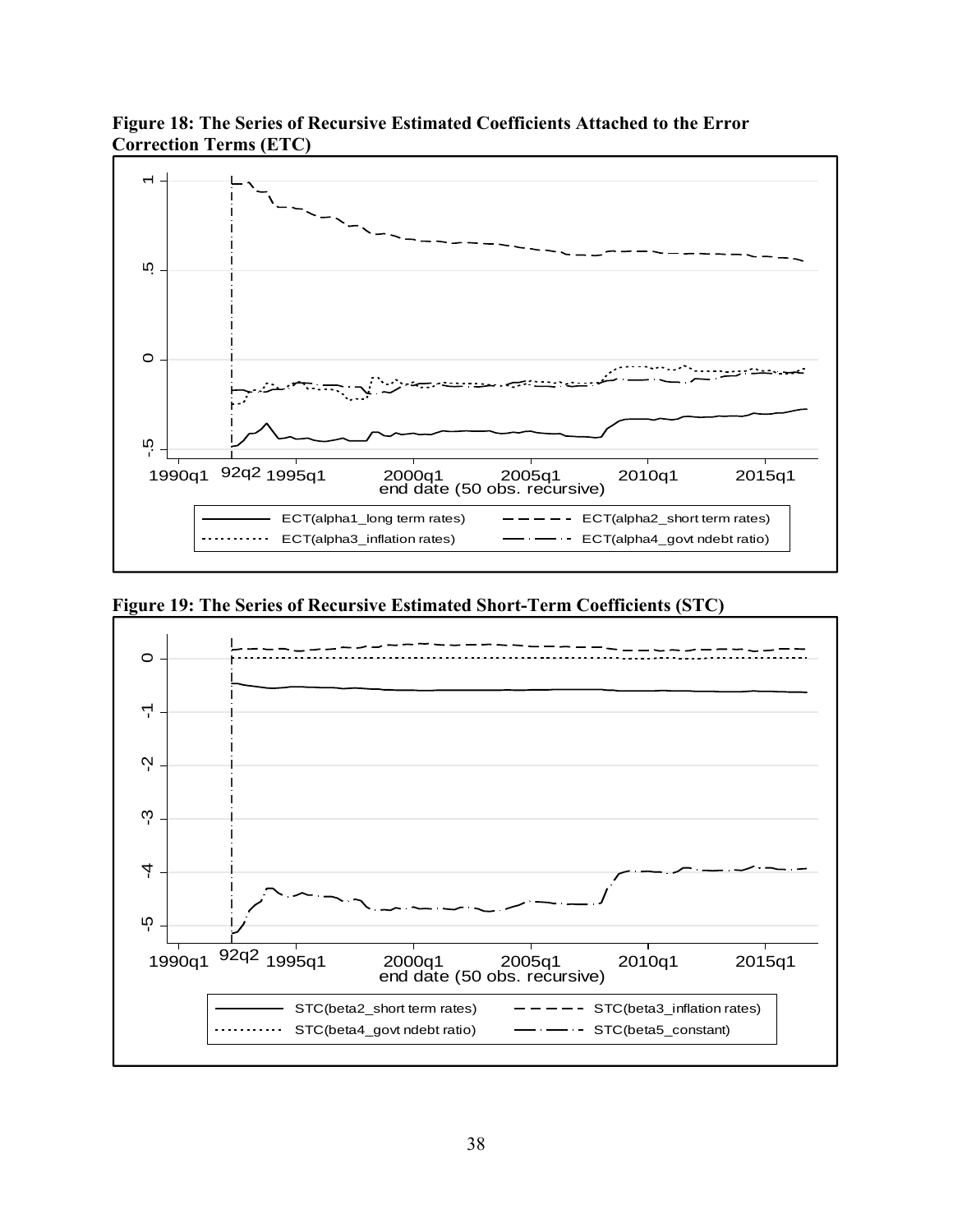**Figure 18: The Series of Recursive Estimated Coefficients Attached to the Error Correction Terms (ETC)**

**Figure 19: The Series of Recursive Estimated Short-Term Coefficients (STC)**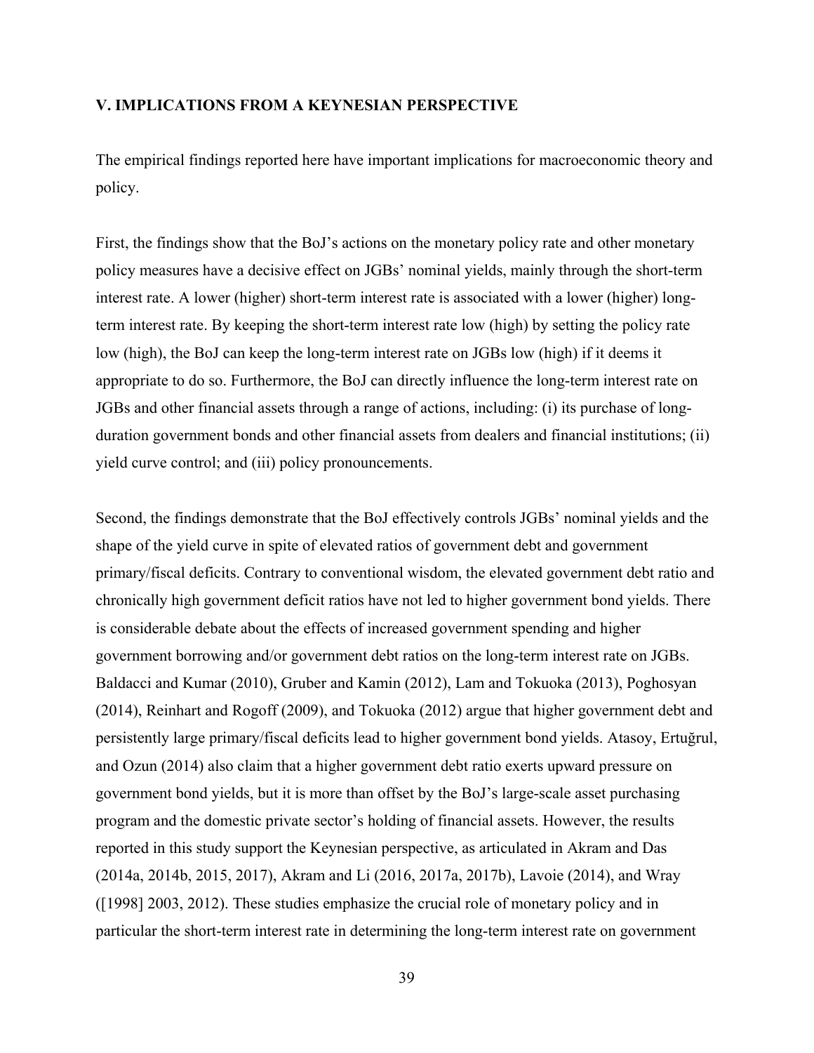## V. IMPLICATIONS FROM A KEYNESIAN PERSPECTIVE

The empirical findings reported here have important implications for macroeconomic theory and policy.

First, the findings show that the BoJ's actions on the monetary policy rate and other monetary policy measures have a decisive effect on JGBs' nominal yields, mainly through the short-term interest rate. A lower (higher) short-term interest rate is associated with a lower (higher) long-term interest rate. By keeping the short-term interest rate low (high) by setting the policy rate low (high), the BoJ can keep the long-term interest rate on JGBs low (high) if it deems it appropriate to do so. Furthermore, the BoJ can directly influence the long-term interest rate on JGBs and other financial assets through a range of actions, including: (i) its purchase of long-duration government bonds and other financial assets from dealers and financial institutions; (ii) yield curve control; and (iii) policy pronouncements.

Second, the findings demonstrate that the BoJ effectively controls JGBs' nominal yields and the shape of the yield curve in spite of elevated ratios of government debt and government primary/fiscal deficits. Contrary to conventional wisdom, the elevated government debt ratio and chronically high government deficit ratios have not led to higher government bond yields. There is considerable debate about the effects of increased government spending and higher government borrowing and/or government debt ratios on the long-term interest rate on JGBs. Baldacci and Kumar (2010), Gruber and Kamin (2012), Lam and Tokuoka (2013), Poghosyan (2014), Reinhart and Rogoff (2009), and Tokuoka (2012) argue that higher government debt and persistently large primary/fiscal deficits lead to higher government bond yields. Atasoy, Ertuğrul, and Ozun (2014) also claim that a higher government debt ratio exerts upward pressure on government bond yields, but it is more than offset by the BoJ's large-scale asset purchasing program and the domestic private sector's holding of financial assets. However, the results reported in this study support the Keynesian perspective, as articulated in Akram and Das (2014a, 2014b, 2015, 2017), Akram and Li (2016, 2017a, 2017b), Lavoie (2014), and Wray ([1998] 2003, 2012). These studies emphasize the crucial role of monetary policy and in particular the short-term interest rate in determining the long-term interest rate on government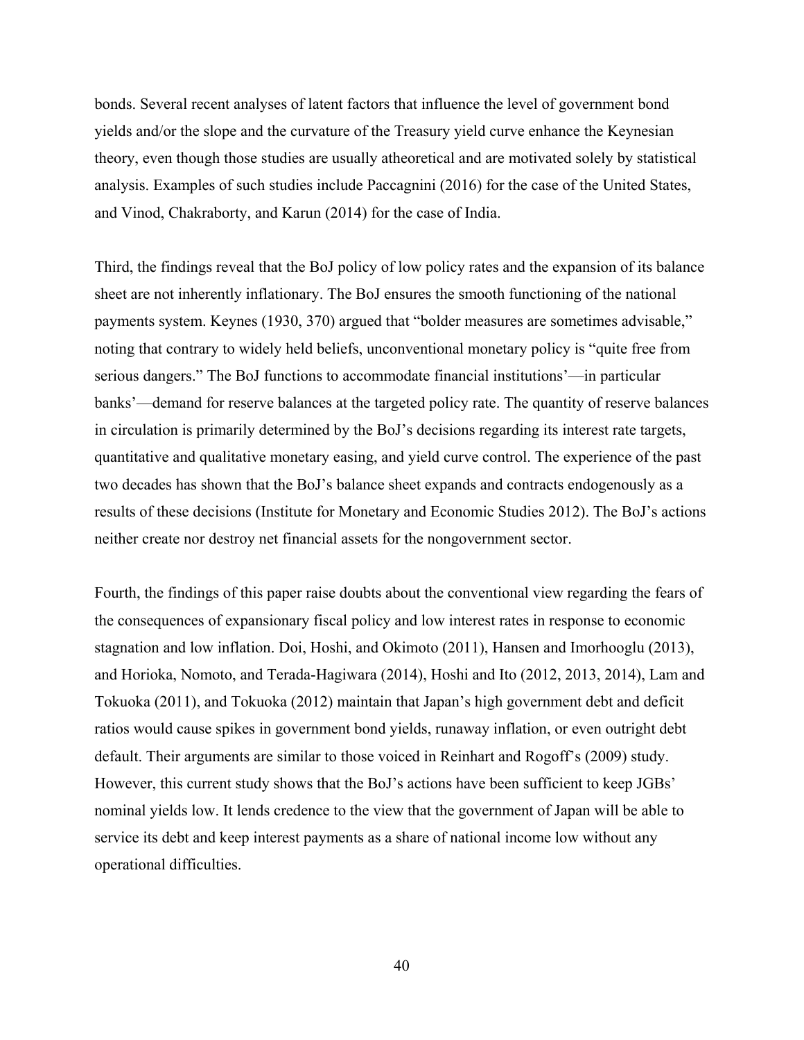bonds. Several recent analyses of latent factors that influence the level of government bond yields and/or the slope and the curvature of the Treasury yield curve enhance the Keynesian theory, even though those studies are usually atheoretical and are motivated solely by statistical analysis. Examples of such studies include Paccagnini (2016) for the case of the United States, and Vinod, Chakraborty, and Karun (2014) for the case of India.

Third, the findings reveal that the BoJ policy of low policy rates and the expansion of its balance sheet are not inherently inflationary. The BoJ ensures the smooth functioning of the national payments system. Keynes (1930, 370) argued that "bolder measures are sometimes advisable," noting that contrary to widely held beliefs, unconventional monetary policy is "quite free from serious dangers." The BoJ functions to accommodate financial institutions'—in particular banks'—demand for reserve balances at the targeted policy rate. The quantity of reserve balances in circulation is primarily determined by the BoJ's decisions regarding its interest rate targets, quantitative and qualitative monetary easing, and yield curve control. The experience of the past two decades has shown that the BoJ's balance sheet expands and contracts endogenously as a results of these decisions (Institute for Monetary and Economic Studies 2012). The BoJ's actions neither create nor destroy net financial assets for the nongovernment sector.

Fourth, the findings of this paper raise doubts about the conventional view regarding the fears of the consequences of expansionary fiscal policy and low interest rates in response to economic stagnation and low inflation. Doi, Hoshi, and Okimoto (2011), Hansen and Imorhooglu (2013), and Horioka, Nomoto, and Terada-Hagiwara (2014), Hoshi and Ito (2012, 2013, 2014), Lam and Tokuoka (2011), and Tokuoka (2012) maintain that Japan's high government debt and deficit ratios would cause spikes in government bond yields, runaway inflation, or even outright debt default. Their arguments are similar to those voiced in Reinhart and Rogoff's (2009) study. However, this current study shows that the BoJ's actions have been sufficient to keep JGBs' nominal yields low. It lends credence to the view that the government of Japan will be able to service its debt and keep interest payments as a share of national income low without any operational difficulties.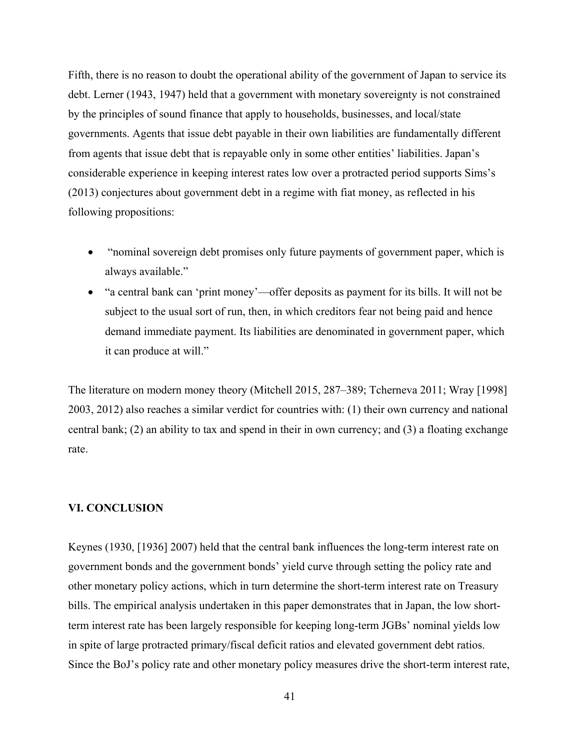Fifth, there is no reason to doubt the operational ability of the government of Japan to service its debt. Lerner (1943, 1947) held that a government with monetary sovereignty is not constrained by the principles of sound finance that apply to households, businesses, and local/state governments. Agents that issue debt payable in their own liabilities are fundamentally different from agents that issue debt that is repayable only in some other entities' liabilities. Japan's considerable experience in keeping interest rates low over a protracted period supports Sims's (2013) conjectures about government debt in a regime with fiat money, as reflected in his following propositions:

- "nominal sovereign debt promises only future payments of government paper, which is always available."
- "a central bank can 'print money'—offer deposits as payment for its bills. It will not be subject to the usual sort of run, then, in which creditors fear not being paid and hence demand immediate payment. Its liabilities are denominated in government paper, which it can produce at will."

The literature on modern money theory (Mitchell 2015, 287–389; Tcherneva 2011; Wray [1998] 2003, 2012) also reaches a similar verdict for countries with: (1) their own currency and national central bank; (2) an ability to tax and spend in their in own currency; and (3) a floating exchange rate.

## VI. CONCLUSION

Keynes (1930, [1936] 2007) held that the central bank influences the long-term interest rate on government bonds and the government bonds' yield curve through setting the policy rate and other monetary policy actions, which in turn determine the short-term interest rate on Treasury bills. The empirical analysis undertaken in this paper demonstrates that in Japan, the low short-term interest rate has been largely responsible for keeping long-term JGBs' nominal yields low in spite of large protracted primary/fiscal deficit ratios and elevated government debt ratios. Since the BoJ's policy rate and other monetary policy measures drive the short-term interest rate,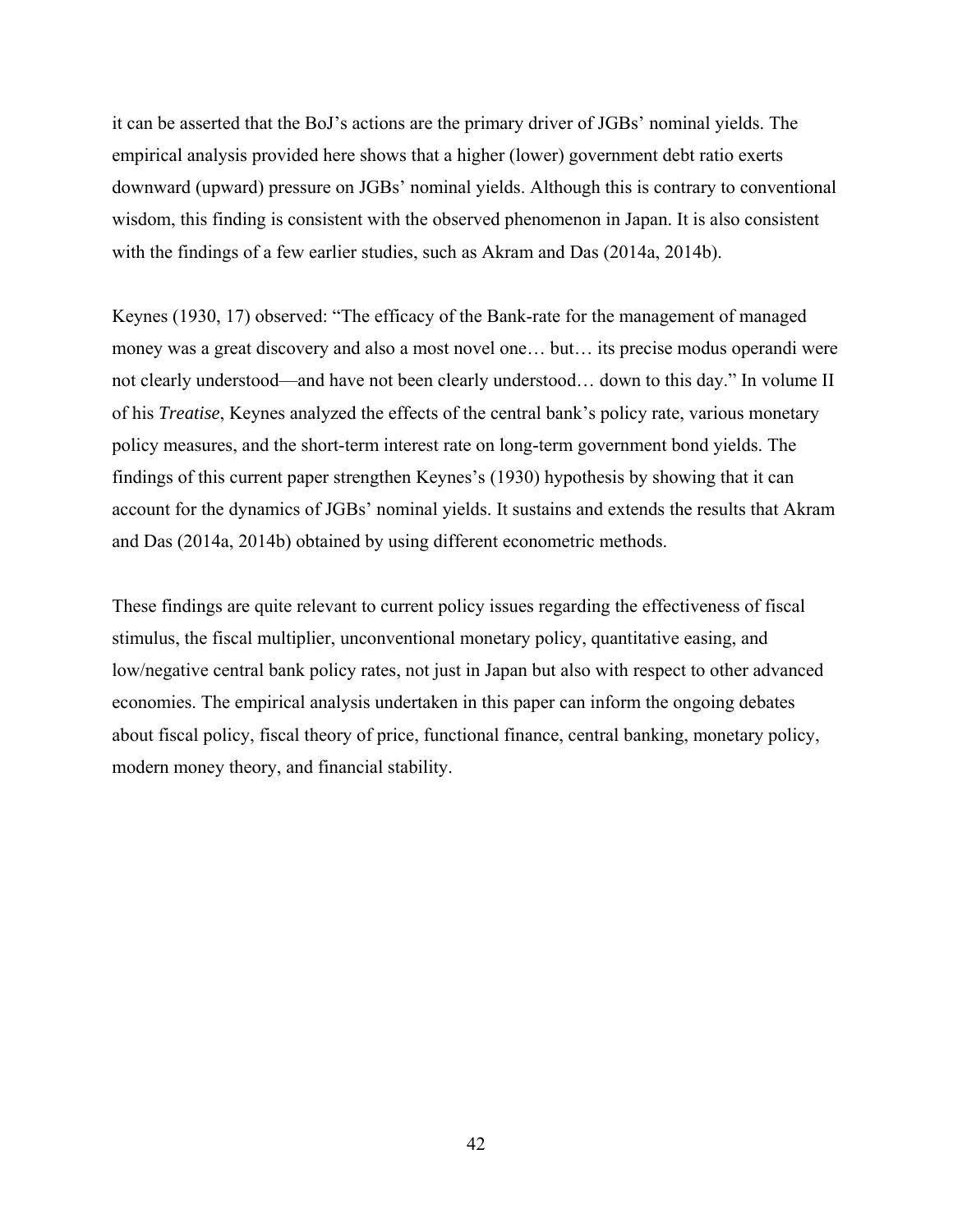it can be asserted that the BoJ's actions are the primary driver of JGBs' nominal yields. The empirical analysis provided here shows that a higher (lower) government debt ratio exerts downward (upward) pressure on JGBs' nominal yields. Although this is contrary to conventional wisdom, this finding is consistent with the observed phenomenon in Japan. It is also consistent with the findings of a few earlier studies, such as Akram and Das (2014a, 2014b).

Keynes (1930, 17) observed: "The efficacy of the Bank-rate for the management of managed money was a great discovery and also a most novel one… but… its precise modus operandi were not clearly understood—and have not been clearly understood… down to this day." In volume II of his *Treatise*, Keynes analyzed the effects of the central bank's policy rate, various monetary policy measures, and the short-term interest rate on long-term government bond yields. The findings of this current paper strengthen Keynes's (1930) hypothesis by showing that it can account for the dynamics of JGBs' nominal yields. It sustains and extends the results that Akram and Das (2014a, 2014b) obtained by using different econometric methods.

These findings are quite relevant to current policy issues regarding the effectiveness of fiscal stimulus, the fiscal multiplier, unconventional monetary policy, quantitative easing, and low/negative central bank policy rates, not just in Japan but also with respect to other advanced economies. The empirical analysis undertaken in this paper can inform the ongoing debates about fiscal policy, fiscal theory of price, functional finance, central banking, monetary policy, modern money theory, and financial stability.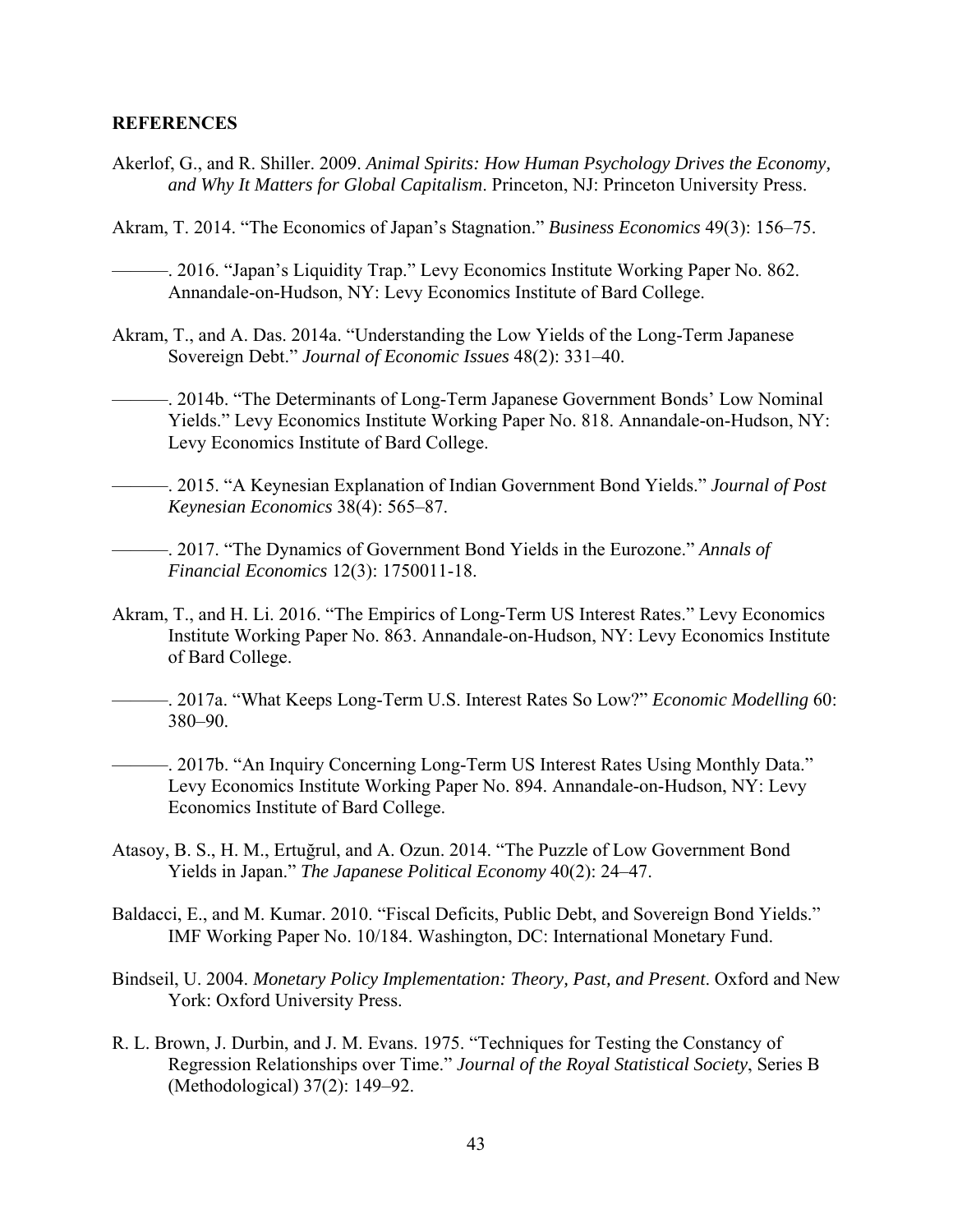## REFERENCES

Akerlof, G., and R. Shiller. 2009. *Animal Spirits: How Human Psychology Drives the Economy, and Why It Matters for Global Capitalism*. Princeton, NJ: Princeton University Press.

Akram, T. 2014. "The Economics of Japan's Stagnation." *Business Economics* 49(3): 156–75.

———. 2016. "Japan's Liquidity Trap." Levy Economics Institute Working Paper No. 862. Annandale-on-Hudson, NY: Levy Economics Institute of Bard College.

Akram, T., and A. Das. 2014a. "Understanding the Low Yields of the Long-Term Japanese Sovereign Debt." *Journal of Economic Issues* 48(2): 331–40.

———. 2014b. "The Determinants of Long-Term Japanese Government Bonds' Low Nominal Yields." Levy Economics Institute Working Paper No. 818. Annandale-on-Hudson, NY: Levy Economics Institute of Bard College.

———. 2015. "A Keynesian Explanation of Indian Government Bond Yields." *Journal of Post Keynesian Economics* 38(4): 565–87.

———. 2017. "The Dynamics of Government Bond Yields in the Eurozone." *Annals of Financial Economics* 12(3): 1750011-18.

Akram, T., and H. Li. 2016. "The Empirics of Long-Term US Interest Rates." Levy Economics Institute Working Paper No. 863. Annandale-on-Hudson, NY: Levy Economics Institute of Bard College.

———. 2017a. "What Keeps Long-Term U.S. Interest Rates So Low?" *Economic Modelling* 60: 380–90.

———. 2017b. "An Inquiry Concerning Long-Term US Interest Rates Using Monthly Data." Levy Economics Institute Working Paper No. 894. Annandale-on-Hudson, NY: Levy Economics Institute of Bard College.

Atasoy, B. S., H. M., Ertuğrul, and A. Ozun. 2014. "The Puzzle of Low Government Bond Yields in Japan." *The Japanese Political Economy* 40(2): 24–47.

Baldacci, E., and M. Kumar. 2010. "Fiscal Deficits, Public Debt, and Sovereign Bond Yields." IMF Working Paper No. 10/184. Washington, DC: International Monetary Fund.

Bindseil, U. 2004. *Monetary Policy Implementation: Theory, Past, and Present*. Oxford and New York: Oxford University Press.

R. L. Brown, J. Durbin, and J. M. Evans. 1975. "Techniques for Testing the Constancy of Regression Relationships over Time." *Journal of the Royal Statistical Society*, Series B (Methodological) 37(2): 149–92.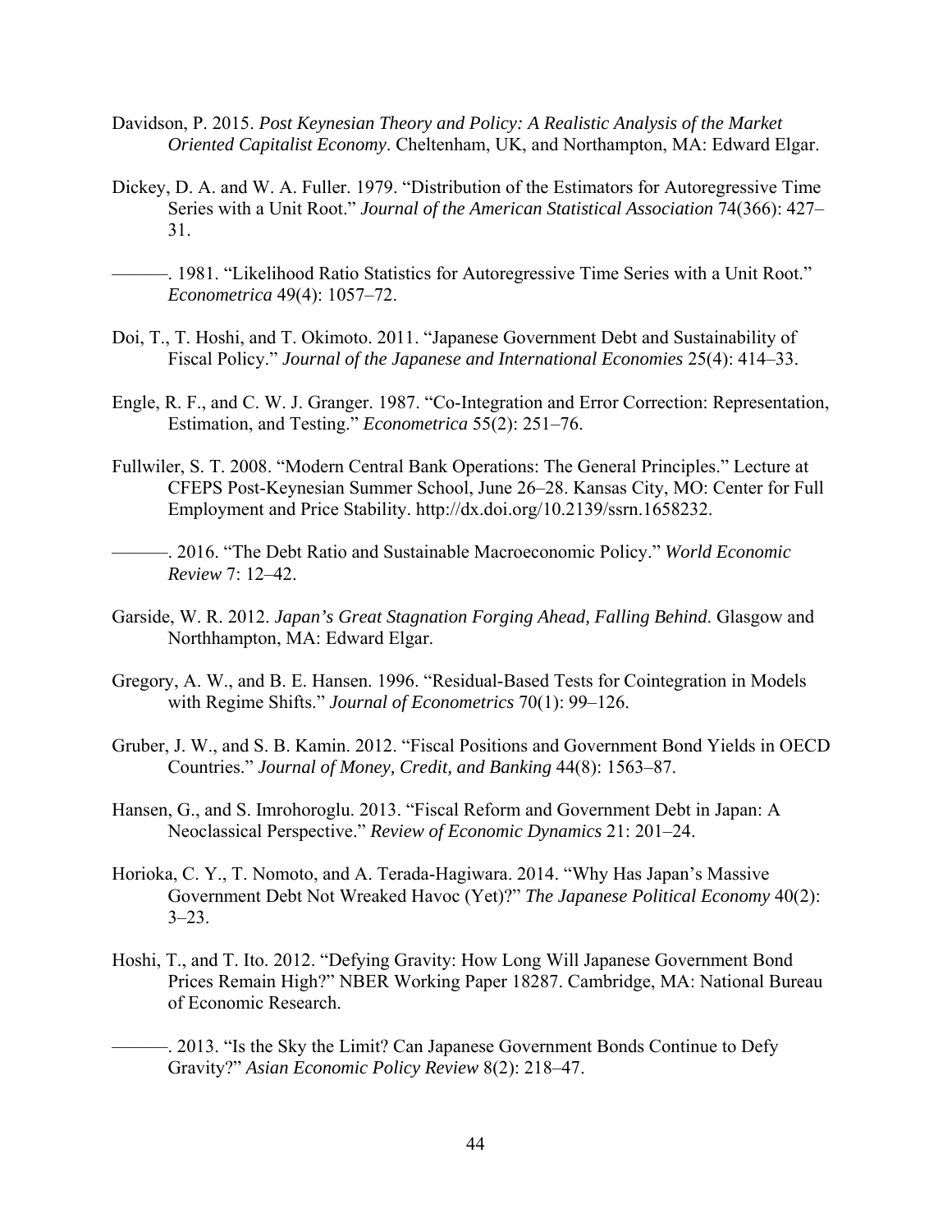Davidson, P. 2015. *Post Keynesian Theory and Policy: A Realistic Analysis of the Market Oriented Capitalist Economy*. Cheltenham, UK, and Northampton, MA: Edward Elgar.

Dickey, D. A. and W. A. Fuller. 1979. "Distribution of the Estimators for Autoregressive Time Series with a Unit Root." *Journal of the American Statistical Association* 74(366): 427–31.

———. 1981. "Likelihood Ratio Statistics for Autoregressive Time Series with a Unit Root." *Econometrica* 49(4): 1057–72.

Doi, T., T. Hoshi, and T. Okimoto. 2011. "Japanese Government Debt and Sustainability of Fiscal Policy." *Journal of the Japanese and International Economies* 25(4): 414–33.

Engle, R. F., and C. W. J. Granger. 1987. "Co-Integration and Error Correction: Representation, Estimation, and Testing." *Econometrica* 55(2): 251–76.

Fullwiler, S. T. 2008. "Modern Central Bank Operations: The General Principles." Lecture at CFEPS Post-Keynesian Summer School, June 26–28. Kansas City, MO: Center for Full Employment and Price Stability. http://dx.doi.org/10.2139/ssrn.1658232.

———. 2016. "The Debt Ratio and Sustainable Macroeconomic Policy." *World Economic Review* 7: 12–42.

Garside, W. R. 2012. *Japan's Great Stagnation Forging Ahead, Falling Behind*. Glasgow and Northhampton, MA: Edward Elgar.

Gregory, A. W., and B. E. Hansen. 1996. "Residual-Based Tests for Cointegration in Models with Regime Shifts." *Journal of Econometrics* 70(1): 99–126.

Gruber, J. W., and S. B. Kamin. 2012. "Fiscal Positions and Government Bond Yields in OECD Countries." *Journal of Money, Credit, and Banking* 44(8): 1563–87.

Hansen, G., and S. Imrohoroglu. 2013. "Fiscal Reform and Government Debt in Japan: A Neoclassical Perspective." *Review of Economic Dynamics* 21: 201–24.

Horioka, C. Y., T. Nomoto, and A. Terada-Hagiwara. 2014. "Why Has Japan's Massive Government Debt Not Wreaked Havoc (Yet)?" *The Japanese Political Economy* 40(2): 3–23.

Hoshi, T., and T. Ito. 2012. "Defying Gravity: How Long Will Japanese Government Bond Prices Remain High?" NBER Working Paper 18287. Cambridge, MA: National Bureau of Economic Research.

———. 2013. "Is the Sky the Limit? Can Japanese Government Bonds Continue to Defy Gravity?" *Asian Economic Policy Review* 8(2): 218–47.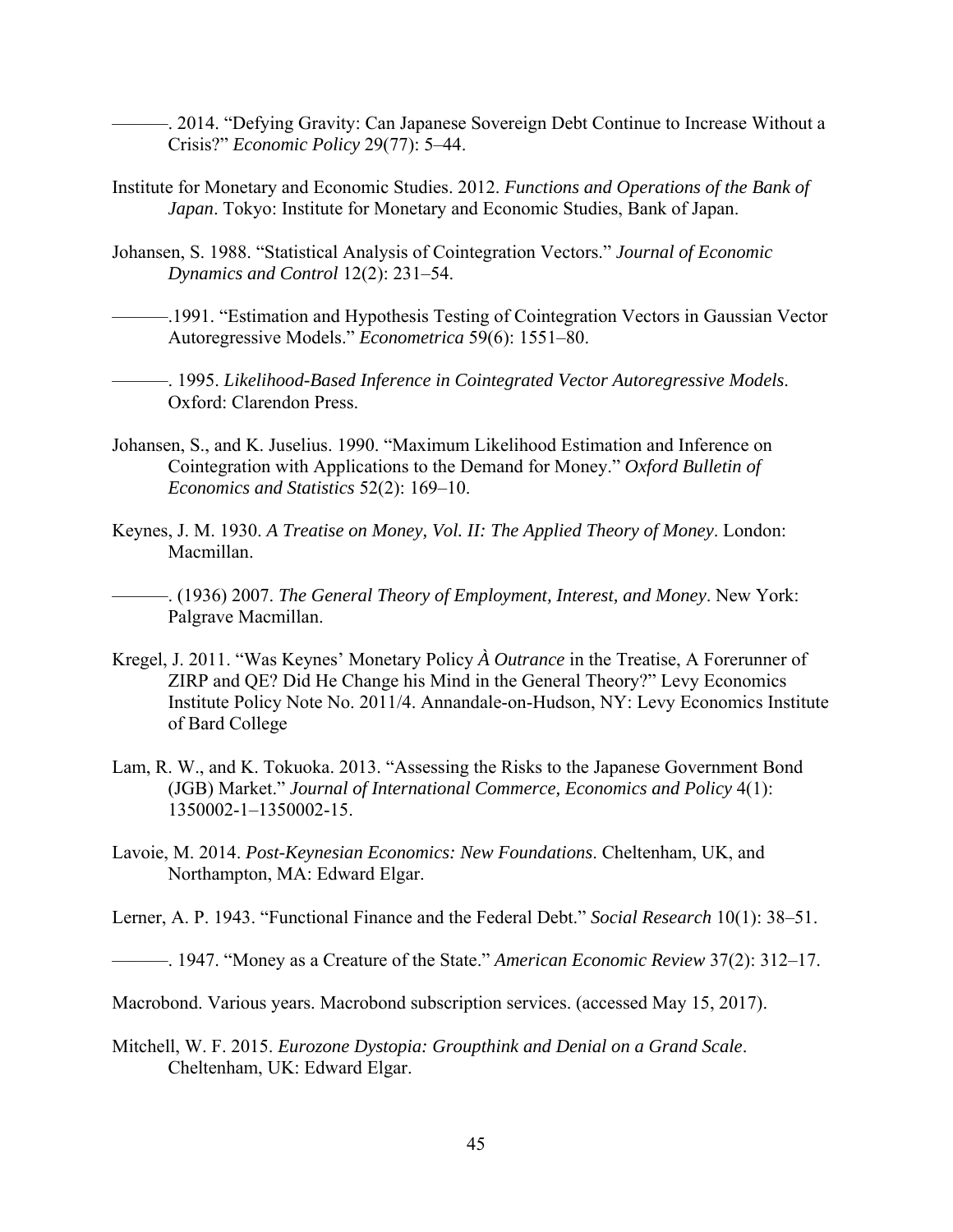———. 2014. "Defying Gravity: Can Japanese Sovereign Debt Continue to Increase Without a Crisis?" *Economic Policy* 29(77): 5–44.

Institute for Monetary and Economic Studies. 2012. *Functions and Operations of the Bank of Japan*. Tokyo: Institute for Monetary and Economic Studies, Bank of Japan.

Johansen, S. 1988. "Statistical Analysis of Cointegration Vectors." *Journal of Economic Dynamics and Control* 12(2): 231–54.

———.1991. "Estimation and Hypothesis Testing of Cointegration Vectors in Gaussian Vector Autoregressive Models." *Econometrica* 59(6): 1551–80.

———. 1995. *Likelihood-Based Inference in Cointegrated Vector Autoregressive Models*. Oxford: Clarendon Press.

Johansen, S., and K. Juselius. 1990. "Maximum Likelihood Estimation and Inference on Cointegration with Applications to the Demand for Money." *Oxford Bulletin of Economics and Statistics* 52(2): 169–10.

Keynes, J. M. 1930. *A Treatise on Money, Vol. II: The Applied Theory of Money*. London: Macmillan.

———. (1936) 2007. *The General Theory of Employment, Interest, and Money*. New York: Palgrave Macmillan.

Kregel, J. 2011. "Was Keynes' Monetary Policy *À Outrance* in the Treatise, A Forerunner of ZIRP and QE? Did He Change his Mind in the General Theory?" Levy Economics Institute Policy Note No. 2011/4. Annandale-on-Hudson, NY: Levy Economics Institute of Bard College

Lam, R. W., and K. Tokuoka. 2013. "Assessing the Risks to the Japanese Government Bond (JGB) Market." *Journal of International Commerce, Economics and Policy* 4(1): 1350002-1–1350002-15.

Lavoie, M. 2014. *Post-Keynesian Economics: New Foundations*. Cheltenham, UK, and Northampton, MA: Edward Elgar.

Lerner, A. P. 1943. "Functional Finance and the Federal Debt." *Social Research* 10(1): 38–51.

———. 1947. "Money as a Creature of the State." *American Economic Review* 37(2): 312–17.

Macrobond. Various years. Macrobond subscription services. (accessed May 15, 2017).

Mitchell, W. F. 2015. *Eurozone Dystopia: Groupthink and Denial on a Grand Scale*. Cheltenham, UK: Edward Elgar.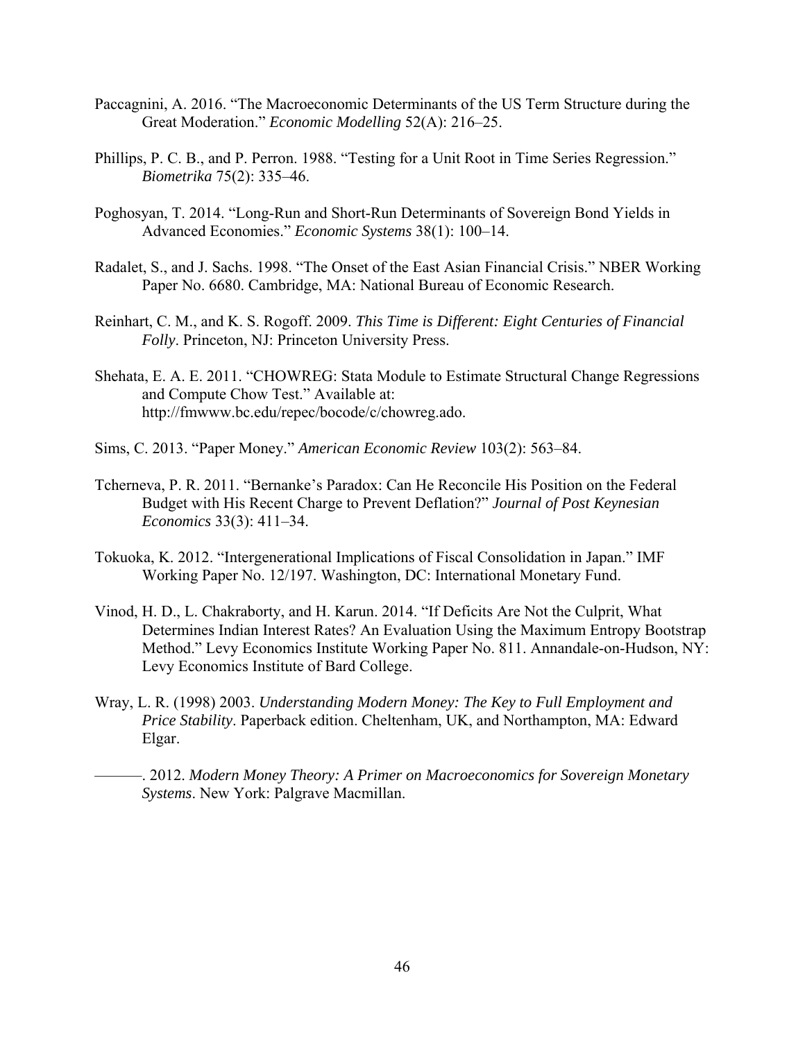Paccagnini, A. 2016. "The Macroeconomic Determinants of the US Term Structure during the Great Moderation." *Economic Modelling* 52(A): 216–25.

Phillips, P. C. B., and P. Perron. 1988. "Testing for a Unit Root in Time Series Regression." *Biometrika* 75(2): 335–46.

Poghosyan, T. 2014. "Long-Run and Short-Run Determinants of Sovereign Bond Yields in Advanced Economies." *Economic Systems* 38(1): 100–14.

Radalet, S., and J. Sachs. 1998. "The Onset of the East Asian Financial Crisis." NBER Working Paper No. 6680. Cambridge, MA: National Bureau of Economic Research.

Reinhart, C. M., and K. S. Rogoff. 2009. *This Time is Different: Eight Centuries of Financial Folly*. Princeton, NJ: Princeton University Press.

Shehata, E. A. E. 2011. "CHOWREG: Stata Module to Estimate Structural Change Regressions and Compute Chow Test." Available at: http://fmwww.bc.edu/repec/bocode/c/chowreg.ado.

Sims, C. 2013. "Paper Money." *American Economic Review* 103(2): 563–84.

Tcherneva, P. R. 2011. "Bernanke's Paradox: Can He Reconcile His Position on the Federal Budget with His Recent Charge to Prevent Deflation?" *Journal of Post Keynesian Economics* 33(3): 411–34.

Tokuoka, K. 2012. "Intergenerational Implications of Fiscal Consolidation in Japan." IMF Working Paper No. 12/197. Washington, DC: International Monetary Fund.

Vinod, H. D., L. Chakraborty, and H. Karun. 2014. "If Deficits Are Not the Culprit, What Determines Indian Interest Rates? An Evaluation Using the Maximum Entropy Bootstrap Method." Levy Economics Institute Working Paper No. 811. Annandale-on-Hudson, NY: Levy Economics Institute of Bard College.

Wray, L. R. (1998) 2003. *Understanding Modern Money: The Key to Full Employment and Price Stability*. Paperback edition. Cheltenham, UK, and Northampton, MA: Edward Elgar.

———. 2012. *Modern Money Theory: A Primer on Macroeconomics for Sovereign Monetary Systems*. New York: Palgrave Macmillan.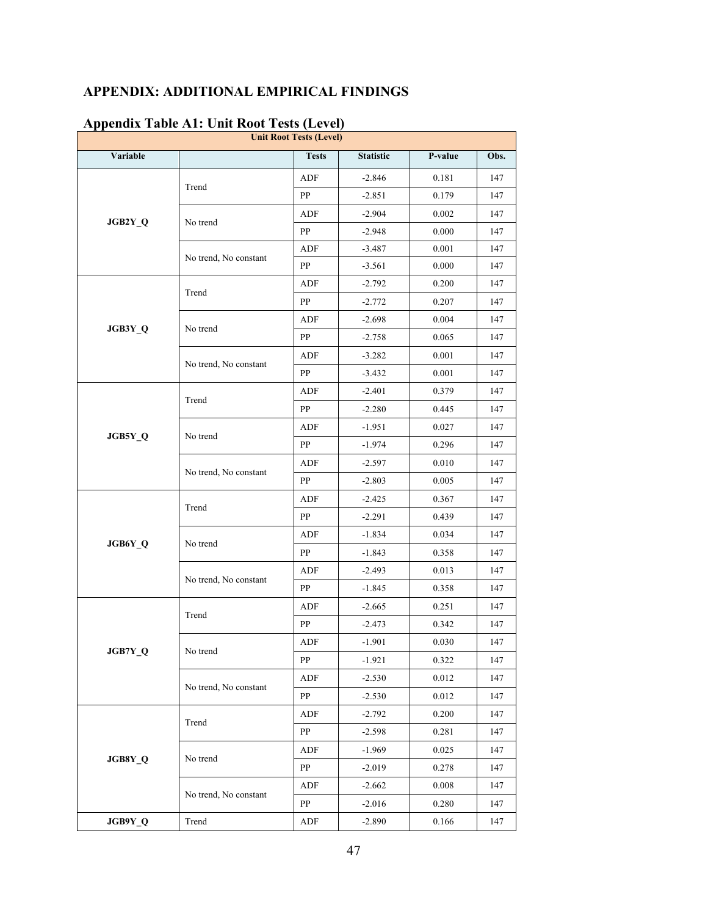## APPENDIX: ADDITIONAL EMPIRICAL FINDINGS

### Appendix Table A1: Unit Root Tests (Level)

| Unit Root Tests (Level) | | | | | |
|---|---|---|---|---|---|
| **Variable** | | **Tests** | **Statistic** | **P-value** | **Obs.** |
| JGB2Y_Q | Trend | ADF | -2.846 | 0.181 | 147 |
| | | PP | -2.851 | 0.179 | 147 |
| | No trend | ADF | -2.904 | 0.002 | 147 |
| | | PP | -2.948 | 0.000 | 147 |
| | No trend, No constant | ADF | -3.487 | 0.001 | 147 |
| | | PP | -3.561 | 0.000 | 147 |
| JGB3Y_Q | Trend | ADF | -2.792 | 0.200 | 147 |
| | | PP | -2.772 | 0.207 | 147 |
| | No trend | ADF | -2.698 | 0.004 | 147 |
| | | PP | -2.758 | 0.065 | 147 |
| | No trend, No constant | ADF | -3.282 | 0.001 | 147 |
| | | PP | -3.432 | 0.001 | 147 |
| JGB5Y_Q | Trend | ADF | -2.401 | 0.379 | 147 |
| | | PP | -2.280 | 0.445 | 147 |
| | No trend | ADF | -1.951 | 0.027 | 147 |
| | | PP | -1.974 | 0.296 | 147 |
| | No trend, No constant | ADF | -2.597 | 0.010 | 147 |
| | | PP | -2.803 | 0.005 | 147 |
| JGB6Y_Q | Trend | ADF | -2.425 | 0.367 | 147 |
| | | PP | -2.291 | 0.439 | 147 |
| | No trend | ADF | -1.834 | 0.034 | 147 |
| | | PP | -1.843 | 0.358 | 147 |
| | No trend, No constant | ADF | -2.493 | 0.013 | 147 |
| | | PP | -1.845 | 0.358 | 147 |
| JGB7Y_Q | Trend | ADF | -2.665 | 0.251 | 147 |
| | | PP | -2.473 | 0.342 | 147 |
| | No trend | ADF | -1.901 | 0.030 | 147 |
| | | PP | -1.921 | 0.322 | 147 |
| | No trend, No constant | ADF | -2.530 | 0.012 | 147 |
| | | PP | -2.530 | 0.012 | 147 |
| JGB8Y_Q | Trend | ADF | -2.792 | 0.200 | 147 |
| | | PP | -2.598 | 0.281 | 147 |
| | No trend | ADF | -1.969 | 0.025 | 147 |
| | | PP | -2.019 | 0.278 | 147 |
| | No trend, No constant | ADF | -2.662 | 0.008 | 147 |
| | | PP | -2.016 | 0.280 | 147 |
| JGB9Y_Q | Trend | ADF | -2.890 | 0.166 | 147 |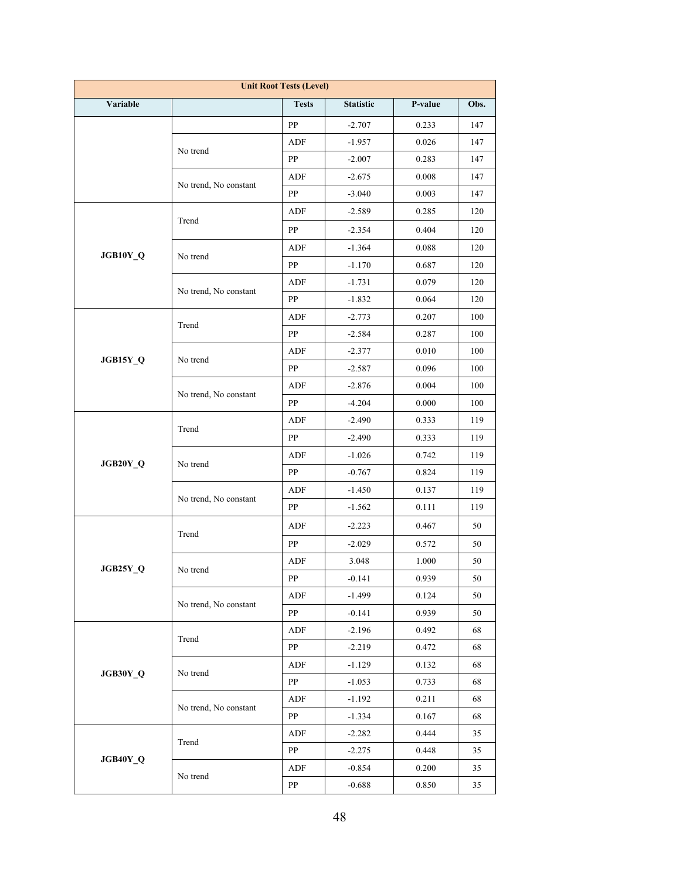| Unit Root Tests (Level) | | | | | |
|---|---|---|---|---|---|
| Variable | | Tests | Statistic | P-value | Obs. |
| | | PP | -2.707 | 0.233 | 147 |
| | No trend | ADF | -1.957 | 0.026 | 147 |
| | | PP | -2.007 | 0.283 | 147 |
| | No trend, No constant | ADF | -2.675 | 0.008 | 147 |
| | | PP | -3.040 | 0.003 | 147 |
| JGB10Y_Q | Trend | ADF | -2.589 | 0.285 | 120 |
| | | PP | -2.354 | 0.404 | 120 |
| | No trend | ADF | -1.364 | 0.088 | 120 |
| | | PP | -1.170 | 0.687 | 120 |
| | No trend, No constant | ADF | -1.731 | 0.079 | 120 |
| | | PP | -1.832 | 0.064 | 120 |
| JGB15Y_Q | Trend | ADF | -2.773 | 0.207 | 100 |
| | | PP | -2.584 | 0.287 | 100 |
| | No trend | ADF | -2.377 | 0.010 | 100 |
| | | PP | -2.587 | 0.096 | 100 |
| | No trend, No constant | ADF | -2.876 | 0.004 | 100 |
| | | PP | -4.204 | 0.000 | 100 |
| JGB20Y_Q | Trend | ADF | -2.490 | 0.333 | 119 |
| | | PP | -2.490 | 0.333 | 119 |
| | No trend | ADF | -1.026 | 0.742 | 119 |
| | | PP | -0.767 | 0.824 | 119 |
| | No trend, No constant | ADF | -1.450 | 0.137 | 119 |
| | | PP | -1.562 | 0.111 | 119 |
| JGB25Y_Q | Trend | ADF | -2.223 | 0.467 | 50 |
| | | PP | -2.029 | 0.572 | 50 |
| | No trend | ADF | 3.048 | 1.000 | 50 |
| | | PP | -0.141 | 0.939 | 50 |
| | No trend, No constant | ADF | -1.499 | 0.124 | 50 |
| | | PP | -0.141 | 0.939 | 50 |
| JGB30Y_Q | Trend | ADF | -2.196 | 0.492 | 68 |
| | | PP | -2.219 | 0.472 | 68 |
| | No trend | ADF | -1.129 | 0.132 | 68 |
| | | PP | -1.053 | 0.733 | 68 |
| | No trend, No constant | ADF | -1.192 | 0.211 | 68 |
| | | PP | -1.334 | 0.167 | 68 |
| JGB40Y_Q | Trend | ADF | -2.282 | 0.444 | 35 |
| | | PP | -2.275 | 0.448 | 35 |
| | No trend | ADF | -0.854 | 0.200 | 35 |
| | | PP | -0.688 | 0.850 | 35 |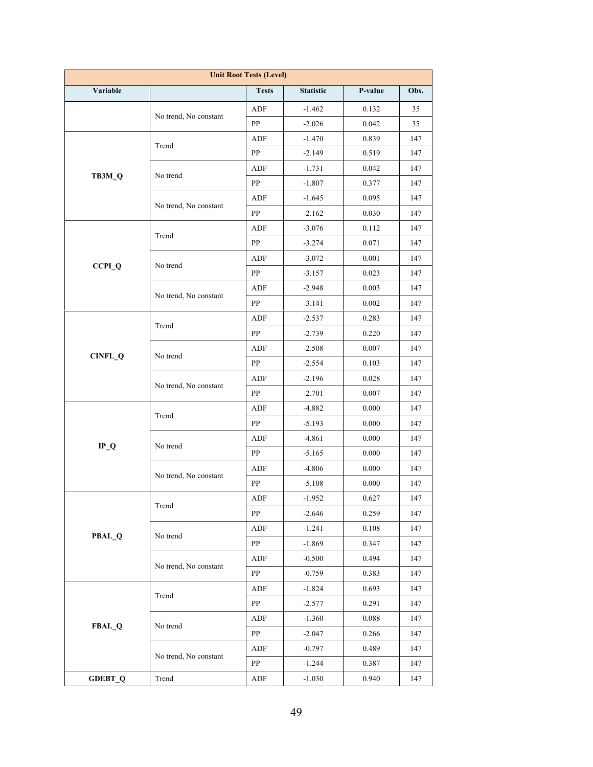| Unit Root Tests (Level) | | | | | |
|---|---|---|---|---|---|
| Variable | | Tests | Statistic | P-value | Obs. |
| | No trend, No constant | ADF | -1.462 | 0.132 | 35 |
| | | PP | -2.026 | 0.042 | 35 |
| **TB3M_Q** | Trend | ADF | -1.470 | 0.839 | 147 |
| | | PP | -2.149 | 0.519 | 147 |
| | No trend | ADF | -1.731 | 0.042 | 147 |
| | | PP | -1.807 | 0.377 | 147 |
| | No trend, No constant | ADF | -1.645 | 0.095 | 147 |
| | | PP | -2.162 | 0.030 | 147 |
| **CCPI_Q** | Trend | ADF | -3.076 | 0.112 | 147 |
| | | PP | -3.274 | 0.071 | 147 |
| | No trend | ADF | -3.072 | 0.001 | 147 |
| | | PP | -3.157 | 0.023 | 147 |
| | No trend, No constant | ADF | -2.948 | 0.003 | 147 |
| | | PP | -3.141 | 0.002 | 147 |
| **CINFL_Q** | Trend | ADF | -2.537 | 0.283 | 147 |
| | | PP | -2.739 | 0.220 | 147 |
| | No trend | ADF | -2.508 | 0.007 | 147 |
| | | PP | -2.554 | 0.103 | 147 |
| | No trend, No constant | ADF | -2.196 | 0.028 | 147 |
| | | PP | -2.701 | 0.007 | 147 |
| **IP_Q** | Trend | ADF | -4.882 | 0.000 | 147 |
| | | PP | -5.193 | 0.000 | 147 |
| | No trend | ADF | -4.861 | 0.000 | 147 |
| | | PP | -5.165 | 0.000 | 147 |
| | No trend, No constant | ADF | -4.806 | 0.000 | 147 |
| | | PP | -5.108 | 0.000 | 147 |
| **PBAL_Q** | Trend | ADF | -1.952 | 0.627 | 147 |
| | | PP | -2.646 | 0.259 | 147 |
| | No trend | ADF | -1.241 | 0.108 | 147 |
| | | PP | -1.869 | 0.347 | 147 |
| | No trend, No constant | ADF | -0.500 | 0.494 | 147 |
| | | PP | -0.759 | 0.383 | 147 |
| **FBAL_Q** | Trend | ADF | -1.824 | 0.693 | 147 |
| | | PP | -2.577 | 0.291 | 147 |
| | No trend | ADF | -1.360 | 0.088 | 147 |
| | | PP | -2.047 | 0.266 | 147 |
| | No trend, No constant | ADF | -0.797 | 0.489 | 147 |
| | | PP | -1.244 | 0.387 | 147 |
| **GDEBT_Q** | Trend | ADF | -1.030 | 0.940 | 147 |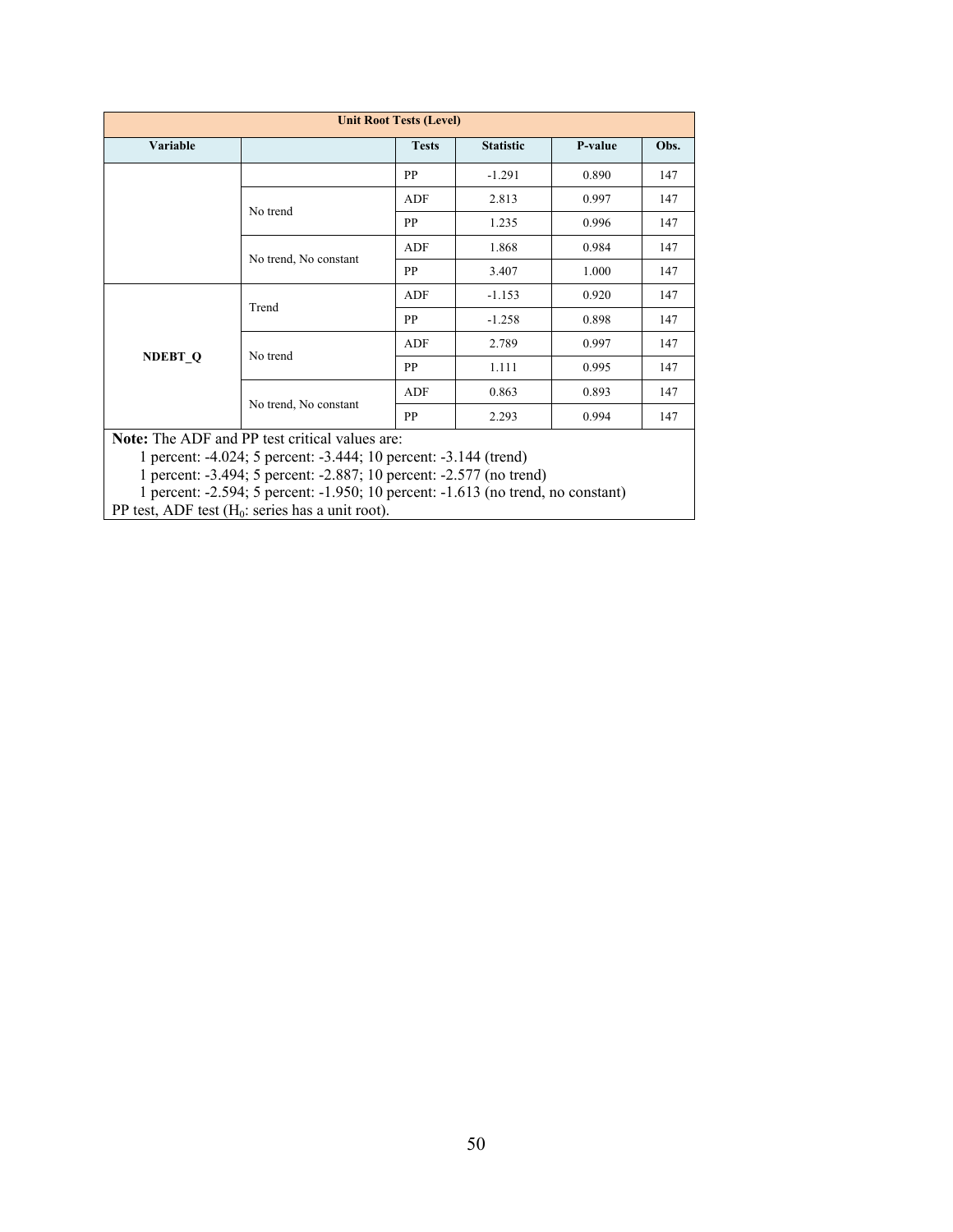| Unit Root Tests (Level) | | | | | |
|---|---|---|---|---|---|
| **Variable** | | **Tests** | **Statistic** | **P-value** | **Obs.** |
| | | PP | -1.291 | 0.890 | 147 |
| | No trend | ADF | 2.813 | 0.997 | 147 |
| | | PP | 1.235 | 0.996 | 147 |
| | No trend, No constant | ADF | 1.868 | 0.984 | 147 |
| | | PP | 3.407 | 1.000 | 147 |
| **NDEBT_Q** | Trend | ADF | -1.153 | 0.920 | 147 |
| | | PP | -1.258 | 0.898 | 147 |
| | No trend | ADF | 2.789 | 0.997 | 147 |
| | | PP | 1.111 | 0.995 | 147 |
| | No trend, No constant | ADF | 0.863 | 0.893 | 147 |
| | | PP | 2.293 | 0.994 | 147 |

**Note:** The ADF and PP test critical values are:

1 percent: -4.024; 5 percent: -3.444; 10 percent: -3.144 (trend)

1 percent: -3.494; 5 percent: -2.887; 10 percent: -2.577 (no trend)

1 percent: -2.594; 5 percent: -1.950; 10 percent: -1.613 (no trend, no constant)

PP test, ADF test ($H_0$: series has a unit root).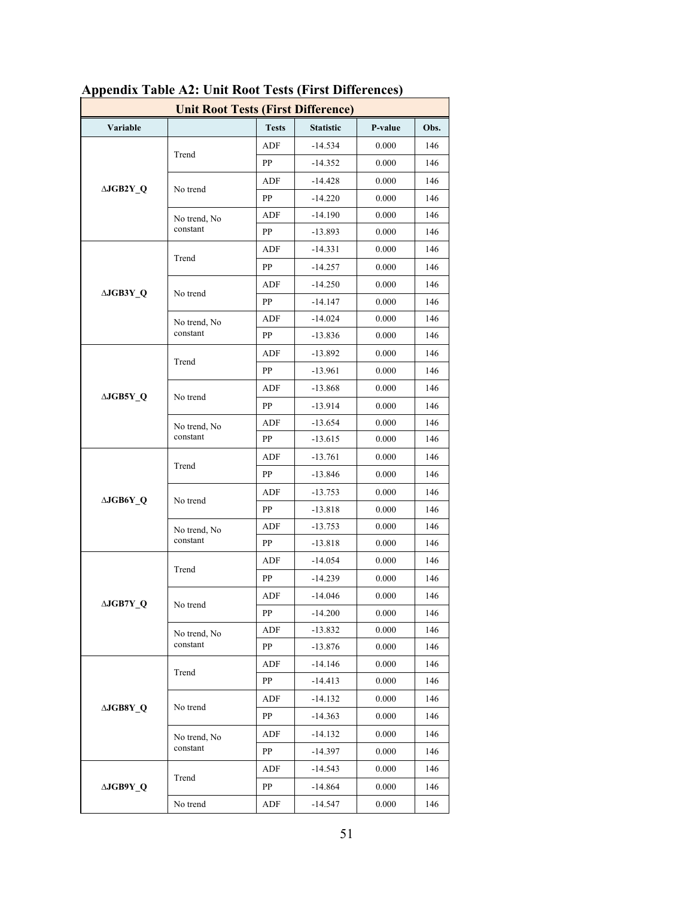## Appendix Table A2: Unit Root Tests (First Differences)

| Unit Root Tests (First Difference) | | | | | |
|---|---|---|---|---|---|
| **Variable** | | **Tests** | **Statistic** | **P-value** | **Obs.** |
| ΔJGB2Y_Q | Trend | ADF | -14.534 | 0.000 | 146 |
| | | PP | -14.352 | 0.000 | 146 |
| | No trend | ADF | -14.428 | 0.000 | 146 |
| | | PP | -14.220 | 0.000 | 146 |
| | No trend, No constant | ADF | -14.190 | 0.000 | 146 |
| | | PP | -13.893 | 0.000 | 146 |
| ΔJGB3Y_Q | Trend | ADF | -14.331 | 0.000 | 146 |
| | | PP | -14.257 | 0.000 | 146 |
| | No trend | ADF | -14.250 | 0.000 | 146 |
| | | PP | -14.147 | 0.000 | 146 |
| | No trend, No constant | ADF | -14.024 | 0.000 | 146 |
| | | PP | -13.836 | 0.000 | 146 |
| ΔJGB5Y_Q | Trend | ADF | -13.892 | 0.000 | 146 |
| | | PP | -13.961 | 0.000 | 146 |
| | No trend | ADF | -13.868 | 0.000 | 146 |
| | | PP | -13.914 | 0.000 | 146 |
| | No trend, No constant | ADF | -13.654 | 0.000 | 146 |
| | | PP | -13.615 | 0.000 | 146 |
| ΔJGB6Y_Q | Trend | ADF | -13.761 | 0.000 | 146 |
| | | PP | -13.846 | 0.000 | 146 |
| | No trend | ADF | -13.753 | 0.000 | 146 |
| | | PP | -13.818 | 0.000 | 146 |
| | No trend, No constant | ADF | -13.753 | 0.000 | 146 |
| | | PP | -13.818 | 0.000 | 146 |
| ΔJGB7Y_Q | Trend | ADF | -14.054 | 0.000 | 146 |
| | | PP | -14.239 | 0.000 | 146 |
| | No trend | ADF | -14.046 | 0.000 | 146 |
| | | PP | -14.200 | 0.000 | 146 |
| | No trend, No constant | ADF | -13.832 | 0.000 | 146 |
| | | PP | -13.876 | 0.000 | 146 |
| ΔJGB8Y_Q | Trend | ADF | -14.146 | 0.000 | 146 |
| | | PP | -14.413 | 0.000 | 146 |
| | No trend | ADF | -14.132 | 0.000 | 146 |
| | | PP | -14.363 | 0.000 | 146 |
| | No trend, No constant | ADF | -14.132 | 0.000 | 146 |
| | | PP | -14.397 | 0.000 | 146 |
| ΔJGB9Y_Q | Trend | ADF | -14.543 | 0.000 | 146 |
| | | PP | -14.864 | 0.000 | 146 |
| | No trend | ADF | -14.547 | 0.000 | 146 |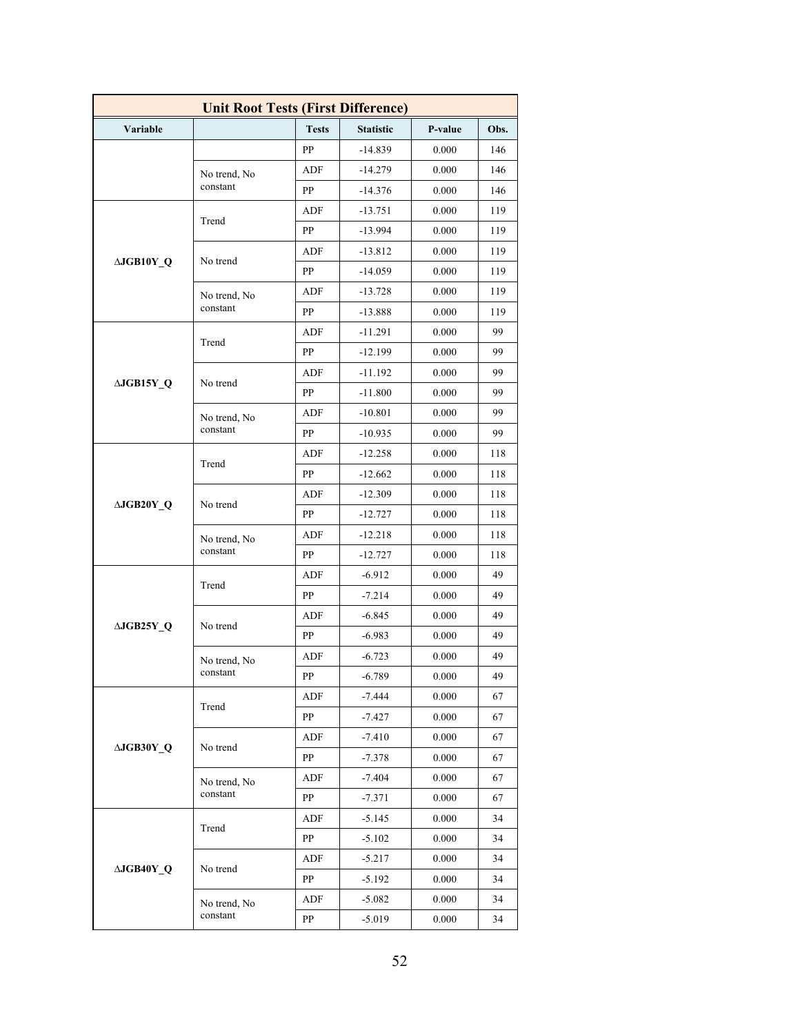| Unit Root Tests (First Difference) | | | | | |
|---|---|---|---|---|---|
| Variable | | Tests | Statistic | P-value | Obs. |
| | | PP | -14.839 | 0.000 | 146 |
| | No trend, No constant | ADF | -14.279 | 0.000 | 146 |
| | | PP | -14.376 | 0.000 | 146 |
| ΔJGB10Y_Q | Trend | ADF | -13.751 | 0.000 | 119 |
| | | PP | -13.994 | 0.000 | 119 |
| | No trend | ADF | -13.812 | 0.000 | 119 |
| | | PP | -14.059 | 0.000 | 119 |
| | No trend, No constant | ADF | -13.728 | 0.000 | 119 |
| | | PP | -13.888 | 0.000 | 119 |
| ΔJGB15Y_Q | Trend | ADF | -11.291 | 0.000 | 99 |
| | | PP | -12.199 | 0.000 | 99 |
| | No trend | ADF | -11.192 | 0.000 | 99 |
| | | PP | -11.800 | 0.000 | 99 |
| | No trend, No constant | ADF | -10.801 | 0.000 | 99 |
| | | PP | -10.935 | 0.000 | 99 |
| ΔJGB20Y_Q | Trend | ADF | -12.258 | 0.000 | 118 |
| | | PP | -12.662 | 0.000 | 118 |
| | No trend | ADF | -12.309 | 0.000 | 118 |
| | | PP | -12.727 | 0.000 | 118 |
| | No trend, No constant | ADF | -12.218 | 0.000 | 118 |
| | | PP | -12.727 | 0.000 | 118 |
| ΔJGB25Y_Q | Trend | ADF | -6.912 | 0.000 | 49 |
| | | PP | -7.214 | 0.000 | 49 |
| | No trend | ADF | -6.845 | 0.000 | 49 |
| | | PP | -6.983 | 0.000 | 49 |
| | No trend, No constant | ADF | -6.723 | 0.000 | 49 |
| | | PP | -6.789 | 0.000 | 49 |
| ΔJGB30Y_Q | Trend | ADF | -7.444 | 0.000 | 67 |
| | | PP | -7.427 | 0.000 | 67 |
| | No trend | ADF | -7.410 | 0.000 | 67 |
| | | PP | -7.378 | 0.000 | 67 |
| | No trend, No constant | ADF | -7.404 | 0.000 | 67 |
| | | PP | -7.371 | 0.000 | 67 |
| ΔJGB40Y_Q | Trend | ADF | -5.145 | 0.000 | 34 |
| | | PP | -5.102 | 0.000 | 34 |
| | No trend | ADF | -5.217 | 0.000 | 34 |
| | | PP | -5.192 | 0.000 | 34 |
| | No trend, No constant | ADF | -5.082 | 0.000 | 34 |
| | | PP | -5.019 | 0.000 | 34 |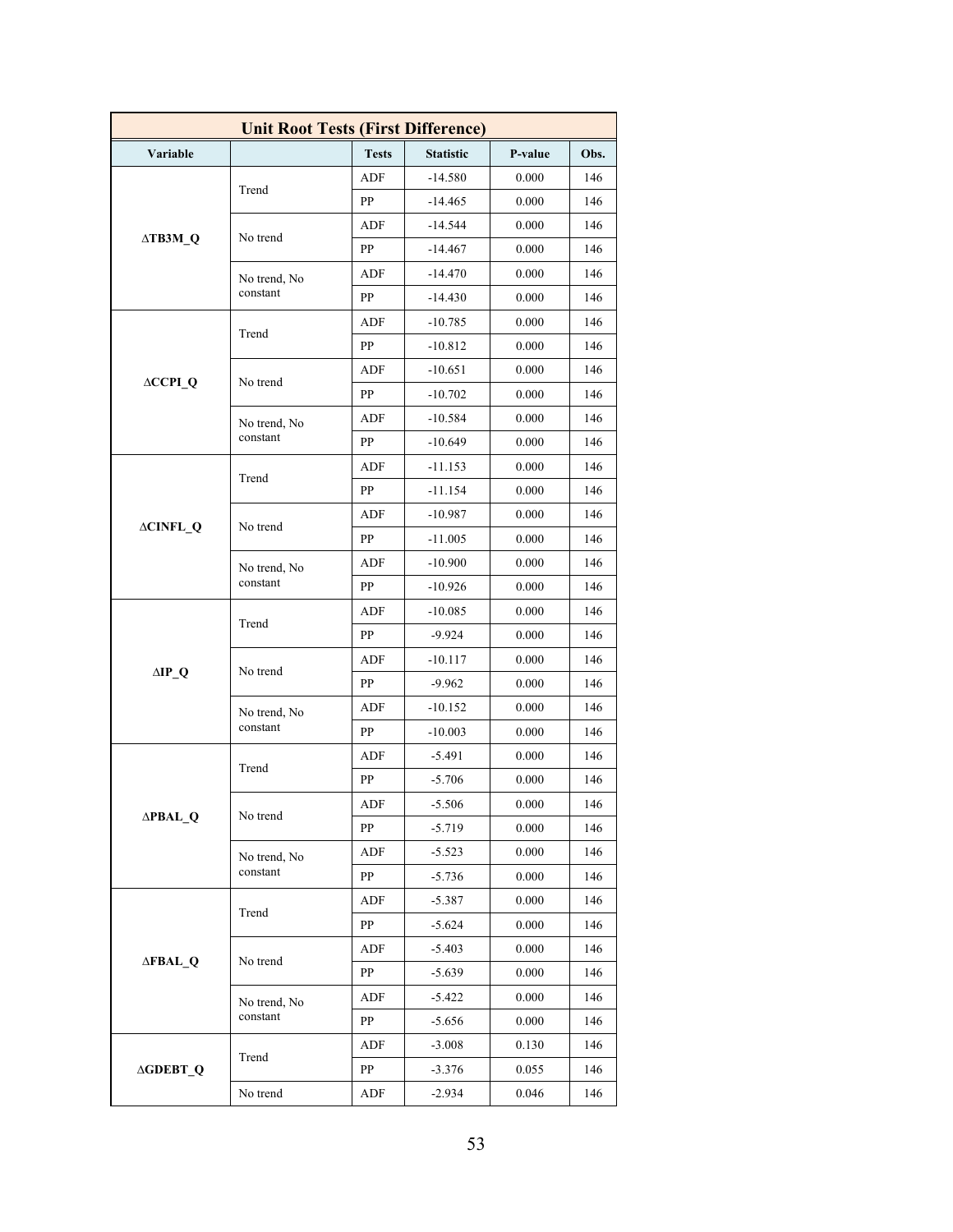| Unit Root Tests (First Difference) | | | | | |
|---|---|---|---|---|---|
| **Variable** | | **Tests** | **Statistic** | **P-value** | **Obs.** |
| **ΔTB3M_Q** | Trend | ADF | -14.580 | 0.000 | 146 |
| | | PP | -14.465 | 0.000 | 146 |
| | No trend | ADF | -14.544 | 0.000 | 146 |
| | | PP | -14.467 | 0.000 | 146 |
| | No trend, No constant | ADF | -14.470 | 0.000 | 146 |
| | | PP | -14.430 | 0.000 | 146 |
| **ΔCCPI_Q** | Trend | ADF | -10.785 | 0.000 | 146 |
| | | PP | -10.812 | 0.000 | 146 |
| | No trend | ADF | -10.651 | 0.000 | 146 |
| | | PP | -10.702 | 0.000 | 146 |
| | No trend, No constant | ADF | -10.584 | 0.000 | 146 |
| | | PP | -10.649 | 0.000 | 146 |
| **ΔCINFL_Q** | Trend | ADF | -11.153 | 0.000 | 146 |
| | | PP | -11.154 | 0.000 | 146 |
| | No trend | ADF | -10.987 | 0.000 | 146 |
| | | PP | -11.005 | 0.000 | 146 |
| | No trend, No constant | ADF | -10.900 | 0.000 | 146 |
| | | PP | -10.926 | 0.000 | 146 |
| **ΔIP_Q** | Trend | ADF | -10.085 | 0.000 | 146 |
| | | PP | -9.924 | 0.000 | 146 |
| | No trend | ADF | -10.117 | 0.000 | 146 |
| | | PP | -9.962 | 0.000 | 146 |
| | No trend, No constant | ADF | -10.152 | 0.000 | 146 |
| | | PP | -10.003 | 0.000 | 146 |
| **ΔPBAL_Q** | Trend | ADF | -5.491 | 0.000 | 146 |
| | | PP | -5.706 | 0.000 | 146 |
| | No trend | ADF | -5.506 | 0.000 | 146 |
| | | PP | -5.719 | 0.000 | 146 |
| | No trend, No constant | ADF | -5.523 | 0.000 | 146 |
| | | PP | -5.736 | 0.000 | 146 |
| **ΔFBAL_Q** | Trend | ADF | -5.387 | 0.000 | 146 |
| | | PP | -5.624 | 0.000 | 146 |
| | No trend | ADF | -5.403 | 0.000 | 146 |
| | | PP | -5.639 | 0.000 | 146 |
| | No trend, No constant | ADF | -5.422 | 0.000 | 146 |
| | | PP | -5.656 | 0.000 | 146 |
| **ΔGDEBT_Q** | Trend | ADF | -3.008 | 0.130 | 146 |
| | | PP | -3.376 | 0.055 | 146 |
| | No trend | ADF | -2.934 | 0.046 | 146 |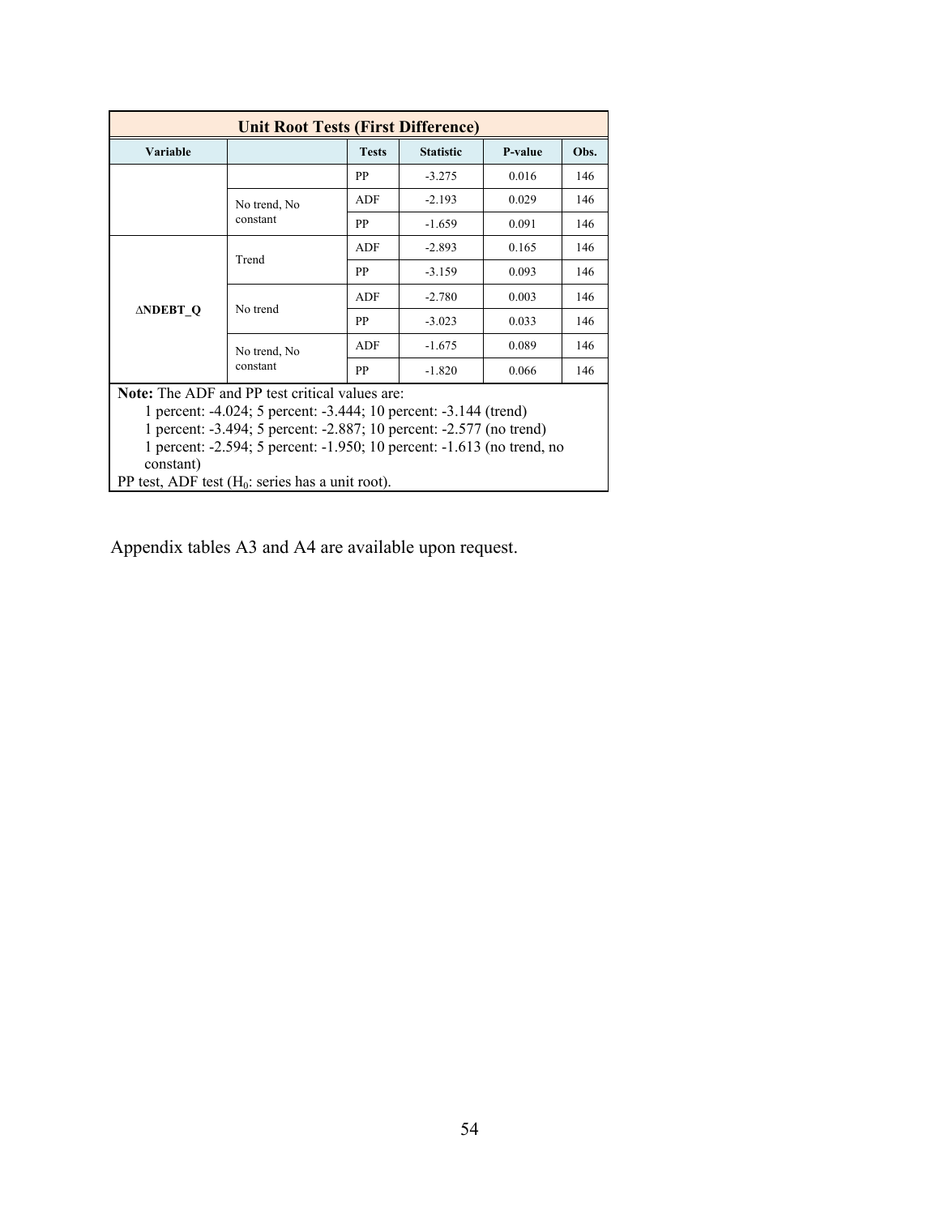| Unit Root Tests (First Difference) | | | | | |
|---|---|---|---|---|---|
| Variable | | Tests | Statistic | P-value | Obs. |
| | | PP | -3.275 | 0.016 | 146 |
| | No trend, No constant | ADF | -2.193 | 0.029 | 146 |
| | | PP | -1.659 | 0.091 | 146 |
| ΔNDEBT_Q | Trend | ADF | -2.893 | 0.165 | 146 |
| | | PP | -3.159 | 0.093 | 146 |
| | No trend | ADF | -2.780 | 0.003 | 146 |
| | | PP | -3.023 | 0.033 | 146 |
| | No trend, No constant | ADF | -1.675 | 0.089 | 146 |
| | | PP | -1.820 | 0.066 | 146 |

**Note:** The ADF and PP test critical values are:
1 percent: -4.024; 5 percent: -3.444; 10 percent: -3.144 (trend)
1 percent: -3.494; 5 percent: -2.887; 10 percent: -2.577 (no trend)
1 percent: -2.594; 5 percent: -1.950; 10 percent: -1.613 (no trend, no constant)
PP test, ADF test ($H_0$: series has a unit root).

Appendix tables A3 and A4 are available upon request.